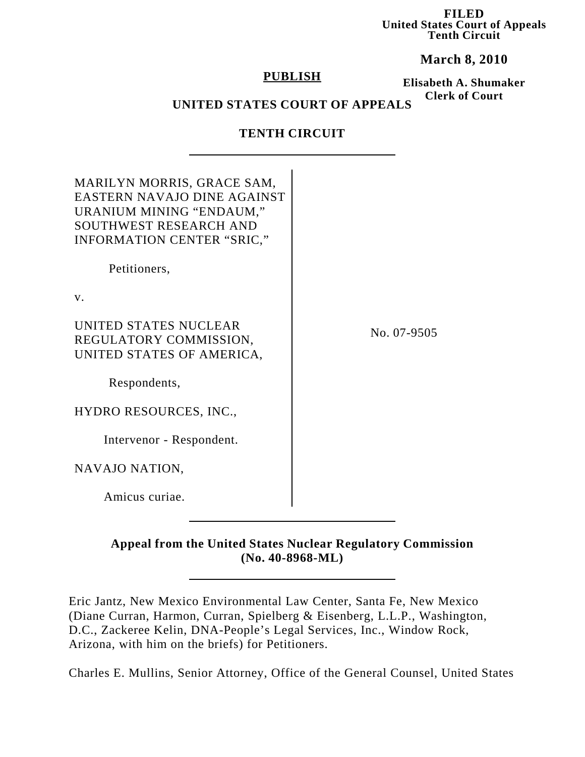**FILED**
**United States Court of Appeals**
**Tenth Circuit**

**March 8, 2010**

**Elisabeth A. Shumaker**
**Clerk of Court**

**PUBLISH**

**UNITED STATES COURT OF APPEALS**

**TENTH CIRCUIT**

---

MARILYN MORRIS, GRACE SAM, EASTERN NAVAJO DINE AGAINST URANIUM MINING "ENDAUM," SOUTHWEST RESEARCH AND INFORMATION CENTER "SRIC,"

Petitioners,

v.

UNITED STATES NUCLEAR REGULATORY COMMISSION, UNITED STATES OF AMERICA,

Respondents,

HYDRO RESOURCES, INC.,

Intervenor - Respondent.

NAVAJO NATION,

Amicus curiae.

No. 07-9505

---

**Appeal from the United States Nuclear Regulatory Commission**
**(No. 40-8968-ML)**

---

Eric Jantz, New Mexico Environmental Law Center, Santa Fe, New Mexico (Diane Curran, Harmon, Curran, Spielberg & Eisenberg, L.L.P., Washington, D.C., Zackeree Kelin, DNA-People's Legal Services, Inc., Window Rock, Arizona, with him on the briefs) for Petitioners.

Charles E. Mullins, Senior Attorney, Office of the General Counsel, United States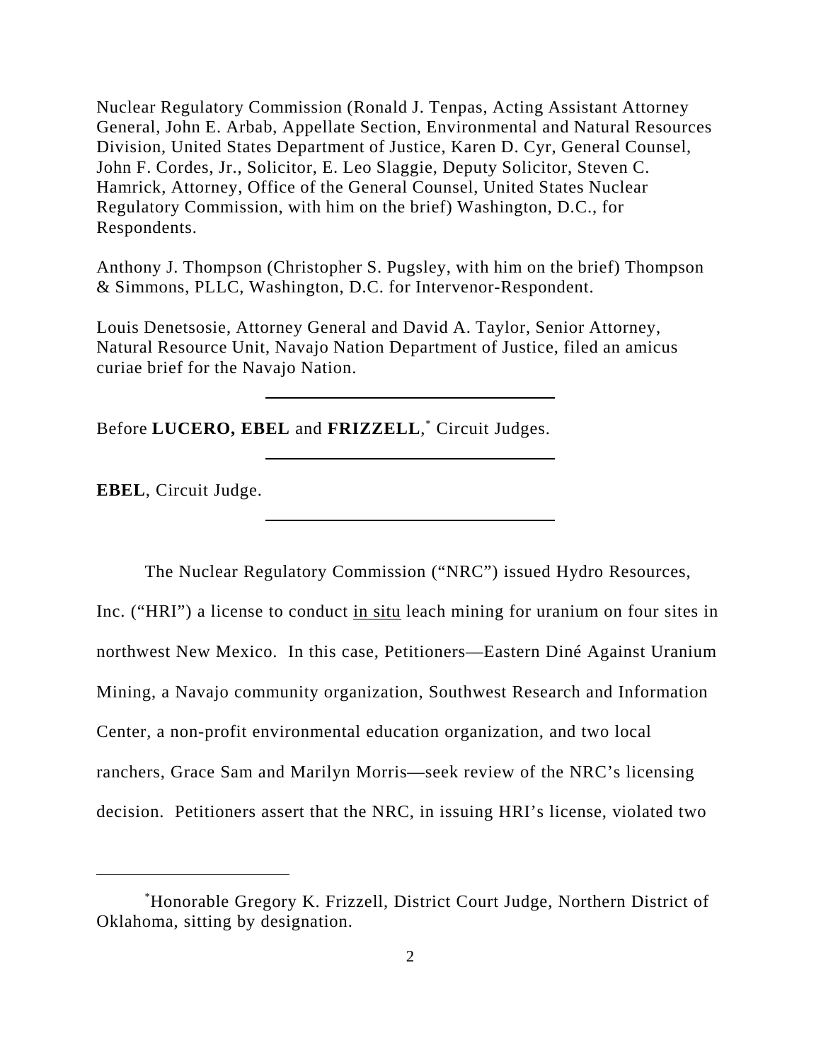Nuclear Regulatory Commission (Ronald J. Tenpas, Acting Assistant Attorney General, John E. Arbab, Appellate Section, Environmental and Natural Resources Division, United States Department of Justice, Karen D. Cyr, General Counsel, John F. Cordes, Jr., Solicitor, E. Leo Slaggie, Deputy Solicitor, Steven C. Hamrick, Attorney, Office of the General Counsel, United States Nuclear Regulatory Commission, with him on the brief) Washington, D.C., for Respondents.

Anthony J. Thompson (Christopher S. Pugsley, with him on the brief) Thompson & Simmons, PLLC, Washington, D.C. for Intervenor-Respondent.

Louis Denetsosie, Attorney General and David A. Taylor, Senior Attorney, Natural Resource Unit, Navajo Nation Department of Justice, filed an amicus curiae brief for the Navajo Nation.

---

Before **LUCERO, EBEL** and **FRIZZELL**,[*] Circuit Judges.

---

**EBEL**, Circuit Judge.

---

The Nuclear Regulatory Commission ("NRC") issued Hydro Resources, Inc. ("HRI") a license to conduct in situ leach mining for uranium on four sites in northwest New Mexico. In this case, Petitioners—Eastern Diné Against Uranium Mining, a Navajo community organization, Southwest Research and Information Center, a non-profit environmental education organization, and two local ranchers, Grace Sam and Marilyn Morris—seek review of the NRC's licensing decision. Petitioners assert that the NRC, in issuing HRI's license, violated two

---

[*] Honorable Gregory K. Frizzell, District Court Judge, Northern District of Oklahoma, sitting by designation.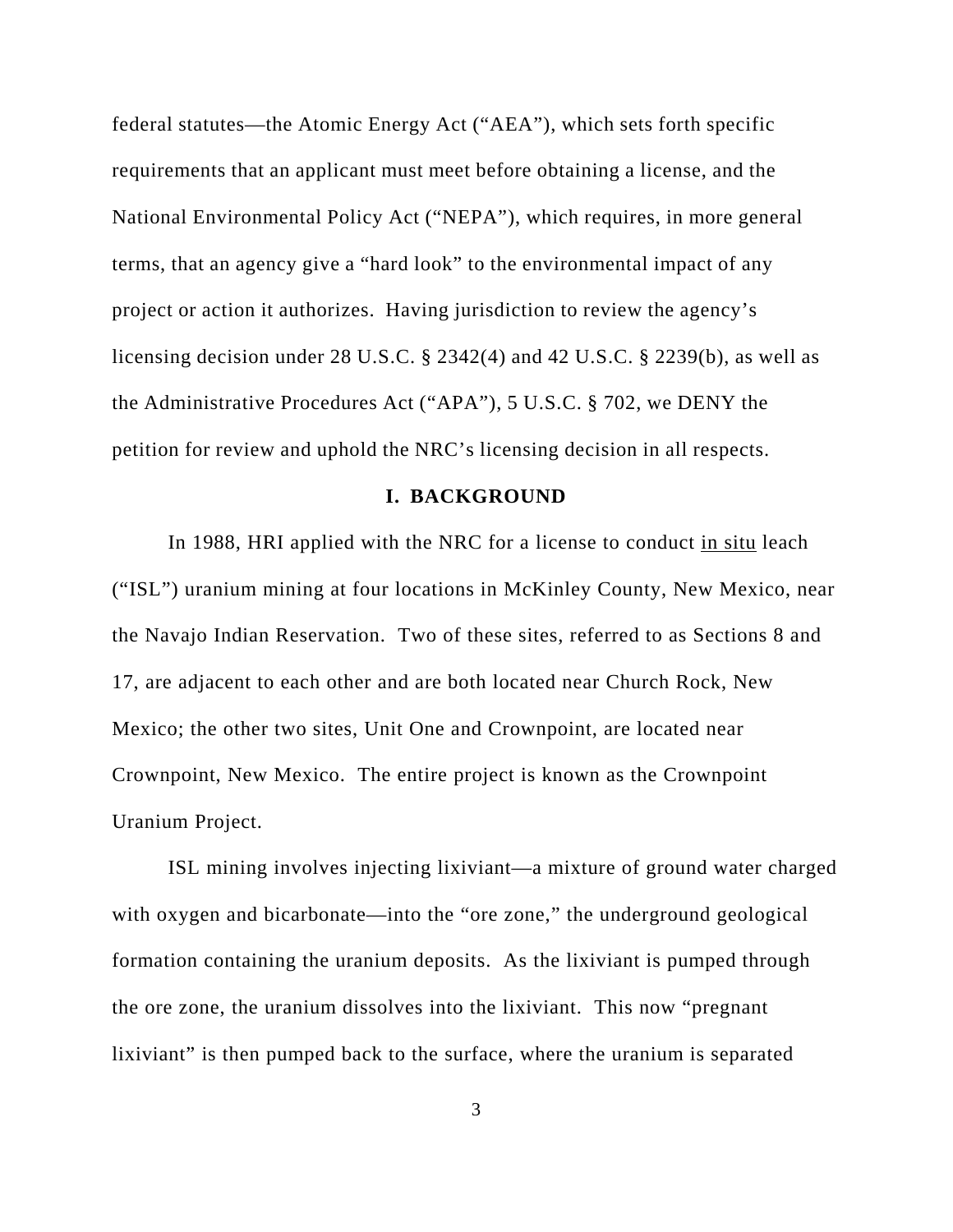federal statutes—the Atomic Energy Act ("AEA"), which sets forth specific requirements that an applicant must meet before obtaining a license, and the National Environmental Policy Act ("NEPA"), which requires, in more general terms, that an agency give a "hard look" to the environmental impact of any project or action it authorizes. Having jurisdiction to review the agency's licensing decision under 28 U.S.C. § 2342(4) and 42 U.S.C. § 2239(b), as well as the Administrative Procedures Act ("APA"), 5 U.S.C. § 702, we DENY the petition for review and uphold the NRC's licensing decision in all respects.

## I. BACKGROUND

In 1988, HRI applied with the NRC for a license to conduct in situ leach ("ISL") uranium mining at four locations in McKinley County, New Mexico, near the Navajo Indian Reservation. Two of these sites, referred to as Sections 8 and 17, are adjacent to each other and are both located near Church Rock, New Mexico; the other two sites, Unit One and Crownpoint, are located near Crownpoint, New Mexico. The entire project is known as the Crownpoint Uranium Project.

ISL mining involves injecting lixiviant—a mixture of ground water charged with oxygen and bicarbonate—into the "ore zone," the underground geological formation containing the uranium deposits. As the lixiviant is pumped through the ore zone, the uranium dissolves into the lixiviant. This now "pregnant lixiviant" is then pumped back to the surface, where the uranium is separated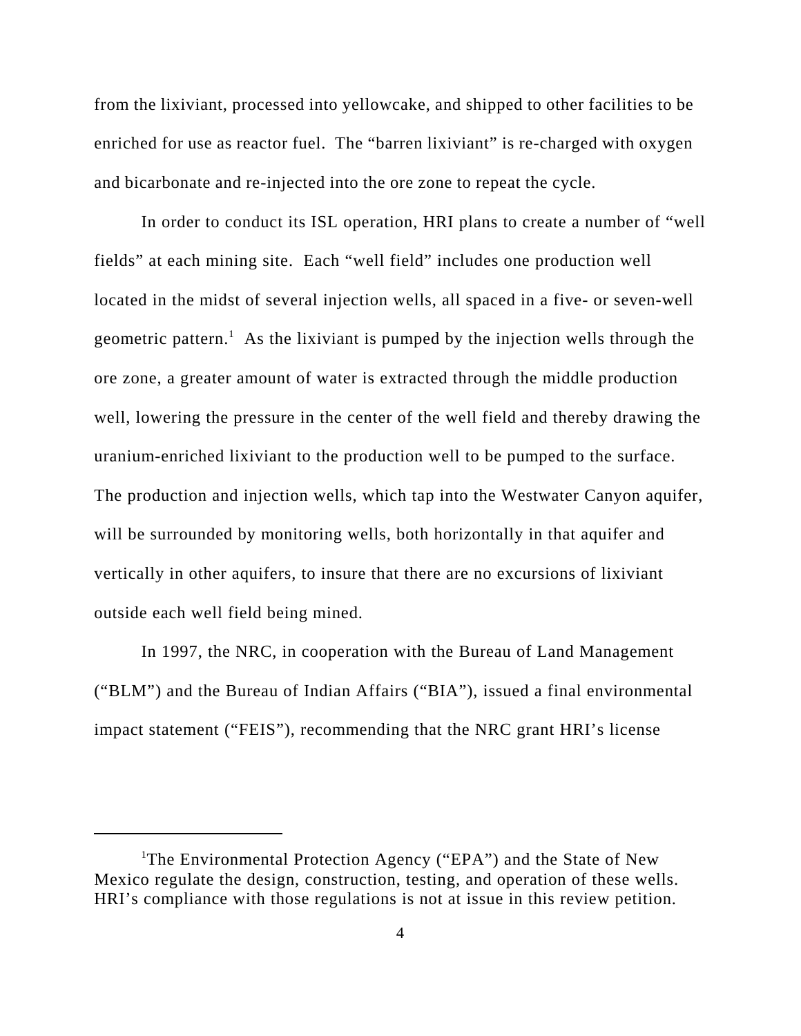from the lixiviant, processed into yellowcake, and shipped to other facilities to be enriched for use as reactor fuel. The "barren lixiviant" is re-charged with oxygen and bicarbonate and re-injected into the ore zone to repeat the cycle.

In order to conduct its ISL operation, HRI plans to create a number of "well fields" at each mining site. Each "well field" includes one production well located in the midst of several injection wells, all spaced in a five- or seven-well geometric pattern.[1] As the lixiviant is pumped by the injection wells through the ore zone, a greater amount of water is extracted through the middle production well, lowering the pressure in the center of the well field and thereby drawing the uranium-enriched lixiviant to the production well to be pumped to the surface. The production and injection wells, which tap into the Westwater Canyon aquifer, will be surrounded by monitoring wells, both horizontally in that aquifer and vertically in other aquifers, to insure that there are no excursions of lixiviant outside each well field being mined.

In 1997, the NRC, in cooperation with the Bureau of Land Management ("BLM") and the Bureau of Indian Affairs ("BIA"), issued a final environmental impact statement ("FEIS"), recommending that the NRC grant HRI's license

---

[1] The Environmental Protection Agency ("EPA") and the State of New Mexico regulate the design, construction, testing, and operation of these wells. HRI's compliance with those regulations is not at issue in this review petition.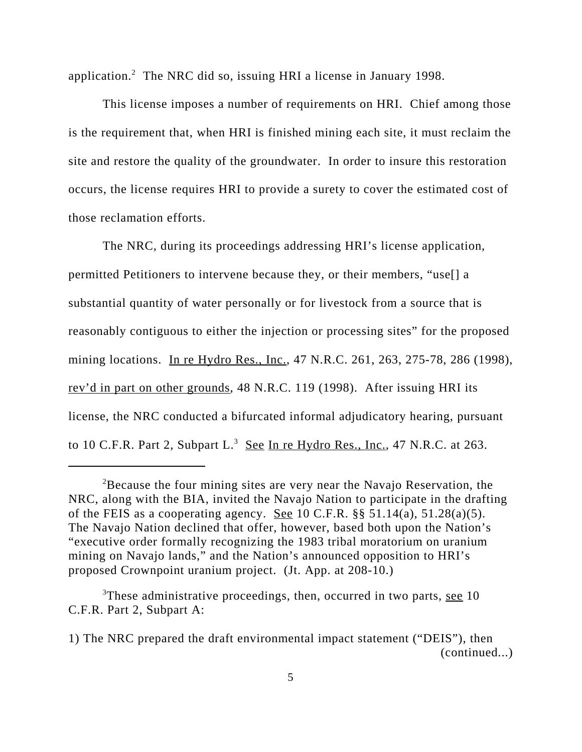application.[2] The NRC did so, issuing HRI a license in January 1998.

This license imposes a number of requirements on HRI. Chief among those is the requirement that, when HRI is finished mining each site, it must reclaim the site and restore the quality of the groundwater. In order to insure this restoration occurs, the license requires HRI to provide a surety to cover the estimated cost of those reclamation efforts.

The NRC, during its proceedings addressing HRI's license application, permitted Petitioners to intervene because they, or their members, "use[] a substantial quantity of water personally or for livestock from a source that is reasonably contiguous to either the injection or processing sites" for the proposed mining locations. In re Hydro Res., Inc., 47 N.R.C. 261, 263, 275-78, 286 (1998), rev'd in part on other grounds, 48 N.R.C. 119 (1998). After issuing HRI its license, the NRC conducted a bifurcated informal adjudicatory hearing, pursuant to 10 C.F.R. Part 2, Subpart L.[3] See In re Hydro Res., Inc., 47 N.R.C. at 263.

---

[2]Because the four mining sites are very near the Navajo Reservation, the NRC, along with the BIA, invited the Navajo Nation to participate in the drafting of the FEIS as a cooperating agency. See 10 C.F.R. §§ 51.14(a), 51.28(a)(5). The Navajo Nation declined that offer, however, based both upon the Nation's "executive order formally recognizing the 1983 tribal moratorium on uranium mining on Navajo lands," and the Nation's announced opposition to HRI's proposed Crownpoint uranium project. (Jt. App. at 208-10.)

[3]These administrative proceedings, then, occurred in two parts, see 10 C.F.R. Part 2, Subpart A:

1) The NRC prepared the draft environmental impact statement ("DEIS"), then (continued...)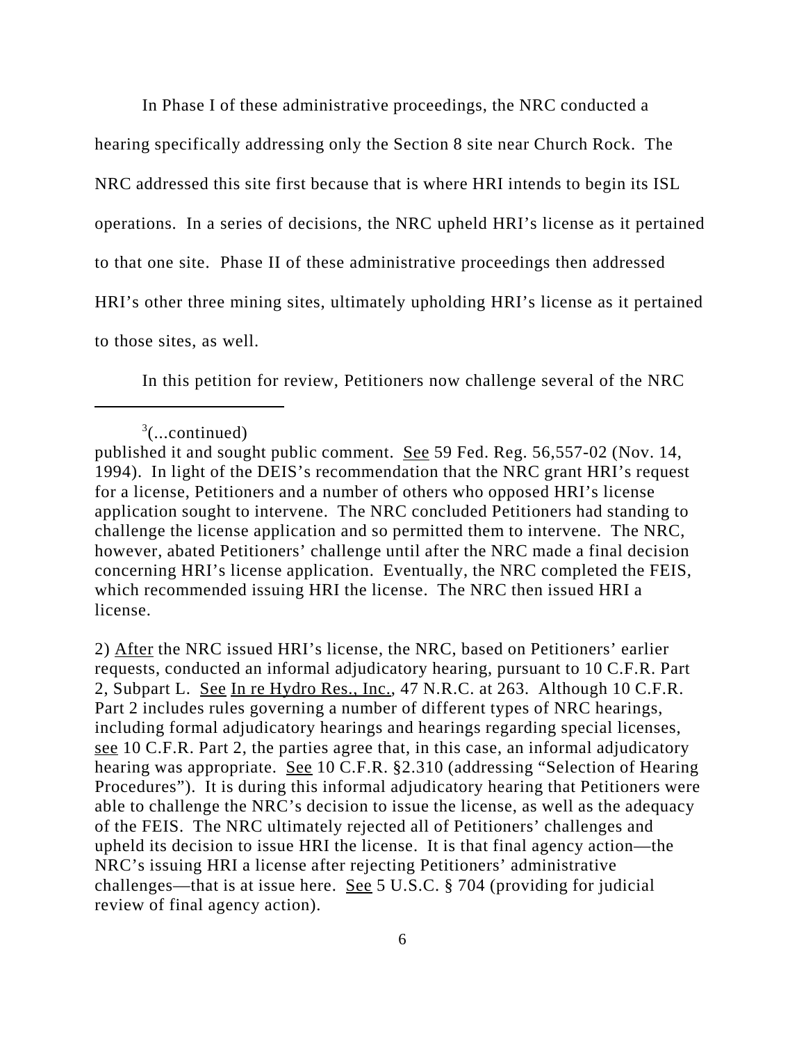In Phase I of these administrative proceedings, the NRC conducted a hearing specifically addressing only the Section 8 site near Church Rock. The NRC addressed this site first because that is where HRI intends to begin its ISL operations. In a series of decisions, the NRC upheld HRI's license as it pertained to that one site. Phase II of these administrative proceedings then addressed HRI's other three mining sites, ultimately upholding HRI's license as it pertained to those sites, as well.

In this petition for review, Petitioners now challenge several of the NRC

---

[3](...continued)
published it and sought public comment. See 59 Fed. Reg. 56,557-02 (Nov. 14, 1994). In light of the DEIS's recommendation that the NRC grant HRI's request for a license, Petitioners and a number of others who opposed HRI's license application sought to intervene. The NRC concluded Petitioners had standing to challenge the license application and so permitted them to intervene. The NRC, however, abated Petitioners' challenge until after the NRC made a final decision concerning HRI's license application. Eventually, the NRC completed the FEIS, which recommended issuing HRI the license. The NRC then issued HRI a license.

2) After the NRC issued HRI's license, the NRC, based on Petitioners' earlier requests, conducted an informal adjudicatory hearing, pursuant to 10 C.F.R. Part 2, Subpart L. See In re Hydro Res., Inc., 47 N.R.C. at 263. Although 10 C.F.R. Part 2 includes rules governing a number of different types of NRC hearings, including formal adjudicatory hearings and hearings regarding special licenses, see 10 C.F.R. Part 2, the parties agree that, in this case, an informal adjudicatory hearing was appropriate. See 10 C.F.R. §2.310 (addressing "Selection of Hearing Procedures"). It is during this informal adjudicatory hearing that Petitioners were able to challenge the NRC's decision to issue the license, as well as the adequacy of the FEIS. The NRC ultimately rejected all of Petitioners' challenges and upheld its decision to issue HRI the license. It is that final agency action—the NRC's issuing HRI a license after rejecting Petitioners' administrative challenges—that is at issue here. See 5 U.S.C. § 704 (providing for judicial review of final agency action).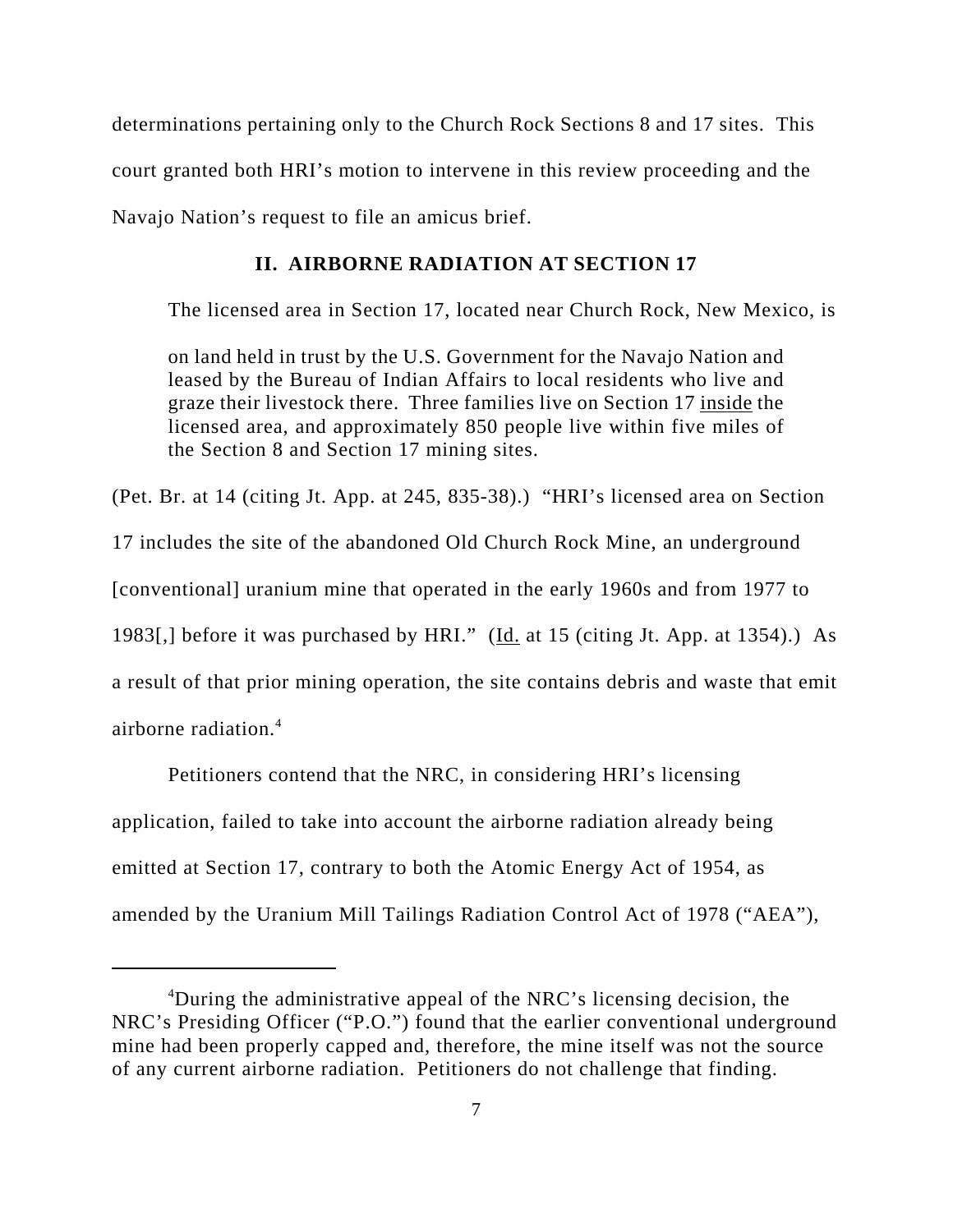determinations pertaining only to the Church Rock Sections 8 and 17 sites. This court granted both HRI's motion to intervene in this review proceeding and the Navajo Nation's request to file an amicus brief.

## II. AIRBORNE RADIATION AT SECTION 17

The licensed area in Section 17, located near Church Rock, New Mexico, is

> on land held in trust by the U.S. Government for the Navajo Nation and leased by the Bureau of Indian Affairs to local residents who live and graze their livestock there. Three families live on Section 17 <u>inside</u> the licensed area, and approximately 850 people live within five miles of the Section 8 and Section 17 mining sites.

(Pet. Br. at 14 (citing Jt. App. at 245, 835-38).) "HRI's licensed area on Section 17 includes the site of the abandoned Old Church Rock Mine, an underground [conventional] uranium mine that operated in the early 1960s and from 1977 to 1983[,] before it was purchased by HRI." (<u>Id.</u> at 15 (citing Jt. App. at 1354).) As a result of that prior mining operation, the site contains debris and waste that emit airborne radiation.[4]

Petitioners contend that the NRC, in considering HRI's licensing application, failed to take into account the airborne radiation already being emitted at Section 17, contrary to both the Atomic Energy Act of 1954, as amended by the Uranium Mill Tailings Radiation Control Act of 1978 ("AEA"),

---

[4]During the administrative appeal of the NRC's licensing decision, the NRC's Presiding Officer ("P.O.") found that the earlier conventional underground mine had been properly capped and, therefore, the mine itself was not the source of any current airborne radiation. Petitioners do not challenge that finding.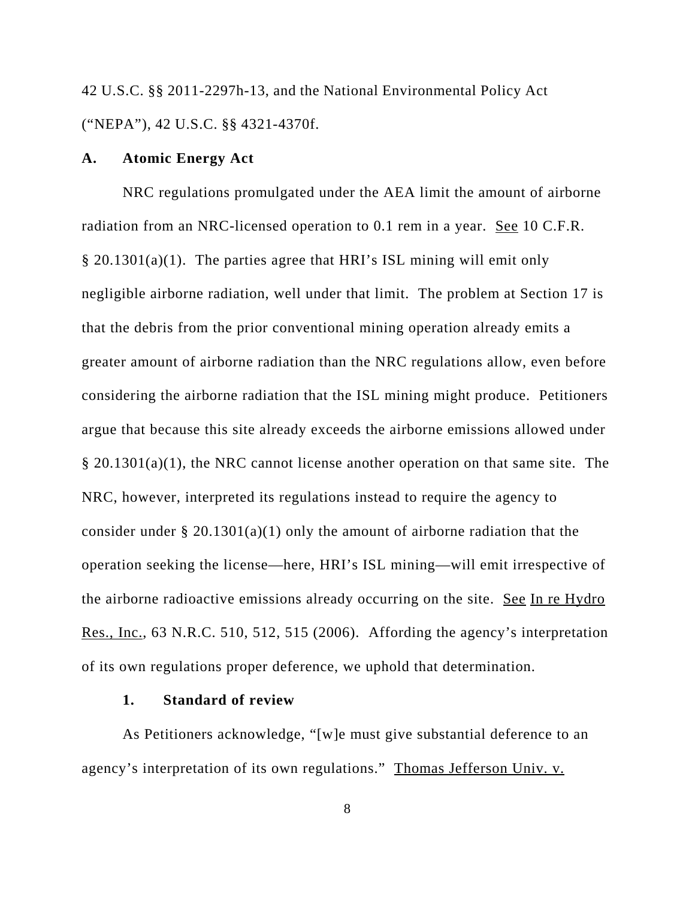42 U.S.C. §§ 2011-2297h-13, and the National Environmental Policy Act ("NEPA"), 42 U.S.C. §§ 4321-4370f.

### A. Atomic Energy Act

NRC regulations promulgated under the AEA limit the amount of airborne radiation from an NRC-licensed operation to 0.1 rem in a year. See 10 C.F.R. § 20.1301(a)(1). The parties agree that HRI's ISL mining will emit only negligible airborne radiation, well under that limit. The problem at Section 17 is that the debris from the prior conventional mining operation already emits a greater amount of airborne radiation than the NRC regulations allow, even before considering the airborne radiation that the ISL mining might produce. Petitioners argue that because this site already exceeds the airborne emissions allowed under § 20.1301(a)(1), the NRC cannot license another operation on that same site. The NRC, however, interpreted its regulations instead to require the agency to consider under § 20.1301(a)(1) only the amount of airborne radiation that the operation seeking the license—here, HRI's ISL mining—will emit irrespective of the airborne radioactive emissions already occurring on the site. See In re Hydro Res., Inc., 63 N.R.C. 510, 512, 515 (2006). Affording the agency's interpretation of its own regulations proper deference, we uphold that determination.

#### 1. Standard of review

As Petitioners acknowledge, "[w]e must give substantial deference to an agency's interpretation of its own regulations." Thomas Jefferson Univ. v.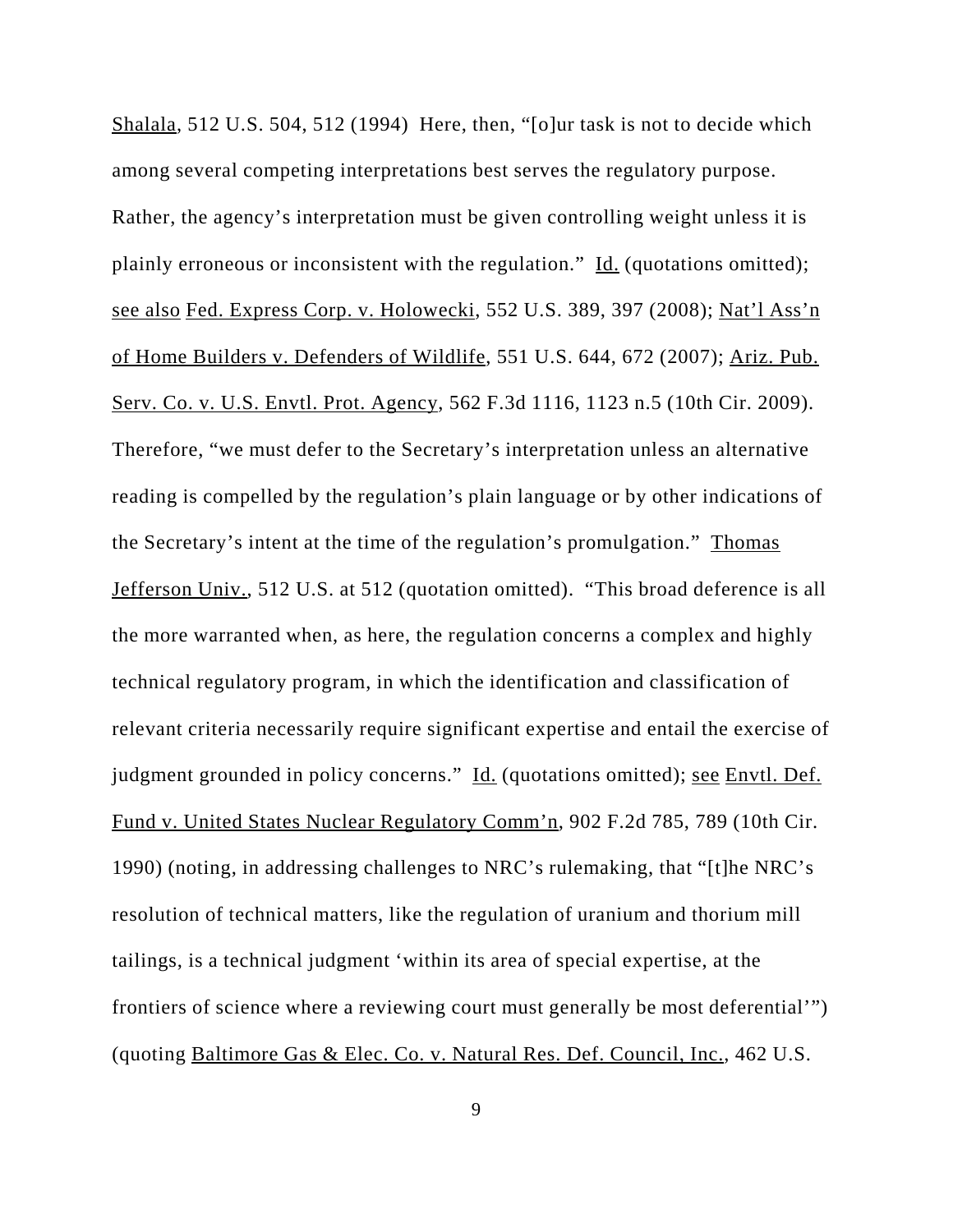Shalala, 512 U.S. 504, 512 (1994) Here, then, "[o]ur task is not to decide which among several competing interpretations best serves the regulatory purpose. Rather, the agency's interpretation must be given controlling weight unless it is plainly erroneous or inconsistent with the regulation." Id. (quotations omitted); see also Fed. Express Corp. v. Holowecki, 552 U.S. 389, 397 (2008); Nat'l Ass'n of Home Builders v. Defenders of Wildlife, 551 U.S. 644, 672 (2007); Ariz. Pub. Serv. Co. v. U.S. Envtl. Prot. Agency, 562 F.3d 1116, 1123 n.5 (10th Cir. 2009). Therefore, "we must defer to the Secretary's interpretation unless an alternative reading is compelled by the regulation's plain language or by other indications of the Secretary's intent at the time of the regulation's promulgation." Thomas Jefferson Univ., 512 U.S. at 512 (quotation omitted). "This broad deference is all the more warranted when, as here, the regulation concerns a complex and highly technical regulatory program, in which the identification and classification of relevant criteria necessarily require significant expertise and entail the exercise of judgment grounded in policy concerns." Id. (quotations omitted); see Envtl. Def. Fund v. United States Nuclear Regulatory Comm'n, 902 F.2d 785, 789 (10th Cir. 1990) (noting, in addressing challenges to NRC's rulemaking, that "[t]he NRC's resolution of technical matters, like the regulation of uranium and thorium mill tailings, is a technical judgment 'within its area of special expertise, at the frontiers of science where a reviewing court must generally be most deferential'") (quoting Baltimore Gas & Elec. Co. v. Natural Res. Def. Council, Inc., 462 U.S.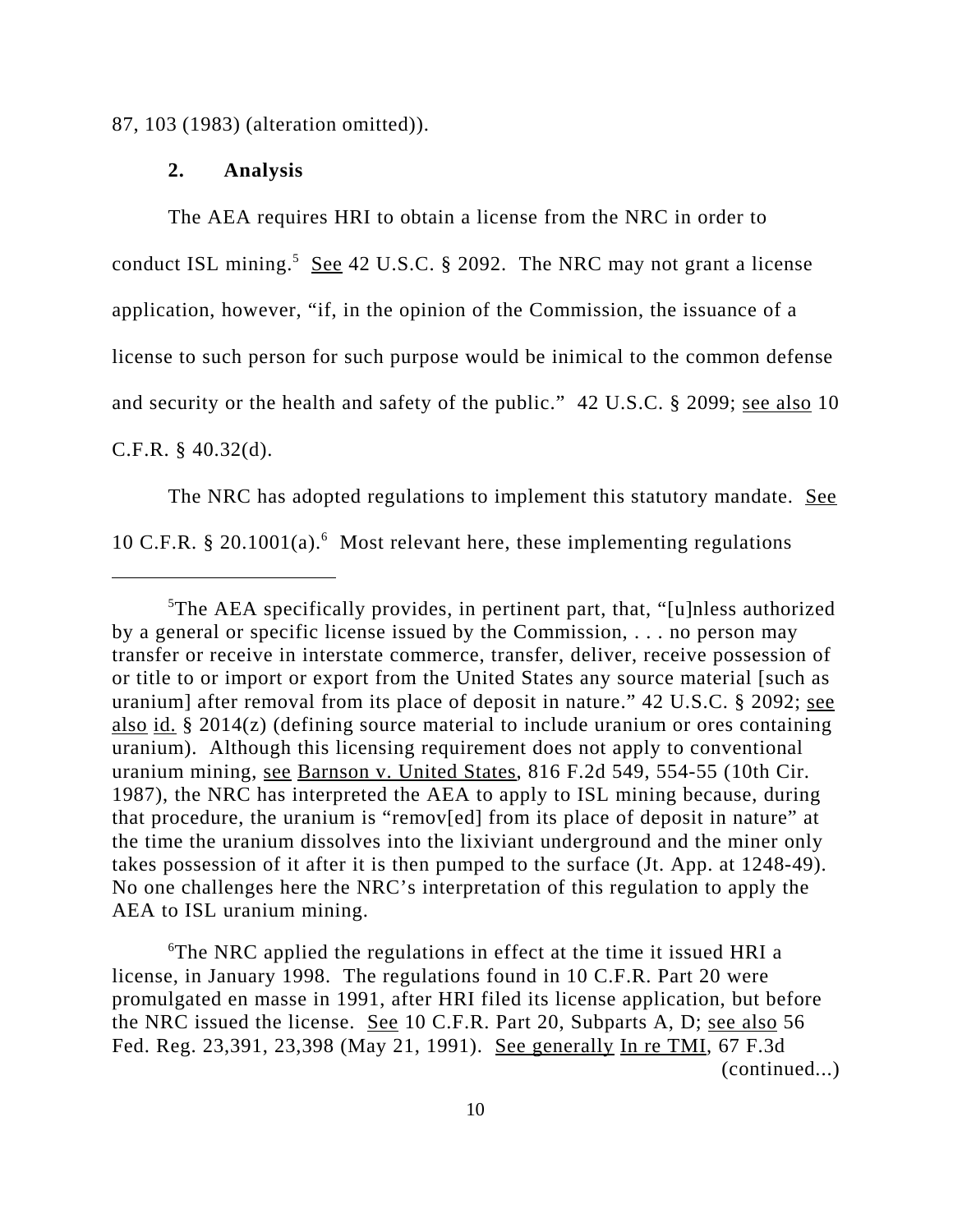87, 103 (1983) (alteration omitted)).

**2. Analysis**

The AEA requires HRI to obtain a license from the NRC in order to conduct ISL mining.[5] See 42 U.S.C. § 2092. The NRC may not grant a license application, however, "if, in the opinion of the Commission, the issuance of a license to such person for such purpose would be inimical to the common defense and security or the health and safety of the public." 42 U.S.C. § 2099; see also 10 C.F.R. § 40.32(d).

The NRC has adopted regulations to implement this statutory mandate. See 10 C.F.R. § 20.1001(a).[6] Most relevant here, these implementing regulations

---

[5]The AEA specifically provides, in pertinent part, that, "[u]nless authorized by a general or specific license issued by the Commission, . . . no person may transfer or receive in interstate commerce, transfer, deliver, receive possession of or title to or import or export from the United States any source material [such as uranium] after removal from its place of deposit in nature." 42 U.S.C. § 2092; see also id. § 2014(z) (defining source material to include uranium or ores containing uranium). Although this licensing requirement does not apply to conventional uranium mining, see Barnson v. United States, 816 F.2d 549, 554-55 (10th Cir. 1987), the NRC has interpreted the AEA to apply to ISL mining because, during that procedure, the uranium is "remov[ed] from its place of deposit in nature" at the time the uranium dissolves into the lixiviant underground and the miner only takes possession of it after it is then pumped to the surface (Jt. App. at 1248-49). No one challenges here the NRC's interpretation of this regulation to apply the AEA to ISL uranium mining.

[6]The NRC applied the regulations in effect at the time it issued HRI a license, in January 1998. The regulations found in 10 C.F.R. Part 20 were promulgated en masse in 1991, after HRI filed its license application, but before the NRC issued the license. See 10 C.F.R. Part 20, Subparts A, D; see also 56 Fed. Reg. 23,391, 23,398 (May 21, 1991). See generally In re TMI, 67 F.3d (continued...)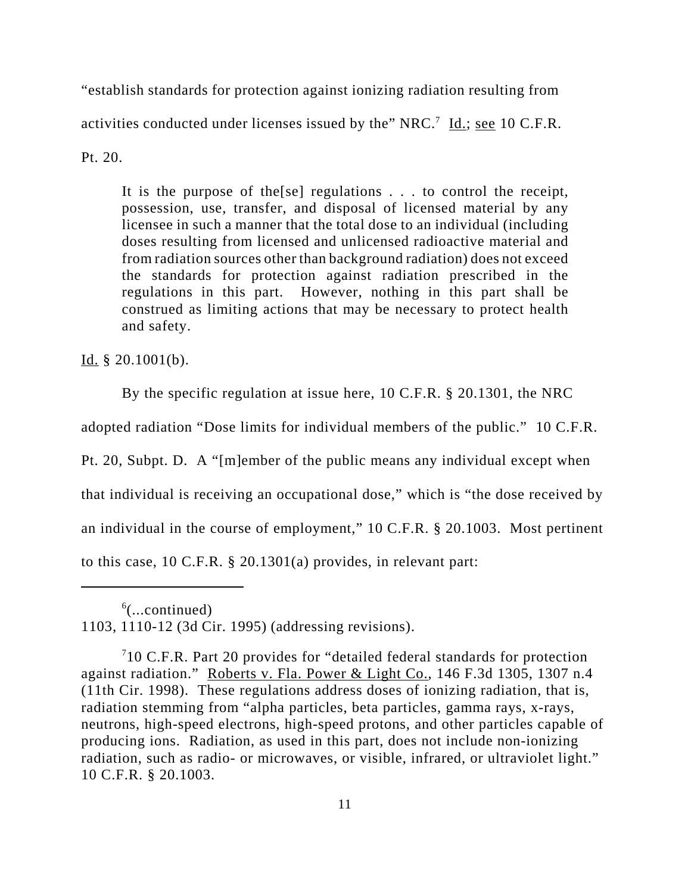"establish standards for protection against ionizing radiation resulting from activities conducted under licenses issued by the" NRC.[7] Id.; see 10 C.F.R. Pt. 20.

> It is the purpose of the[se] regulations . . . to control the receipt, possession, use, transfer, and disposal of licensed material by any licensee in such a manner that the total dose to an individual (including doses resulting from licensed and unlicensed radioactive material and from radiation sources other than background radiation) does not exceed the standards for protection against radiation prescribed in the regulations in this part. However, nothing in this part shall be construed as limiting actions that may be necessary to protect health and safety.

Id. § 20.1001(b).

By the specific regulation at issue here, 10 C.F.R. § 20.1301, the NRC adopted radiation "Dose limits for individual members of the public." 10 C.F.R. Pt. 20, Subpt. D. A "[m]ember of the public means any individual except when that individual is receiving an occupational dose," which is "the dose received by an individual in the course of employment," 10 C.F.R. § 20.1003. Most pertinent to this case, 10 C.F.R. § 20.1301(a) provides, in relevant part:

---

[6](...continued)
1103, 1110-12 (3d Cir. 1995) (addressing revisions).

[7]10 C.F.R. Part 20 provides for "detailed federal standards for protection against radiation." Roberts v. Fla. Power & Light Co., 146 F.3d 1305, 1307 n.4 (11th Cir. 1998). These regulations address doses of ionizing radiation, that is, radiation stemming from "alpha particles, beta particles, gamma rays, x-rays, neutrons, high-speed electrons, high-speed protons, and other particles capable of producing ions. Radiation, as used in this part, does not include non-ionizing radiation, such as radio- or microwaves, or visible, infrared, or ultraviolet light." 10 C.F.R. § 20.1003.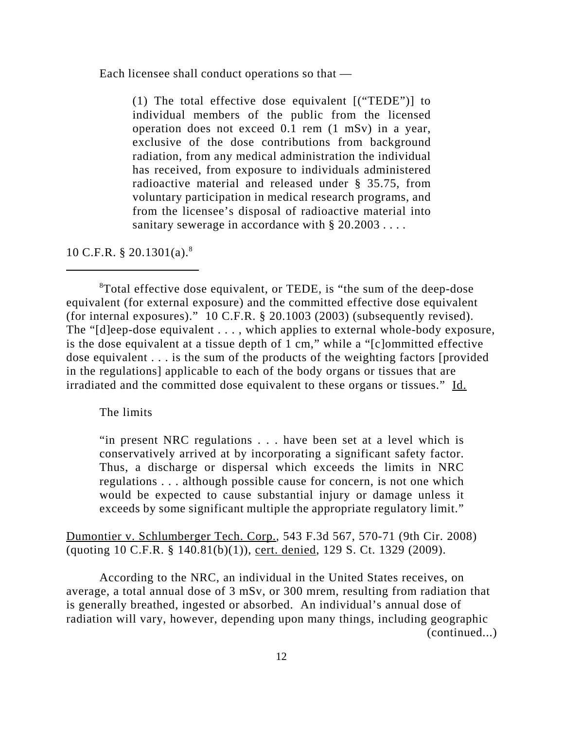Each licensee shall conduct operations so that —

> (1) The total effective dose equivalent [("TEDE")] to individual members of the public from the licensed operation does not exceed 0.1 rem (1 mSv) in a year, exclusive of the dose contributions from background radiation, from any medical administration the individual has received, from exposure to individuals administered radioactive material and released under § 35.75, from voluntary participation in medical research programs, and from the licensee's disposal of radioactive material into sanitary sewerage in accordance with § 20.2003 . . . .

10 C.F.R. § 20.1301(a).[8]

---

[8]Total effective dose equivalent, or TEDE, is "the sum of the deep-dose equivalent (for external exposure) and the committed effective dose equivalent (for internal exposures)." 10 C.F.R. § 20.1003 (2003) (subsequently revised). The "[d]eep-dose equivalent . . . , which applies to external whole-body exposure, is the dose equivalent at a tissue depth of 1 cm," while a "[c]ommitted effective dose equivalent . . . is the sum of the products of the weighting factors [provided in the regulations] applicable to each of the body organs or tissues that are irradiated and the committed dose equivalent to these organs or tissues." Id.

The limits

> "in present NRC regulations . . . have been set at a level which is conservatively arrived at by incorporating a significant safety factor. Thus, a discharge or dispersal which exceeds the limits in NRC regulations . . . although possible cause for concern, is not one which would be expected to cause substantial injury or damage unless it exceeds by some significant multiple the appropriate regulatory limit."

Dumontier v. Schlumberger Tech. Corp., 543 F.3d 567, 570-71 (9th Cir. 2008) (quoting 10 C.F.R. § 140.81(b)(1)), cert. denied, 129 S. Ct. 1329 (2009).

According to the NRC, an individual in the United States receives, on average, a total annual dose of 3 mSv, or 300 mrem, resulting from radiation that is generally breathed, ingested or absorbed. An individual's annual dose of radiation will vary, however, depending upon many things, including geographic (continued...)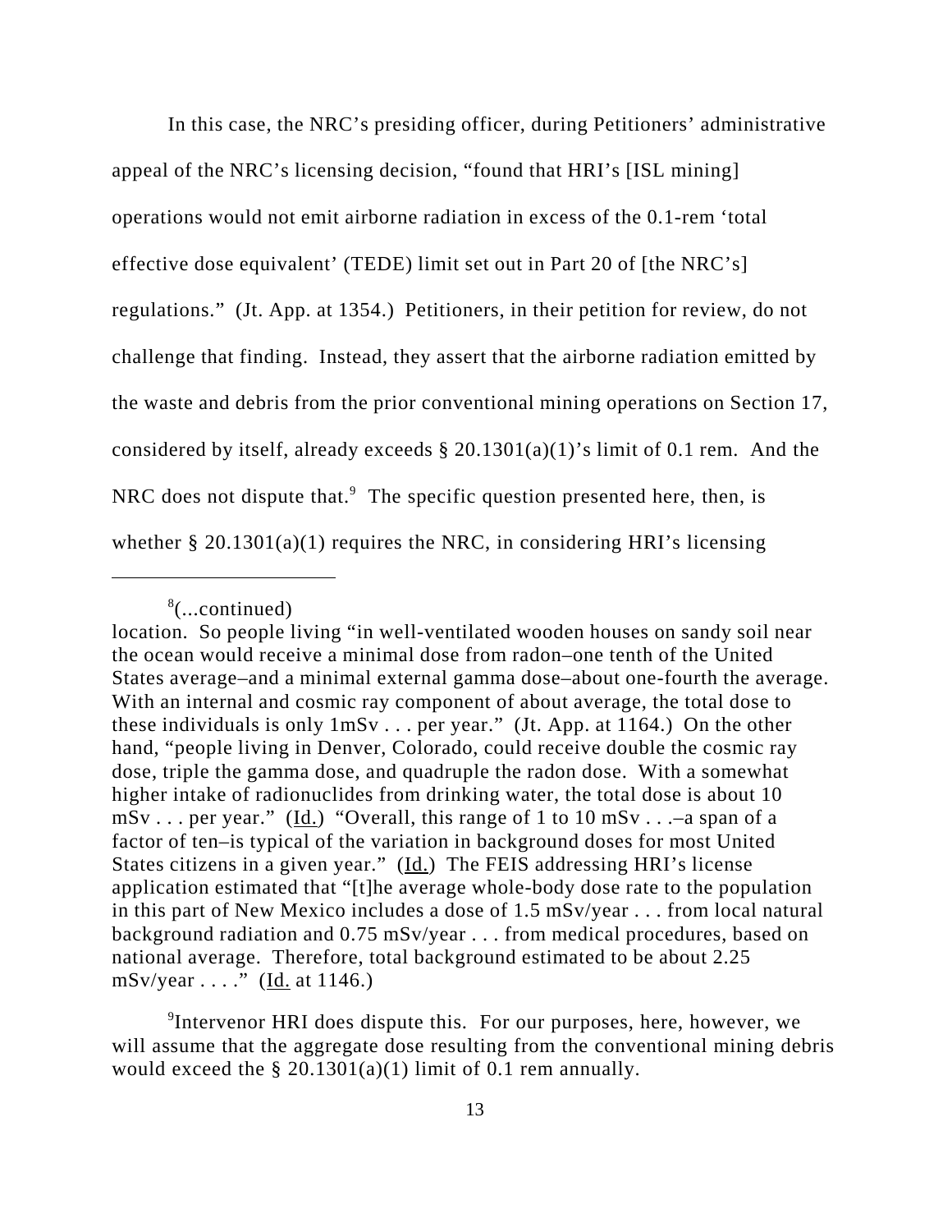In this case, the NRC's presiding officer, during Petitioners' administrative appeal of the NRC's licensing decision, "found that HRI's [ISL mining] operations would not emit airborne radiation in excess of the 0.1-rem 'total effective dose equivalent' (TEDE) limit set out in Part 20 of [the NRC's] regulations." (Jt. App. at 1354.) Petitioners, in their petition for review, do not challenge that finding. Instead, they assert that the airborne radiation emitted by the waste and debris from the prior conventional mining operations on Section 17, considered by itself, already exceeds § 20.1301(a)(1)'s limit of 0.1 rem. And the NRC does not dispute that.[9] The specific question presented here, then, is whether § 20.1301(a)(1) requires the NRC, in considering HRI's licensing

---

[8](...continued)
location. So people living "in well-ventilated wooden houses on sandy soil near the ocean would receive a minimal dose from radon–one tenth of the United States average–and a minimal external gamma dose–about one-fourth the average. With an internal and cosmic ray component of about average, the total dose to these individuals is only 1mSv . . . per year." (Jt. App. at 1164.) On the other hand, "people living in Denver, Colorado, could receive double the cosmic ray dose, triple the gamma dose, and quadruple the radon dose. With a somewhat higher intake of radionuclides from drinking water, the total dose is about 10 mSv . . . per year." (Id.) "Overall, this range of 1 to 10 mSv . . .–a span of a factor of ten–is typical of the variation in background doses for most United States citizens in a given year." (Id.) The FEIS addressing HRI's license application estimated that "[t]he average whole-body dose rate to the population in this part of New Mexico includes a dose of 1.5 mSv/year . . . from local natural background radiation and 0.75 mSv/year . . . from medical procedures, based on national average. Therefore, total background estimated to be about 2.25 mSv/year . . . ." (Id. at 1146.)

[9]Intervenor HRI does dispute this. For our purposes, here, however, we will assume that the aggregate dose resulting from the conventional mining debris would exceed the § 20.1301(a)(1) limit of 0.1 rem annually.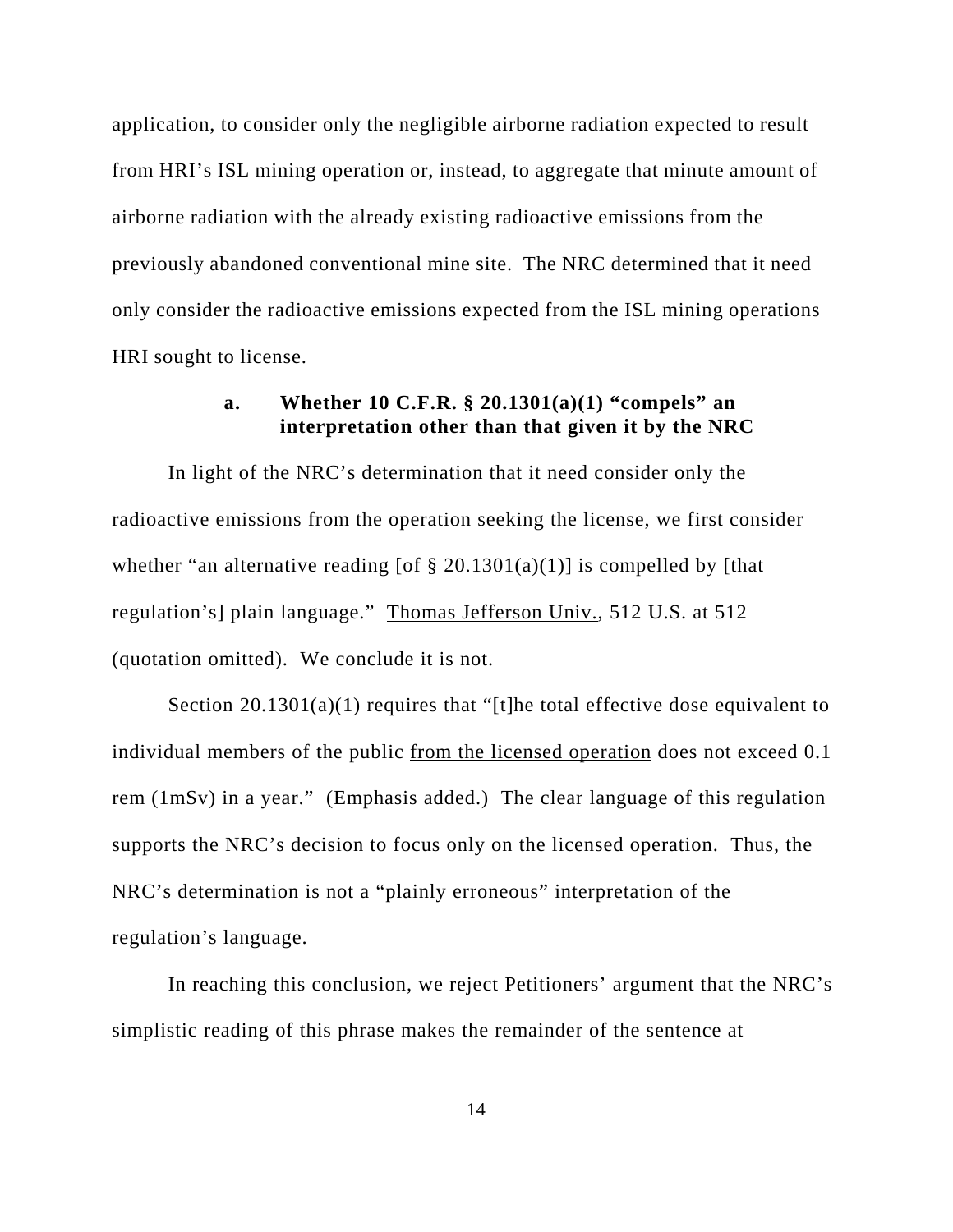application, to consider only the negligible airborne radiation expected to result from HRI's ISL mining operation or, instead, to aggregate that minute amount of airborne radiation with the already existing radioactive emissions from the previously abandoned conventional mine site. The NRC determined that it need only consider the radioactive emissions expected from the ISL mining operations HRI sought to license.

#### a. Whether 10 C.F.R. § 20.1301(a)(1) "compels" an interpretation other than that given it by the NRC

In light of the NRC's determination that it need consider only the radioactive emissions from the operation seeking the license, we first consider whether "an alternative reading [of § 20.1301(a)(1)] is compelled by [that regulation's] plain language." Thomas Jefferson Univ., 512 U.S. at 512 (quotation omitted). We conclude it is not.

Section 20.1301(a)(1) requires that "[t]he total effective dose equivalent to individual members of the public from the licensed operation does not exceed 0.1 rem (1mSv) in a year." (Emphasis added.) The clear language of this regulation supports the NRC's decision to focus only on the licensed operation. Thus, the NRC's determination is not a "plainly erroneous" interpretation of the regulation's language.

In reaching this conclusion, we reject Petitioners' argument that the NRC's simplistic reading of this phrase makes the remainder of the sentence at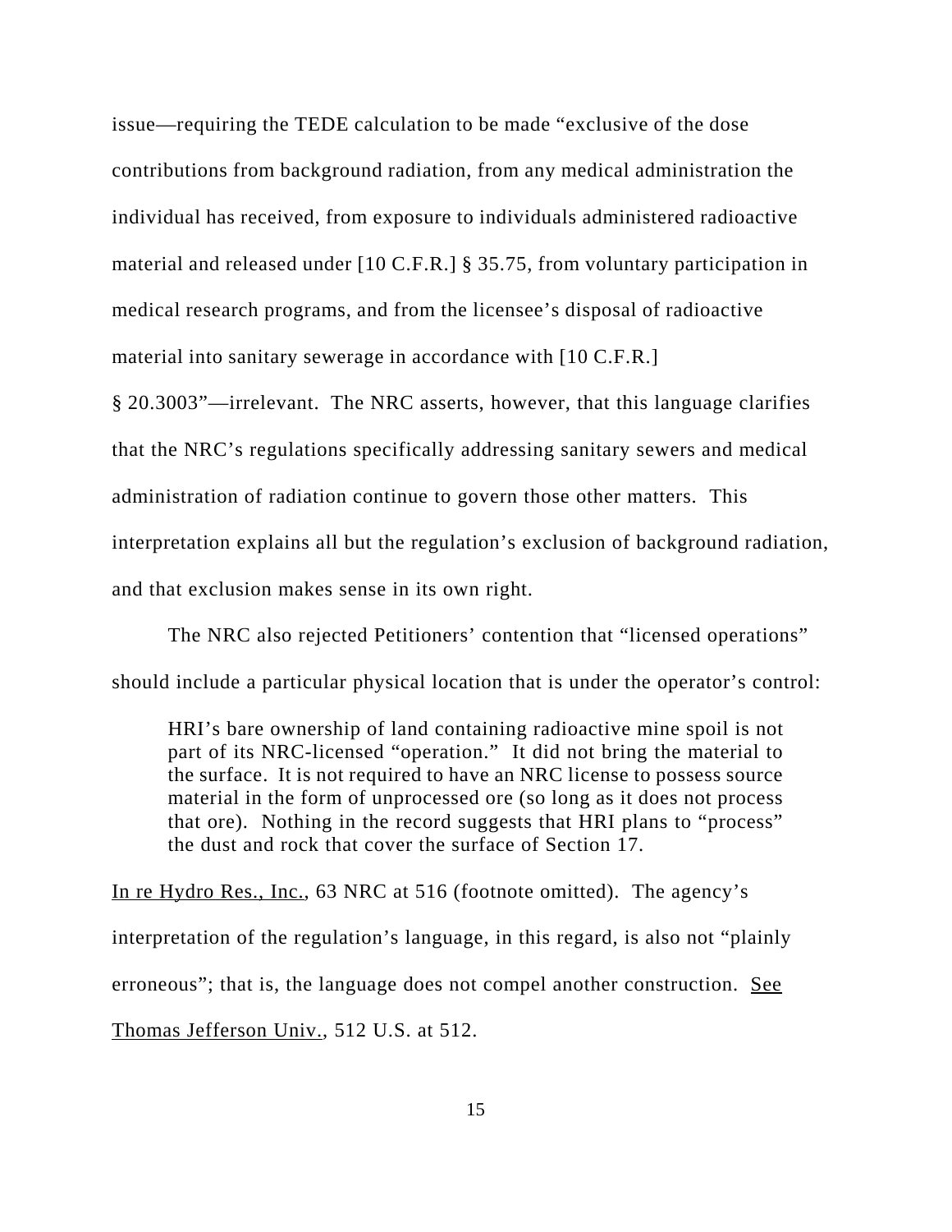issue—requiring the TEDE calculation to be made "exclusive of the dose contributions from background radiation, from any medical administration the individual has received, from exposure to individuals administered radioactive material and released under [10 C.F.R.] § 35.75, from voluntary participation in medical research programs, and from the licensee's disposal of radioactive material into sanitary sewerage in accordance with [10 C.F.R.] § 20.3003"—irrelevant. The NRC asserts, however, that this language clarifies that the NRC's regulations specifically addressing sanitary sewers and medical administration of radiation continue to govern those other matters. This interpretation explains all but the regulation's exclusion of background radiation, and that exclusion makes sense in its own right.

The NRC also rejected Petitioners' contention that "licensed operations" should include a particular physical location that is under the operator's control:

> HRI's bare ownership of land containing radioactive mine spoil is not part of its NRC-licensed "operation." It did not bring the material to the surface. It is not required to have an NRC license to possess source material in the form of unprocessed ore (so long as it does not process that ore). Nothing in the record suggests that HRI plans to "process" the dust and rock that cover the surface of Section 17.

In re Hydro Res., Inc., 63 NRC at 516 (footnote omitted). The agency's interpretation of the regulation's language, in this regard, is also not "plainly erroneous"; that is, the language does not compel another construction. See Thomas Jefferson Univ., 512 U.S. at 512.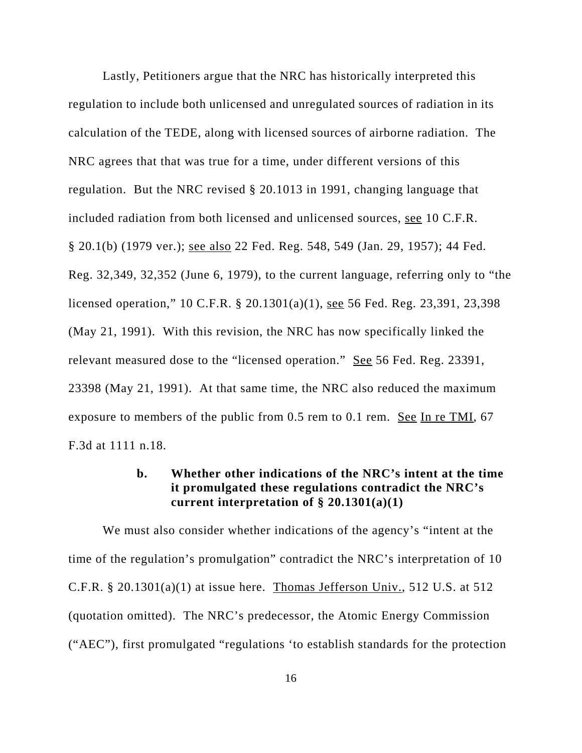Lastly, Petitioners argue that the NRC has historically interpreted this regulation to include both unlicensed and unregulated sources of radiation in its calculation of the TEDE, along with licensed sources of airborne radiation. The NRC agrees that that was true for a time, under different versions of this regulation. But the NRC revised § 20.1013 in 1991, changing language that included radiation from both licensed and unlicensed sources, see 10 C.F.R. § 20.1(b) (1979 ver.); see also 22 Fed. Reg. 548, 549 (Jan. 29, 1957); 44 Fed. Reg. 32,349, 32,352 (June 6, 1979), to the current language, referring only to "the licensed operation," 10 C.F.R. § 20.1301(a)(1), see 56 Fed. Reg. 23,391, 23,398 (May 21, 1991). With this revision, the NRC has now specifically linked the relevant measured dose to the "licensed operation." See 56 Fed. Reg. 23391, 23398 (May 21, 1991). At that same time, the NRC also reduced the maximum exposure to members of the public from 0.5 rem to 0.1 rem. See In re TMI, 67 F.3d at 1111 n.18.

**b. Whether other indications of the NRC's intent at the time it promulgated these regulations contradict the NRC's current interpretation of § 20.1301(a)(1)**

We must also consider whether indications of the agency's "intent at the time of the regulation's promulgation" contradict the NRC's interpretation of 10 C.F.R. § 20.1301(a)(1) at issue here. Thomas Jefferson Univ., 512 U.S. at 512 (quotation omitted). The NRC's predecessor, the Atomic Energy Commission ("AEC"), first promulgated "regulations 'to establish standards for the protection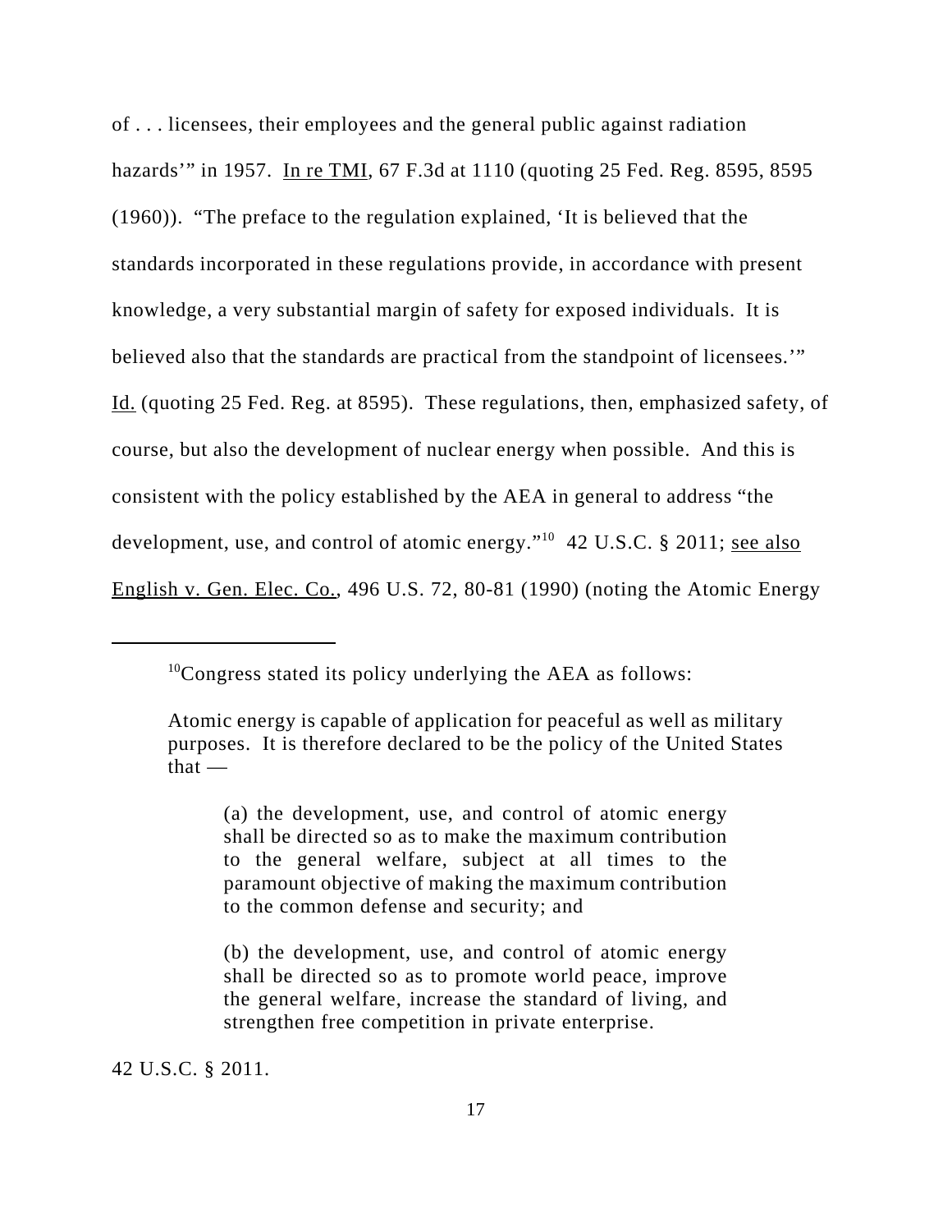of . . . licensees, their employees and the general public against radiation hazards'" in 1957. In re TMI, 67 F.3d at 1110 (quoting 25 Fed. Reg. 8595, 8595 (1960)). "The preface to the regulation explained, 'It is believed that the standards incorporated in these regulations provide, in accordance with present knowledge, a very substantial margin of safety for exposed individuals. It is believed also that the standards are practical from the standpoint of licensees.'" Id. (quoting 25 Fed. Reg. at 8595). These regulations, then, emphasized safety, of course, but also the development of nuclear energy when possible. And this is consistent with the policy established by the AEA in general to address "the development, use, and control of atomic energy."[10] 42 U.S.C. § 2011; see also English v. Gen. Elec. Co., 496 U.S. 72, 80-81 (1990) (noting the Atomic Energy

---

[10]Congress stated its policy underlying the AEA as follows:

> Atomic energy is capable of application for peaceful as well as military purposes. It is therefore declared to be the policy of the United States that —
>
> > (a) the development, use, and control of atomic energy shall be directed so as to make the maximum contribution to the general welfare, subject at all times to the paramount objective of making the maximum contribution to the common defense and security; and
> >
> > (b) the development, use, and control of atomic energy shall be directed so as to promote world peace, improve the general welfare, increase the standard of living, and strengthen free competition in private enterprise.

42 U.S.C. § 2011.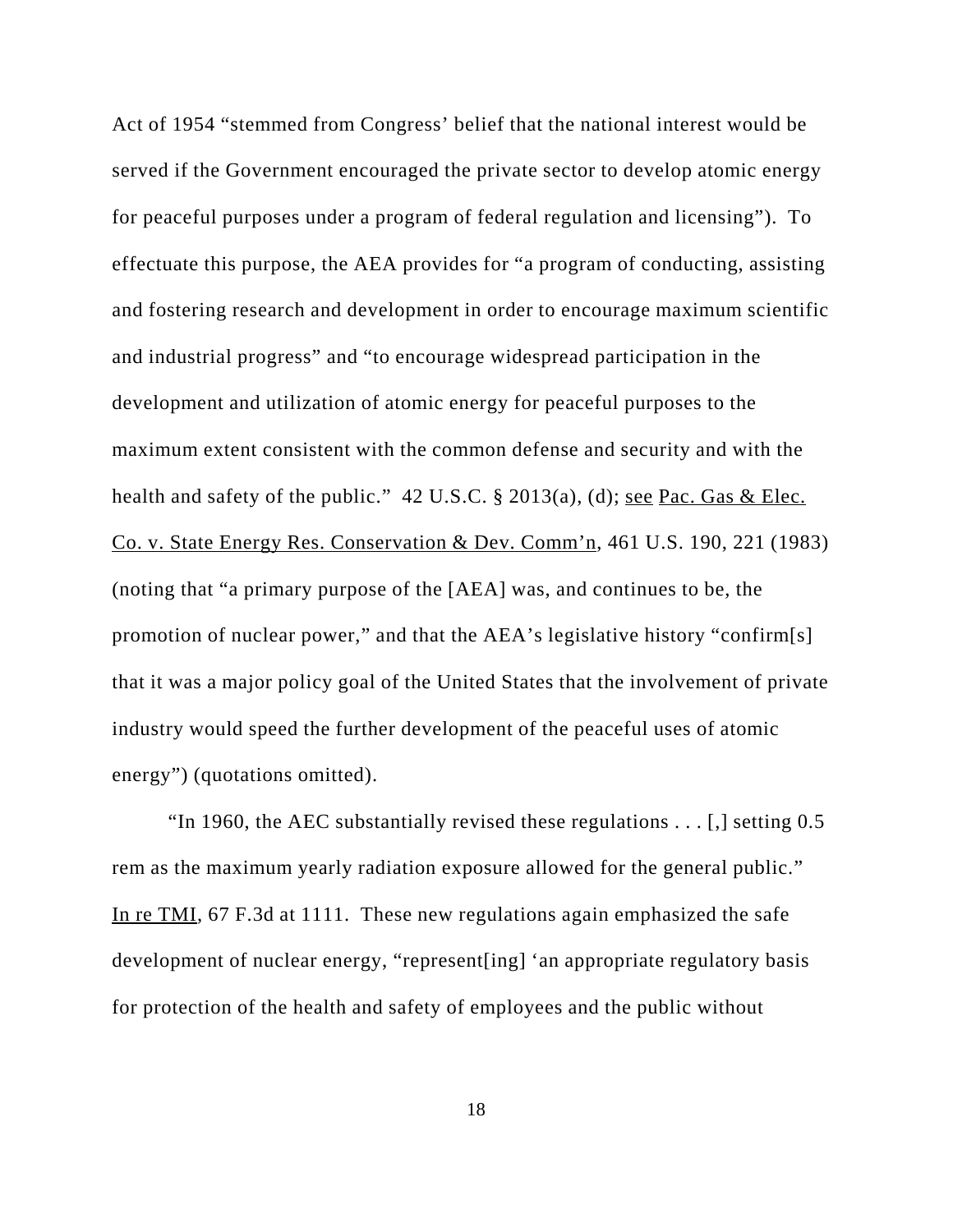Act of 1954 "stemmed from Congress' belief that the national interest would be served if the Government encouraged the private sector to develop atomic energy for peaceful purposes under a program of federal regulation and licensing"). To effectuate this purpose, the AEA provides for "a program of conducting, assisting and fostering research and development in order to encourage maximum scientific and industrial progress" and "to encourage widespread participation in the development and utilization of atomic energy for peaceful purposes to the maximum extent consistent with the common defense and security and with the health and safety of the public." 42 U.S.C. § 2013(a), (d); see Pac. Gas & Elec. Co. v. State Energy Res. Conservation & Dev. Comm'n, 461 U.S. 190, 221 (1983) (noting that "a primary purpose of the [AEA] was, and continues to be, the promotion of nuclear power," and that the AEA's legislative history "confirm[s] that it was a major policy goal of the United States that the involvement of private industry would speed the further development of the peaceful uses of atomic energy") (quotations omitted).

"In 1960, the AEC substantially revised these regulations . . . [,] setting 0.5 rem as the maximum yearly radiation exposure allowed for the general public." In re TMI, 67 F.3d at 1111. These new regulations again emphasized the safe development of nuclear energy, "represent[ing] 'an appropriate regulatory basis for protection of the health and safety of employees and the public without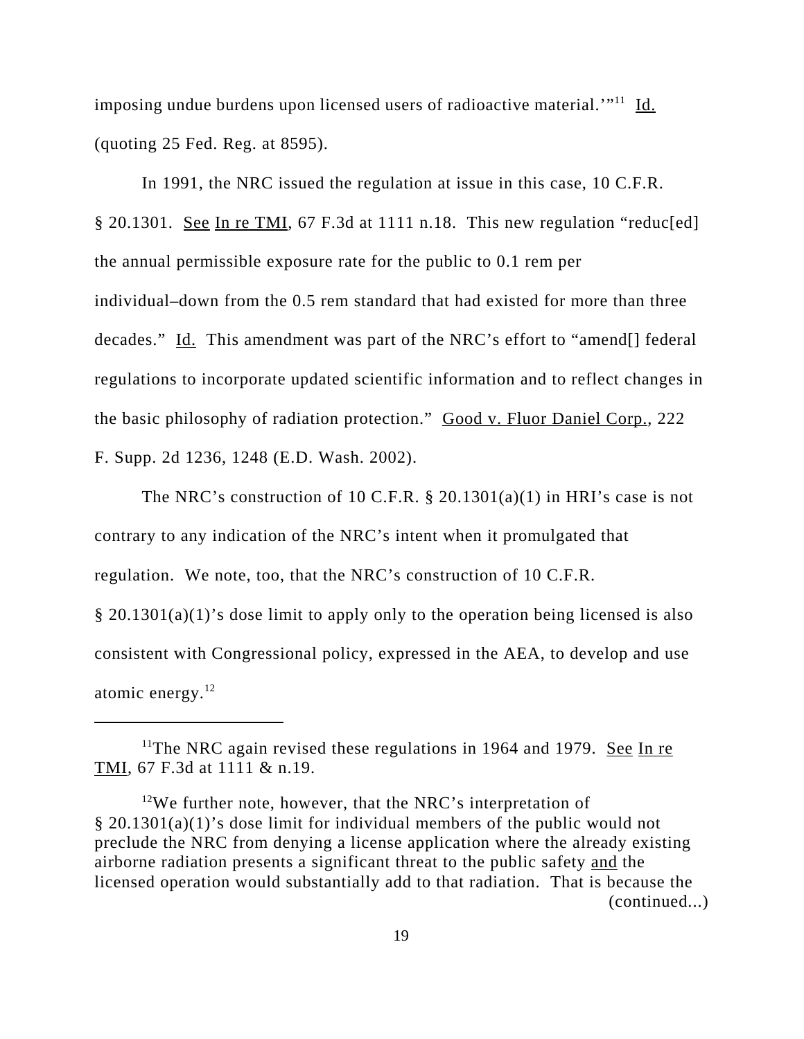imposing undue burdens upon licensed users of radioactive material.'"[11] Id. (quoting 25 Fed. Reg. at 8595).

In 1991, the NRC issued the regulation at issue in this case, 10 C.F.R. § 20.1301. See In re TMI, 67 F.3d at 1111 n.18. This new regulation "reduc[ed] the annual permissible exposure rate for the public to 0.1 rem per individual–down from the 0.5 rem standard that had existed for more than three decades." Id. This amendment was part of the NRC's effort to "amend[] federal regulations to incorporate updated scientific information and to reflect changes in the basic philosophy of radiation protection." Good v. Fluor Daniel Corp., 222 F. Supp. 2d 1236, 1248 (E.D. Wash. 2002).

The NRC's construction of 10 C.F.R. § 20.1301(a)(1) in HRI's case is not contrary to any indication of the NRC's intent when it promulgated that regulation. We note, too, that the NRC's construction of 10 C.F.R. § 20.1301(a)(1)'s dose limit to apply only to the operation being licensed is also consistent with Congressional policy, expressed in the AEA, to develop and use atomic energy.[12]

---

[11]The NRC again revised these regulations in 1964 and 1979. See In re TMI, 67 F.3d at 1111 & n.19.

[12]We further note, however, that the NRC's interpretation of § 20.1301(a)(1)'s dose limit for individual members of the public would not preclude the NRC from denying a license application where the already existing airborne radiation presents a significant threat to the public safety and the licensed operation would substantially add to that radiation. That is because the (continued...)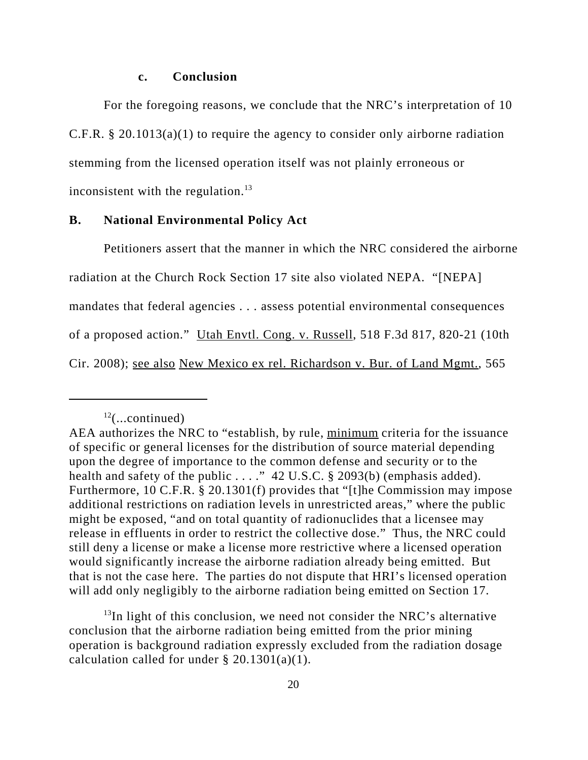### c. Conclusion

For the foregoing reasons, we conclude that the NRC's interpretation of 10 C.F.R. § 20.1013(a)(1) to require the agency to consider only airborne radiation stemming from the licensed operation itself was not plainly erroneous or inconsistent with the regulation.[13]

## B. National Environmental Policy Act

Petitioners assert that the manner in which the NRC considered the airborne radiation at the Church Rock Section 17 site also violated NEPA. "[NEPA] mandates that federal agencies . . . assess potential environmental consequences of a proposed action." Utah Envtl. Cong. v. Russell, 518 F.3d 817, 820-21 (10th Cir. 2008); see also New Mexico ex rel. Richardson v. Bur. of Land Mgmt., 565

---

[12](...continued)
AEA authorizes the NRC to "establish, by rule, minimum criteria for the issuance of specific or general licenses for the distribution of source material depending upon the degree of importance to the common defense and security or to the health and safety of the public . . . ." 42 U.S.C. § 2093(b) (emphasis added). Furthermore, 10 C.F.R. § 20.1301(f) provides that "[t]he Commission may impose additional restrictions on radiation levels in unrestricted areas," where the public might be exposed, "and on total quantity of radionuclides that a licensee may release in effluents in order to restrict the collective dose." Thus, the NRC could still deny a license or make a license more restrictive where a licensed operation would significantly increase the airborne radiation already being emitted. But that is not the case here. The parties do not dispute that HRI's licensed operation will add only negligibly to the airborne radiation being emitted on Section 17.

[13]In light of this conclusion, we need not consider the NRC's alternative conclusion that the airborne radiation being emitted from the prior mining operation is background radiation expressly excluded from the radiation dosage calculation called for under § 20.1301(a)(1).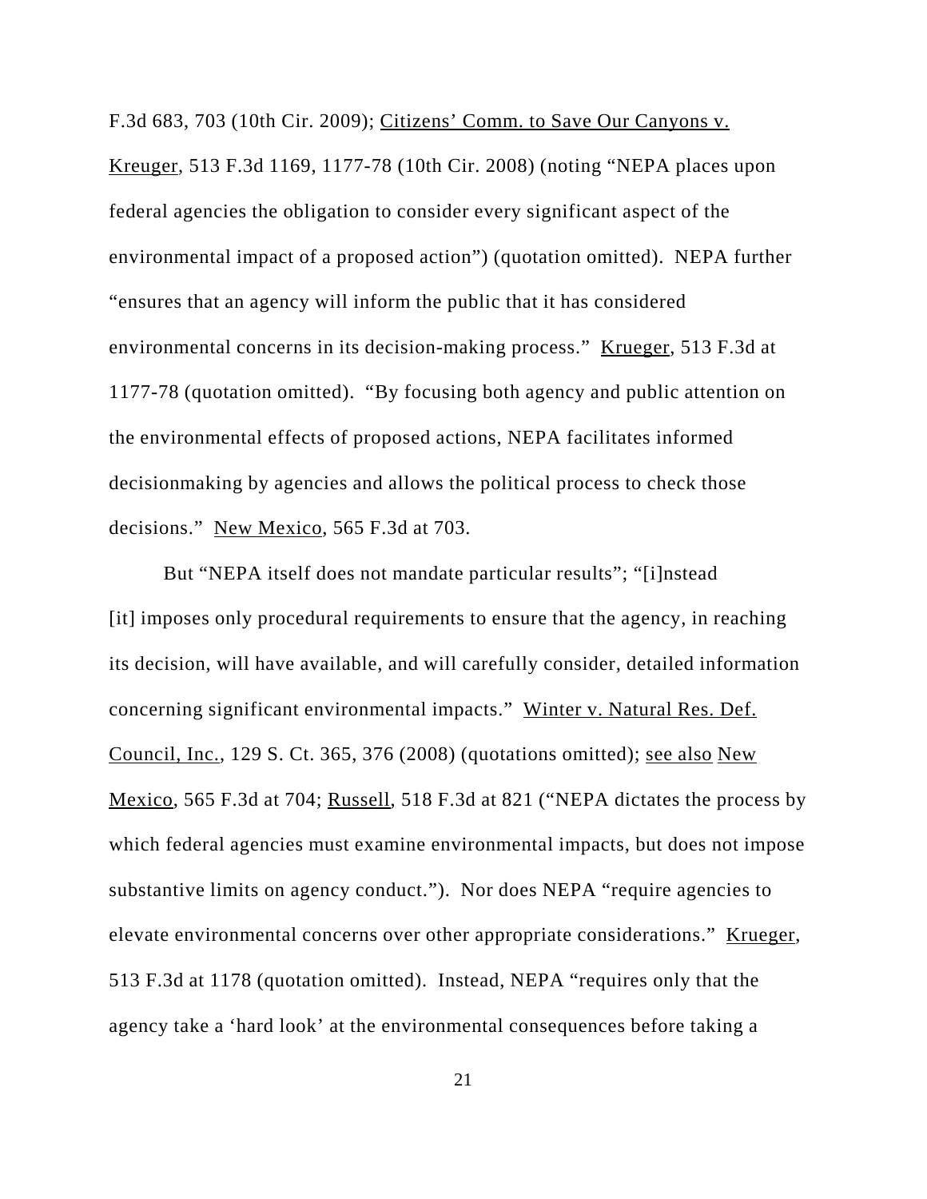F.3d 683, 703 (10th Cir. 2009); Citizens' Comm. to Save Our Canyons v. Kreuger, 513 F.3d 1169, 1177-78 (10th Cir. 2008) (noting "NEPA places upon federal agencies the obligation to consider every significant aspect of the environmental impact of a proposed action") (quotation omitted). NEPA further "ensures that an agency will inform the public that it has considered environmental concerns in its decision-making process." Krueger, 513 F.3d at 1177-78 (quotation omitted). "By focusing both agency and public attention on the environmental effects of proposed actions, NEPA facilitates informed decisionmaking by agencies and allows the political process to check those decisions." New Mexico, 565 F.3d at 703.

But "NEPA itself does not mandate particular results"; "[i]nstead [it] imposes only procedural requirements to ensure that the agency, in reaching its decision, will have available, and will carefully consider, detailed information concerning significant environmental impacts." Winter v. Natural Res. Def. Council, Inc., 129 S. Ct. 365, 376 (2008) (quotations omitted); see also New Mexico, 565 F.3d at 704; Russell, 518 F.3d at 821 ("NEPA dictates the process by which federal agencies must examine environmental impacts, but does not impose substantive limits on agency conduct."). Nor does NEPA "require agencies to elevate environmental concerns over other appropriate considerations." Krueger, 513 F.3d at 1178 (quotation omitted). Instead, NEPA "requires only that the agency take a 'hard look' at the environmental consequences before taking a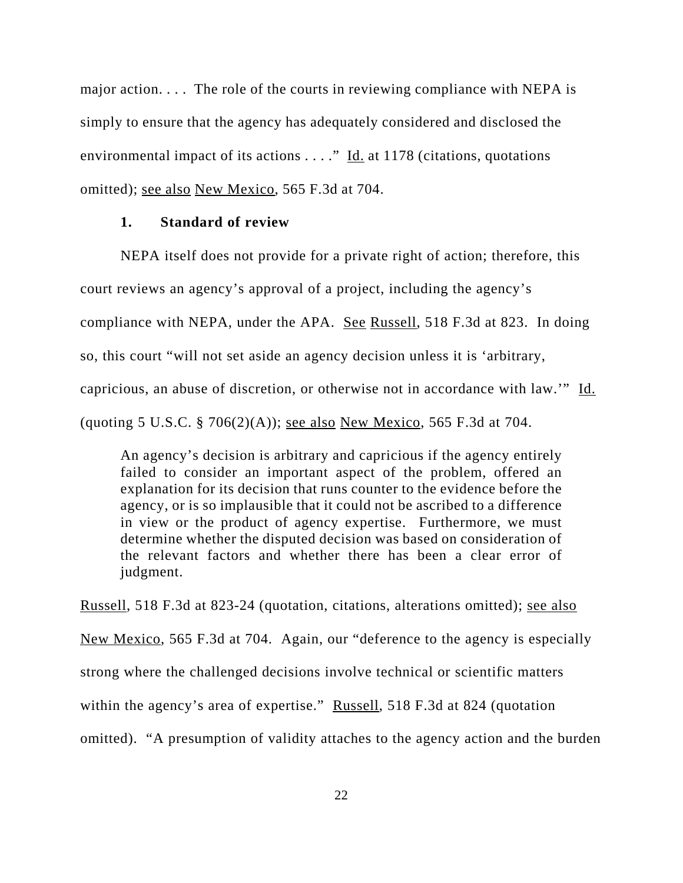major action. . . . The role of the courts in reviewing compliance with NEPA is simply to ensure that the agency has adequately considered and disclosed the environmental impact of its actions . . . ." Id. at 1178 (citations, quotations omitted); see also New Mexico, 565 F.3d at 704.

### 1. Standard of review

NEPA itself does not provide for a private right of action; therefore, this court reviews an agency's approval of a project, including the agency's compliance with NEPA, under the APA. See Russell, 518 F.3d at 823. In doing so, this court "will not set aside an agency decision unless it is 'arbitrary, capricious, an abuse of discretion, or otherwise not in accordance with law.'" Id. (quoting 5 U.S.C. § 706(2)(A)); see also New Mexico, 565 F.3d at 704.

> An agency's decision is arbitrary and capricious if the agency entirely failed to consider an important aspect of the problem, offered an explanation for its decision that runs counter to the evidence before the agency, or is so implausible that it could not be ascribed to a difference in view or the product of agency expertise. Furthermore, we must determine whether the disputed decision was based on consideration of the relevant factors and whether there has been a clear error of judgment.

Russell, 518 F.3d at 823-24 (quotation, citations, alterations omitted); see also New Mexico, 565 F.3d at 704. Again, our "deference to the agency is especially strong where the challenged decisions involve technical or scientific matters within the agency's area of expertise." Russell, 518 F.3d at 824 (quotation omitted). "A presumption of validity attaches to the agency action and the burden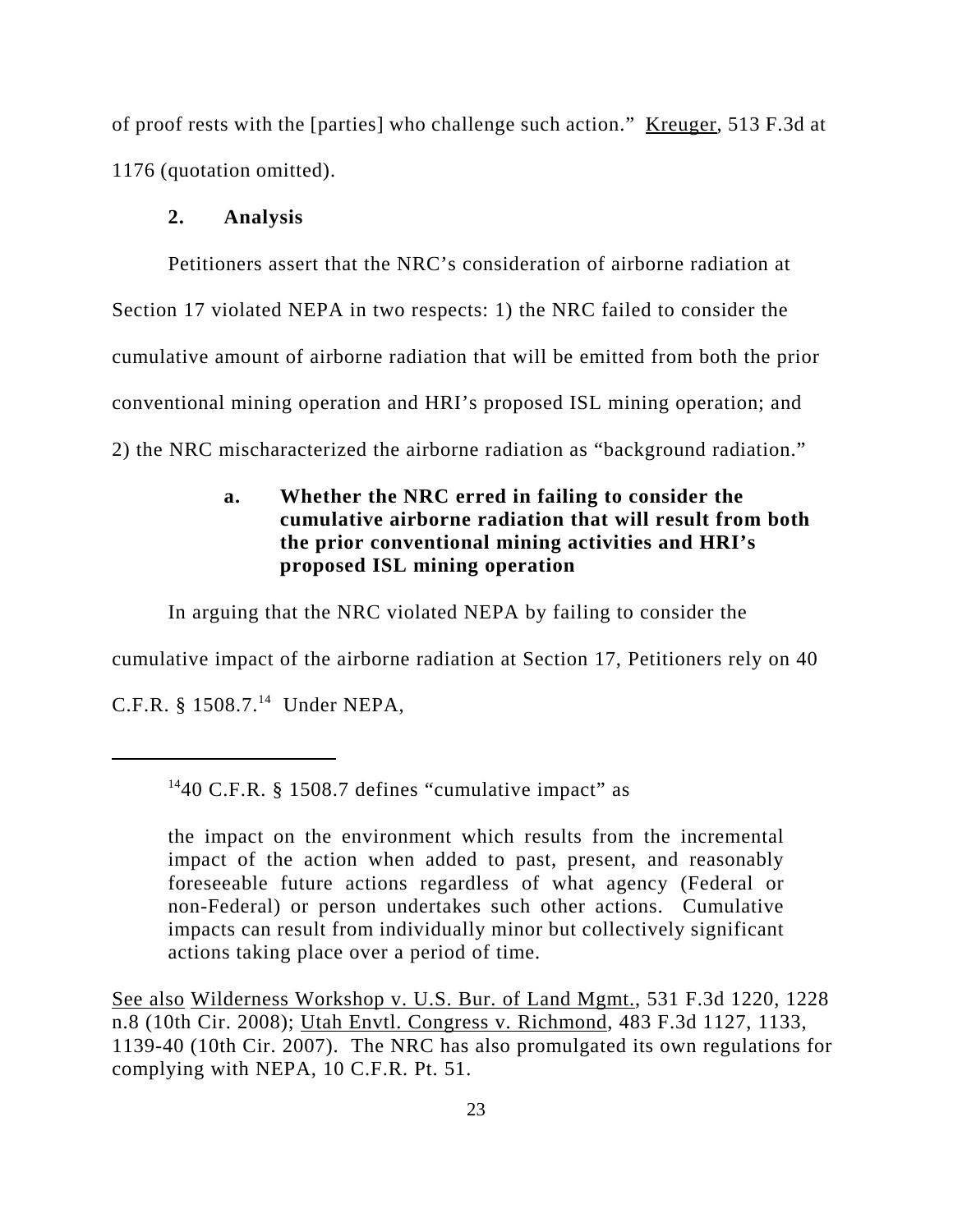of proof rests with the [parties] who challenge such action." Kreuger, 513 F.3d at 1176 (quotation omitted).

### 2. Analysis

Petitioners assert that the NRC's consideration of airborne radiation at Section 17 violated NEPA in two respects: 1) the NRC failed to consider the cumulative amount of airborne radiation that will be emitted from both the prior conventional mining operation and HRI's proposed ISL mining operation; and 2) the NRC mischaracterized the airborne radiation as "background radiation."

#### a. Whether the NRC erred in failing to consider the cumulative airborne radiation that will result from both the prior conventional mining activities and HRI's proposed ISL mining operation

In arguing that the NRC violated NEPA by failing to consider the cumulative impact of the airborne radiation at Section 17, Petitioners rely on 40 C.F.R. § 1508.7.[14] Under NEPA,

---

[14] 40 C.F.R. § 1508.7 defines "cumulative impact" as

> the impact on the environment which results from the incremental impact of the action when added to past, present, and reasonably foreseeable future actions regardless of what agency (Federal or non-Federal) or person undertakes such other actions. Cumulative impacts can result from individually minor but collectively significant actions taking place over a period of time.

See also Wilderness Workshop v. U.S. Bur. of Land Mgmt., 531 F.3d 1220, 1228 n.8 (10th Cir. 2008); Utah Envtl. Congress v. Richmond, 483 F.3d 1127, 1133, 1139-40 (10th Cir. 2007). The NRC has also promulgated its own regulations for complying with NEPA, 10 C.F.R. Pt. 51.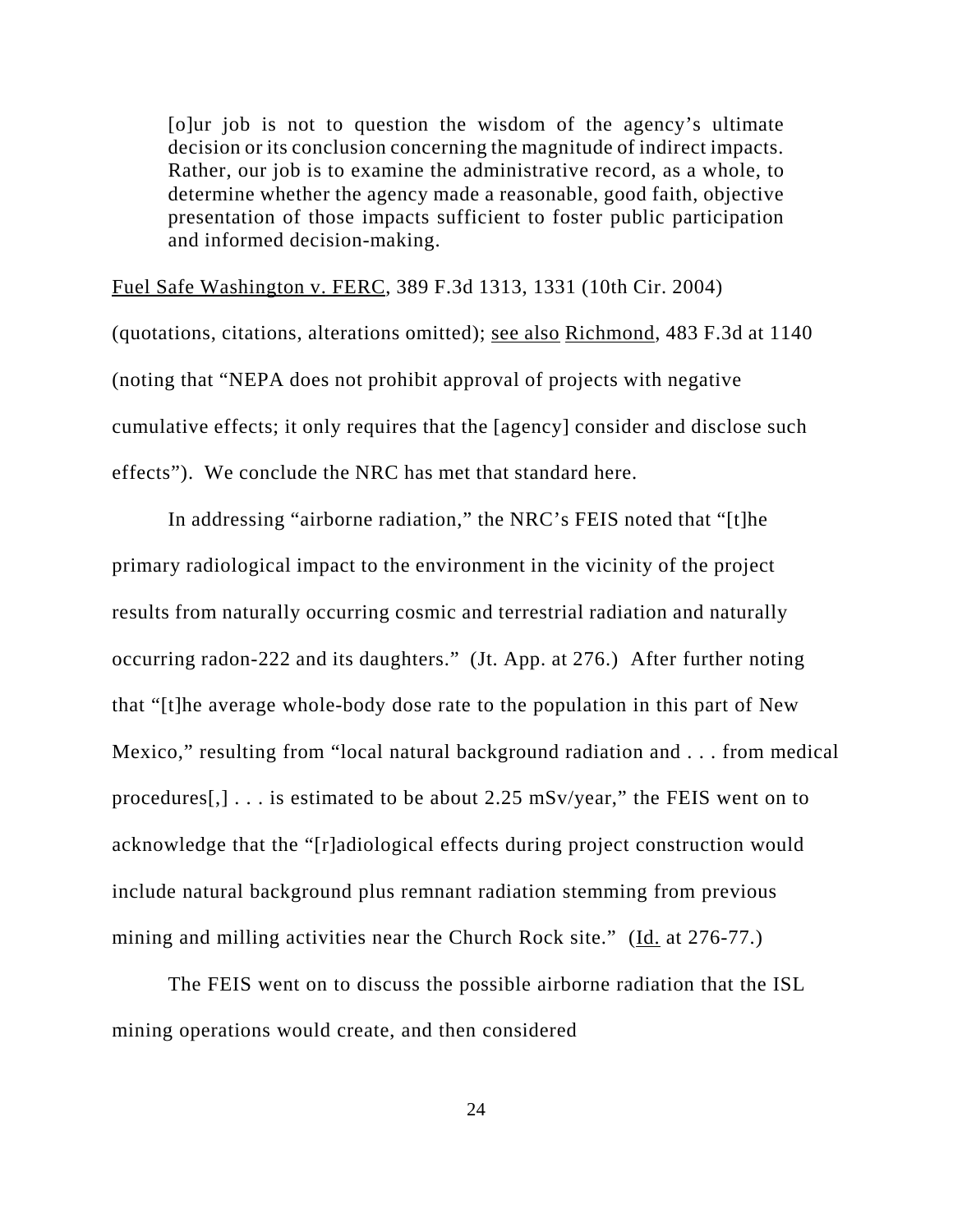> [o]ur job is not to question the wisdom of the agency's ultimate decision or its conclusion concerning the magnitude of indirect impacts. Rather, our job is to examine the administrative record, as a whole, to determine whether the agency made a reasonable, good faith, objective presentation of those impacts sufficient to foster public participation and informed decision-making.

Fuel Safe Washington v. FERC, 389 F.3d 1313, 1331 (10th Cir. 2004) (quotations, citations, alterations omitted); see also Richmond, 483 F.3d at 1140 (noting that "NEPA does not prohibit approval of projects with negative cumulative effects; it only requires that the [agency] consider and disclose such effects"). We conclude the NRC has met that standard here.

In addressing "airborne radiation," the NRC's FEIS noted that "[t]he primary radiological impact to the environment in the vicinity of the project results from naturally occurring cosmic and terrestrial radiation and naturally occurring radon-222 and its daughters." (Jt. App. at 276.) After further noting that "[t]he average whole-body dose rate to the population in this part of New Mexico," resulting from "local natural background radiation and . . . from medical procedures[,] . . . is estimated to be about 2.25 mSv/year," the FEIS went on to acknowledge that the "[r]adiological effects during project construction would include natural background plus remnant radiation stemming from previous mining and milling activities near the Church Rock site." (Id. at 276-77.)

The FEIS went on to discuss the possible airborne radiation that the ISL mining operations would create, and then considered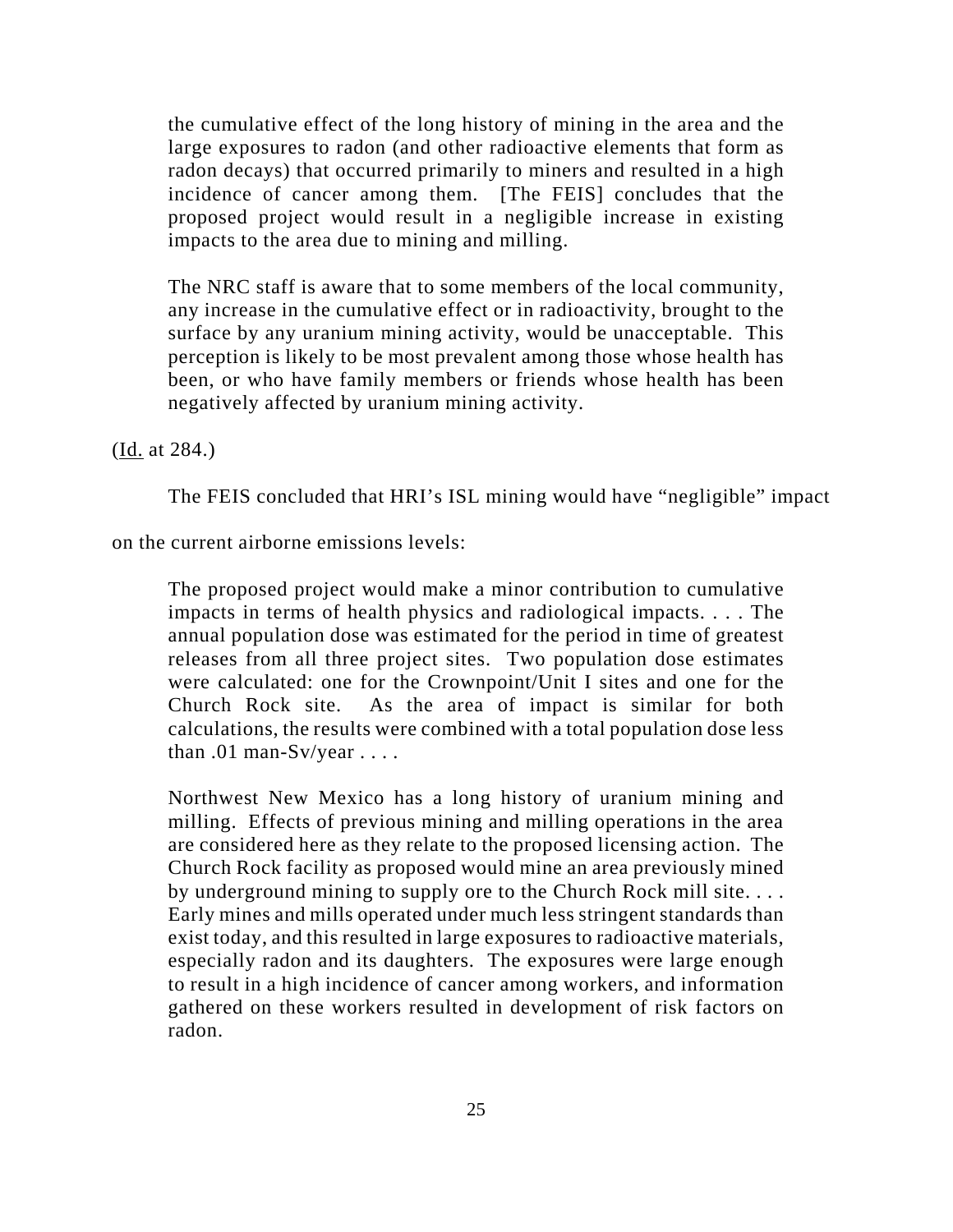> the cumulative effect of the long history of mining in the area and the large exposures to radon (and other radioactive elements that form as radon decays) that occurred primarily to miners and resulted in a high incidence of cancer among them. [The FEIS] concludes that the proposed project would result in a negligible increase in existing impacts to the area due to mining and milling.
>
> The NRC staff is aware that to some members of the local community, any increase in the cumulative effect or in radioactivity, brought to the surface by any uranium mining activity, would be unacceptable. This perception is likely to be most prevalent among those whose health has been, or who have family members or friends whose health has been negatively affected by uranium mining activity.

(Id. at 284.)

The FEIS concluded that HRI's ISL mining would have "negligible" impact on the current airborne emissions levels:

> The proposed project would make a minor contribution to cumulative impacts in terms of health physics and radiological impacts. . . . The annual population dose was estimated for the period in time of greatest releases from all three project sites. Two population dose estimates were calculated: one for the Crownpoint/Unit I sites and one for the Church Rock site. As the area of impact is similar for both calculations, the results were combined with a total population dose less than .01 man-Sv/year . . . .
>
> Northwest New Mexico has a long history of uranium mining and milling. Effects of previous mining and milling operations in the area are considered here as they relate to the proposed licensing action. The Church Rock facility as proposed would mine an area previously mined by underground mining to supply ore to the Church Rock mill site. . . . Early mines and mills operated under much less stringent standards than exist today, and this resulted in large exposures to radioactive materials, especially radon and its daughters. The exposures were large enough to result in a high incidence of cancer among workers, and information gathered on these workers resulted in development of risk factors on radon.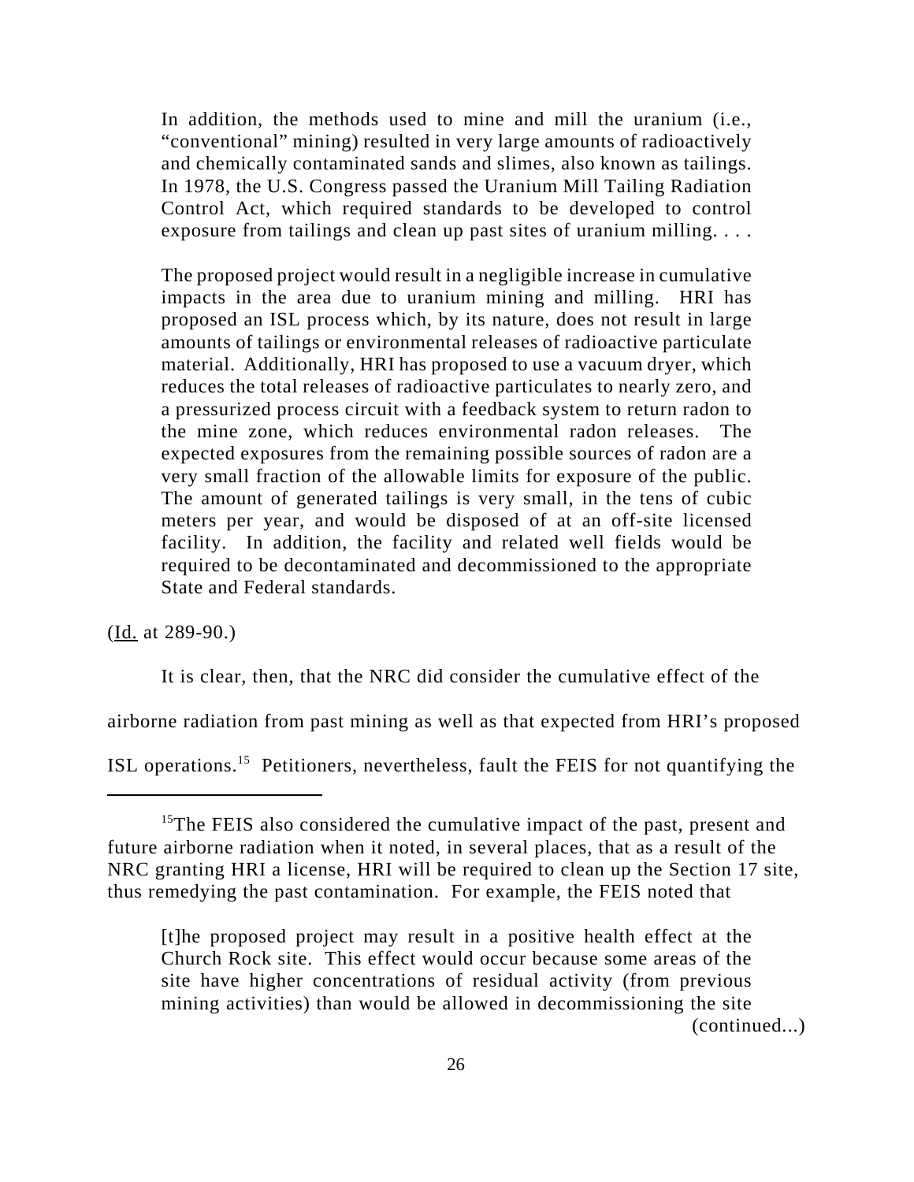> In addition, the methods used to mine and mill the uranium (i.e., "conventional" mining) resulted in very large amounts of radioactively and chemically contaminated sands and slimes, also known as tailings. In 1978, the U.S. Congress passed the Uranium Mill Tailing Radiation Control Act, which required standards to be developed to control exposure from tailings and clean up past sites of uranium milling. . . .
>
> The proposed project would result in a negligible increase in cumulative impacts in the area due to uranium mining and milling. HRI has proposed an ISL process which, by its nature, does not result in large amounts of tailings or environmental releases of radioactive particulate material. Additionally, HRI has proposed to use a vacuum dryer, which reduces the total releases of radioactive particulates to nearly zero, and a pressurized process circuit with a feedback system to return radon to the mine zone, which reduces environmental radon releases. The expected exposures from the remaining possible sources of radon are a very small fraction of the allowable limits for exposure of the public. The amount of generated tailings is very small, in the tens of cubic meters per year, and would be disposed of at an off-site licensed facility. In addition, the facility and related well fields would be required to be decontaminated and decommissioned to the appropriate State and Federal standards.

(Id. at 289-90.)

It is clear, then, that the NRC did consider the cumulative effect of the airborne radiation from past mining as well as that expected from HRI's proposed ISL operations.[15] Petitioners, nevertheless, fault the FEIS for not quantifying the

---

[15]The FEIS also considered the cumulative impact of the past, present and future airborne radiation when it noted, in several places, that as a result of the NRC granting HRI a license, HRI will be required to clean up the Section 17 site, thus remedying the past contamination. For example, the FEIS noted that

> [t]he proposed project may result in a positive health effect at the Church Rock site. This effect would occur because some areas of the site have higher concentrations of residual activity (from previous mining activities) than would be allowed in decommissioning the site

(continued...)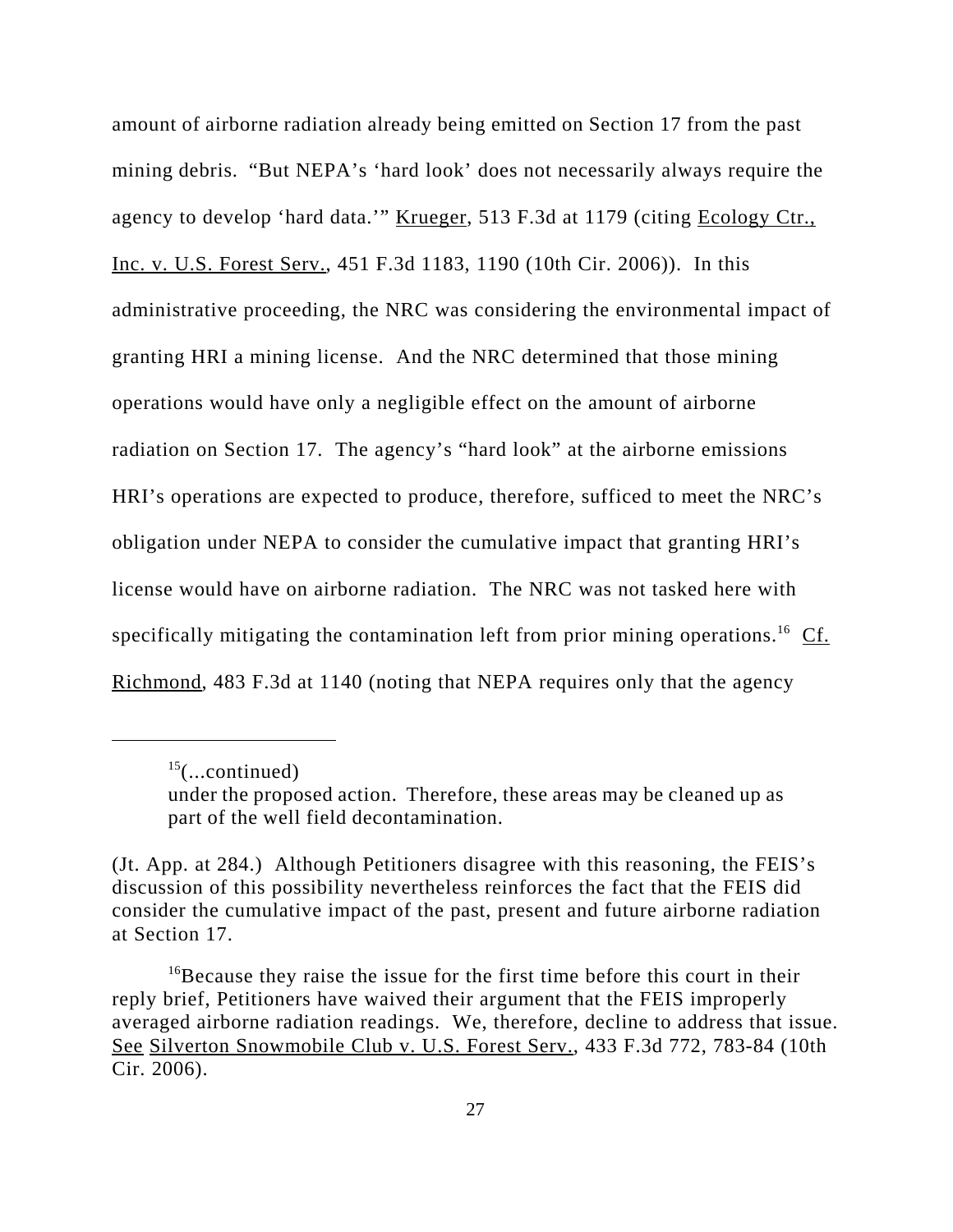amount of airborne radiation already being emitted on Section 17 from the past mining debris. "But NEPA's 'hard look' does not necessarily always require the agency to develop 'hard data.'" Krueger, 513 F.3d at 1179 (citing Ecology Ctr., Inc. v. U.S. Forest Serv., 451 F.3d 1183, 1190 (10th Cir. 2006)). In this administrative proceeding, the NRC was considering the environmental impact of granting HRI a mining license. And the NRC determined that those mining operations would have only a negligible effect on the amount of airborne radiation on Section 17. The agency's "hard look" at the airborne emissions HRI's operations are expected to produce, therefore, sufficed to meet the NRC's obligation under NEPA to consider the cumulative impact that granting HRI's license would have on airborne radiation. The NRC was not tasked here with specifically mitigating the contamination left from prior mining operations.[16] Cf. Richmond, 483 F.3d at 1140 (noting that NEPA requires only that the agency

---

[15](...continued)

> under the proposed action. Therefore, these areas may be cleaned up as part of the well field decontamination.

(Jt. App. at 284.) Although Petitioners disagree with this reasoning, the FEIS's discussion of this possibility nevertheless reinforces the fact that the FEIS did consider the cumulative impact of the past, present and future airborne radiation at Section 17.

[16]Because they raise the issue for the first time before this court in their reply brief, Petitioners have waived their argument that the FEIS improperly averaged airborne radiation readings. We, therefore, decline to address that issue. See Silverton Snowmobile Club v. U.S. Forest Serv., 433 F.3d 772, 783-84 (10th Cir. 2006).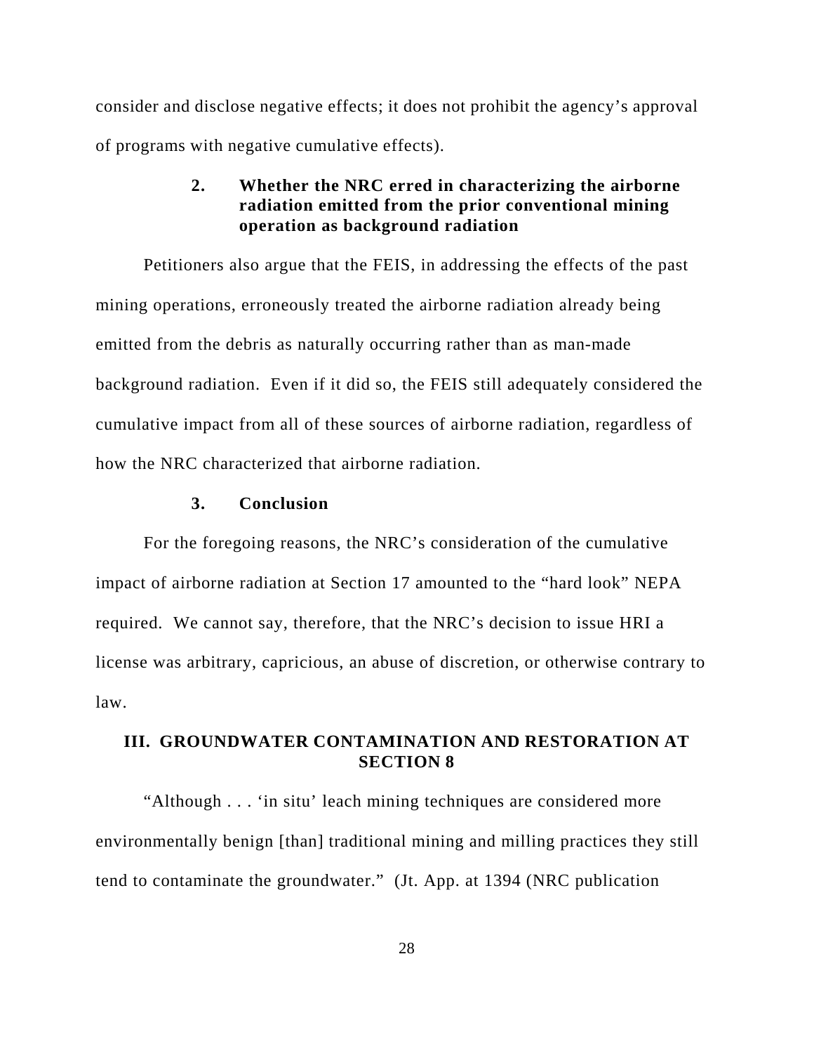consider and disclose negative effects; it does not prohibit the agency's approval of programs with negative cumulative effects).

### 2. Whether the NRC erred in characterizing the airborne radiation emitted from the prior conventional mining operation as background radiation

Petitioners also argue that the FEIS, in addressing the effects of the past mining operations, erroneously treated the airborne radiation already being emitted from the debris as naturally occurring rather than as man-made background radiation. Even if it did so, the FEIS still adequately considered the cumulative impact from all of these sources of airborne radiation, regardless of how the NRC characterized that airborne radiation.

### 3. Conclusion

For the foregoing reasons, the NRC's consideration of the cumulative impact of airborne radiation at Section 17 amounted to the "hard look" NEPA required. We cannot say, therefore, that the NRC's decision to issue HRI a license was arbitrary, capricious, an abuse of discretion, or otherwise contrary to law.

## III. GROUNDWATER CONTAMINATION AND RESTORATION AT SECTION 8

"Although . . . 'in situ' leach mining techniques are considered more environmentally benign [than] traditional mining and milling practices they still tend to contaminate the groundwater." (Jt. App. at 1394 (NRC publication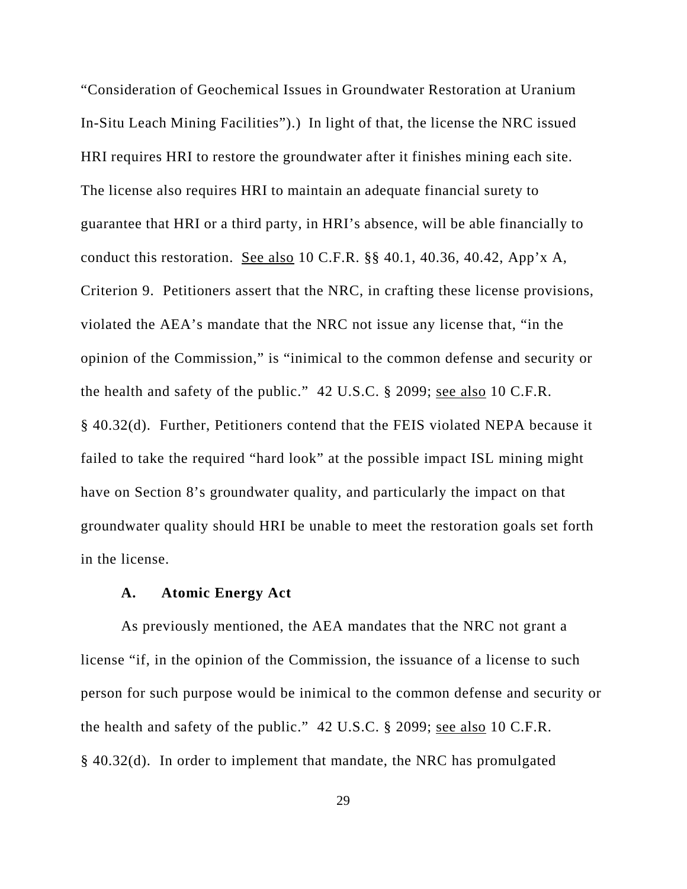"Consideration of Geochemical Issues in Groundwater Restoration at Uranium In-Situ Leach Mining Facilities").) In light of that, the license the NRC issued HRI requires HRI to restore the groundwater after it finishes mining each site. The license also requires HRI to maintain an adequate financial surety to guarantee that HRI or a third party, in HRI's absence, will be able financially to conduct this restoration. See also 10 C.F.R. §§ 40.1, 40.36, 40.42, App'x A, Criterion 9. Petitioners assert that the NRC, in crafting these license provisions, violated the AEA's mandate that the NRC not issue any license that, "in the opinion of the Commission," is "inimical to the common defense and security or the health and safety of the public." 42 U.S.C. § 2099; see also 10 C.F.R. § 40.32(d). Further, Petitioners contend that the FEIS violated NEPA because it failed to take the required "hard look" at the possible impact ISL mining might have on Section 8's groundwater quality, and particularly the impact on that groundwater quality should HRI be unable to meet the restoration goals set forth in the license.

### A. Atomic Energy Act

As previously mentioned, the AEA mandates that the NRC not grant a license "if, in the opinion of the Commission, the issuance of a license to such person for such purpose would be inimical to the common defense and security or the health and safety of the public." 42 U.S.C. § 2099; see also 10 C.F.R. § 40.32(d). In order to implement that mandate, the NRC has promulgated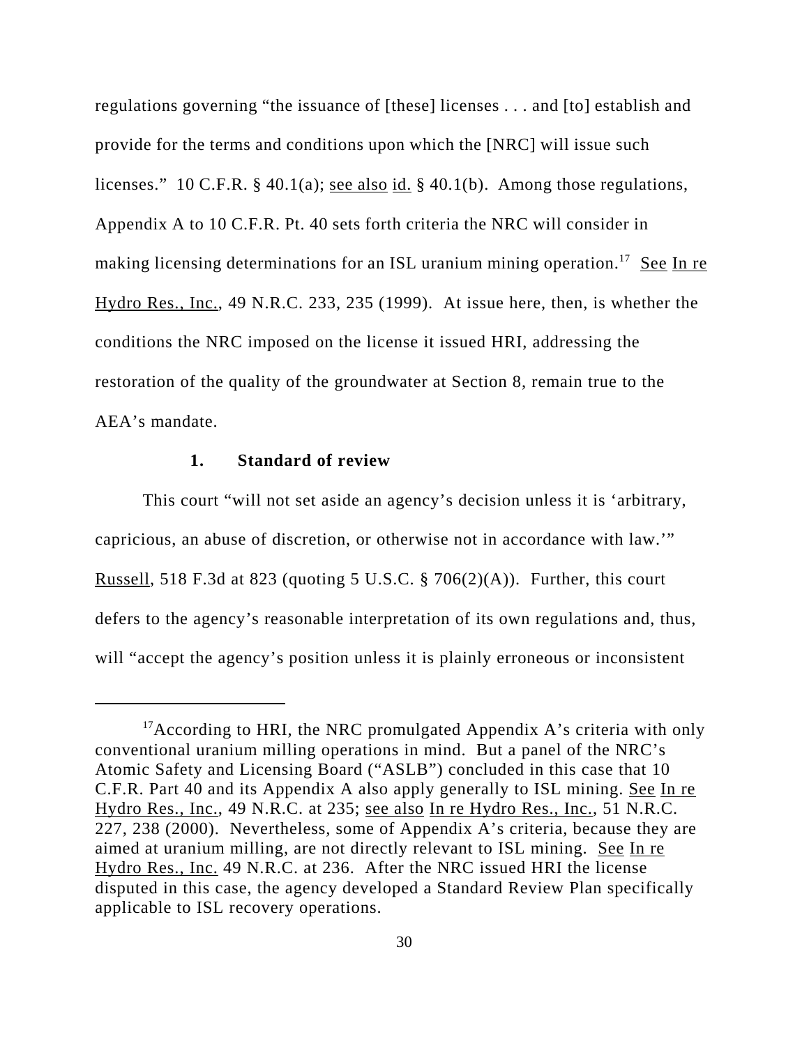regulations governing "the issuance of [these] licenses . . . and [to] establish and provide for the terms and conditions upon which the [NRC] will issue such licenses." 10 C.F.R. § 40.1(a); see also id. § 40.1(b). Among those regulations, Appendix A to 10 C.F.R. Pt. 40 sets forth criteria the NRC will consider in making licensing determinations for an ISL uranium mining operation.[17] See In re Hydro Res., Inc., 49 N.R.C. 233, 235 (1999). At issue here, then, is whether the conditions the NRC imposed on the license it issued HRI, addressing the restoration of the quality of the groundwater at Section 8, remain true to the AEA's mandate.

### 1. Standard of review

This court "will not set aside an agency's decision unless it is 'arbitrary, capricious, an abuse of discretion, or otherwise not in accordance with law.'" Russell, 518 F.3d at 823 (quoting 5 U.S.C. § 706(2)(A)). Further, this court defers to the agency's reasonable interpretation of its own regulations and, thus, will "accept the agency's position unless it is plainly erroneous or inconsistent

---

[17] According to HRI, the NRC promulgated Appendix A's criteria with only conventional uranium milling operations in mind. But a panel of the NRC's Atomic Safety and Licensing Board ("ASLB") concluded in this case that 10 C.F.R. Part 40 and its Appendix A also apply generally to ISL mining. See In re Hydro Res., Inc., 49 N.R.C. at 235; see also In re Hydro Res., Inc., 51 N.R.C. 227, 238 (2000). Nevertheless, some of Appendix A's criteria, because they are aimed at uranium milling, are not directly relevant to ISL mining. See In re Hydro Res., Inc. 49 N.R.C. at 236. After the NRC issued HRI the license disputed in this case, the agency developed a Standard Review Plan specifically applicable to ISL recovery operations.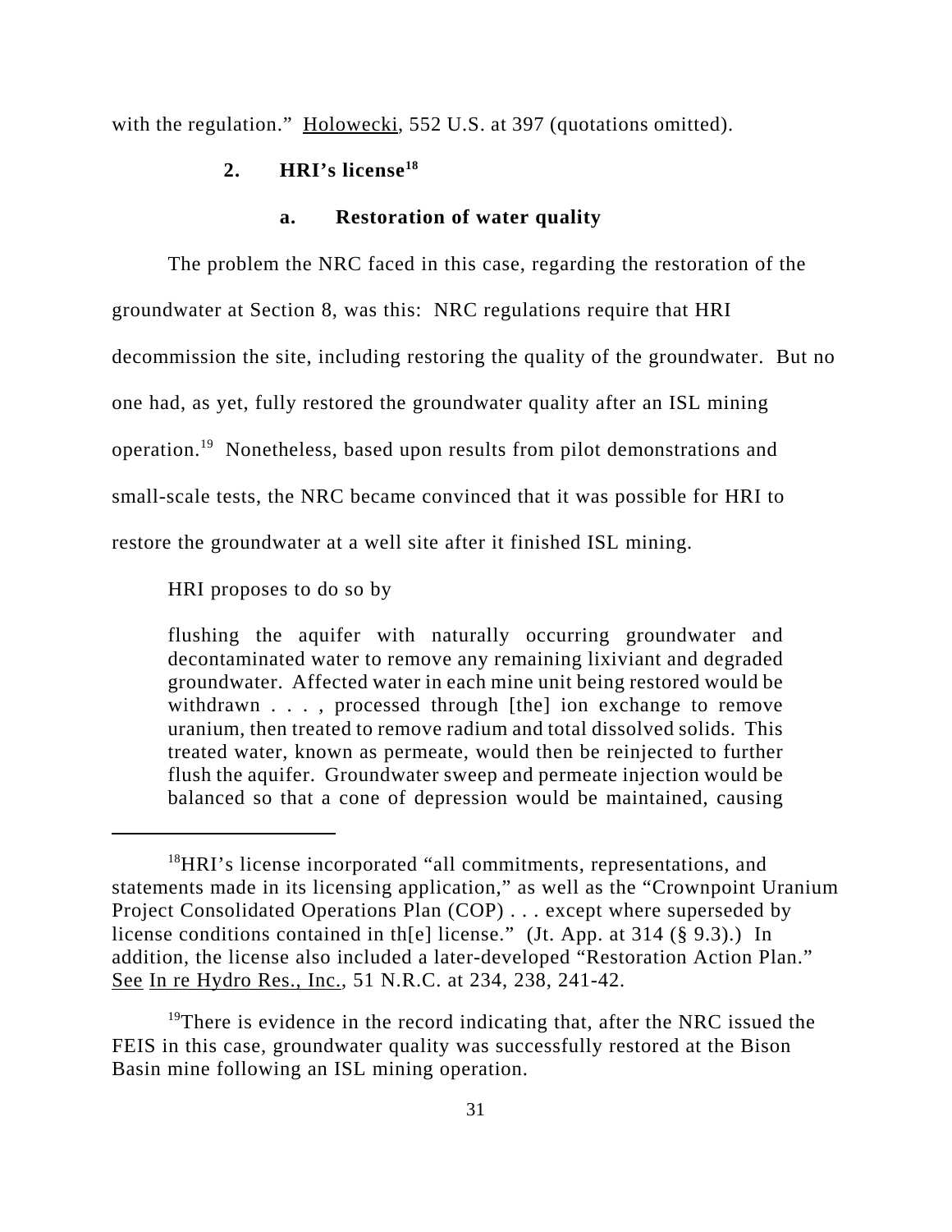with the regulation." Holowecki, 552 U.S. at 397 (quotations omitted).

### 2. HRI's license[18]

#### a. Restoration of water quality

The problem the NRC faced in this case, regarding the restoration of the groundwater at Section 8, was this: NRC regulations require that HRI decommission the site, including restoring the quality of the groundwater. But no one had, as yet, fully restored the groundwater quality after an ISL mining operation.[19] Nonetheless, based upon results from pilot demonstrations and small-scale tests, the NRC became convinced that it was possible for HRI to restore the groundwater at a well site after it finished ISL mining.

HRI proposes to do so by

> flushing the aquifer with naturally occurring groundwater and decontaminated water to remove any remaining lixiviant and degraded groundwater. Affected water in each mine unit being restored would be withdrawn . . . , processed through [the] ion exchange to remove uranium, then treated to remove radium and total dissolved solids. This treated water, known as permeate, would then be reinjected to further flush the aquifer. Groundwater sweep and permeate injection would be balanced so that a cone of depression would be maintained, causing

---

[18]HRI's license incorporated "all commitments, representations, and statements made in its licensing application," as well as the "Crownpoint Uranium Project Consolidated Operations Plan (COP) . . . except where superseded by license conditions contained in th[e] license." (Jt. App. at 314 (§ 9.3).) In addition, the license also included a later-developed "Restoration Action Plan." See In re Hydro Res., Inc., 51 N.R.C. at 234, 238, 241-42.

[19]There is evidence in the record indicating that, after the NRC issued the FEIS in this case, groundwater quality was successfully restored at the Bison Basin mine following an ISL mining operation.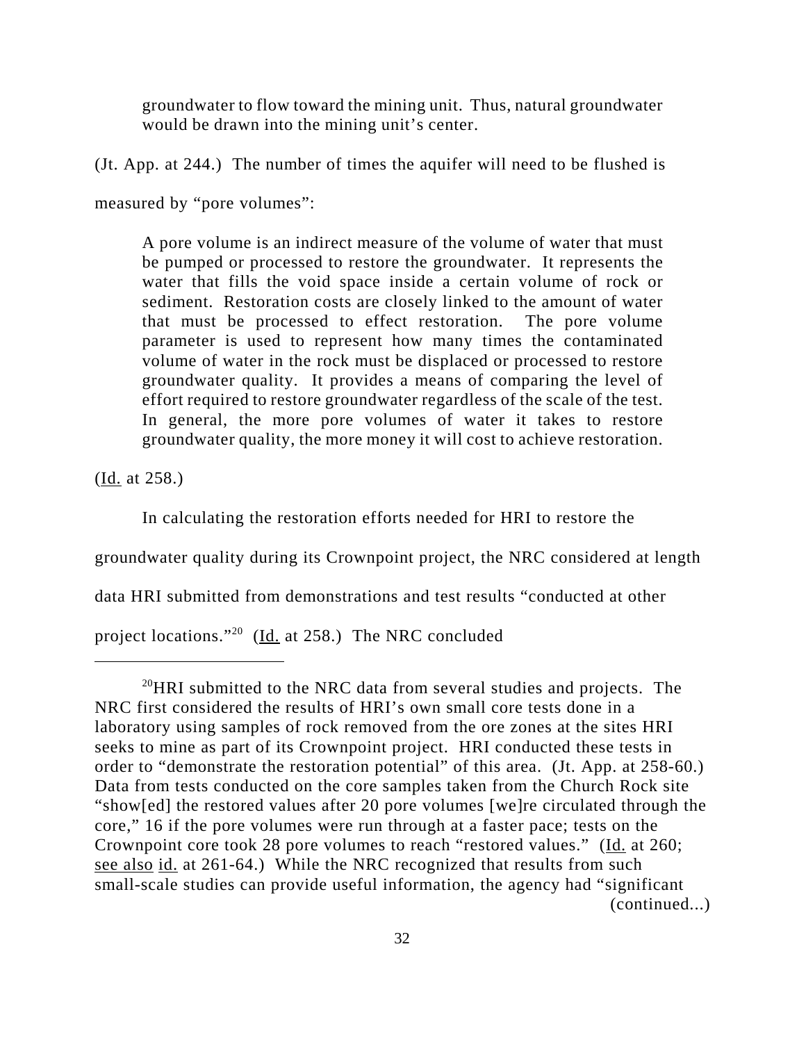> groundwater to flow toward the mining unit. Thus, natural groundwater would be drawn into the mining unit's center.

(Jt. App. at 244.) The number of times the aquifer will need to be flushed is measured by "pore volumes":

> A pore volume is an indirect measure of the volume of water that must be pumped or processed to restore the groundwater. It represents the water that fills the void space inside a certain volume of rock or sediment. Restoration costs are closely linked to the amount of water that must be processed to effect restoration. The pore volume parameter is used to represent how many times the contaminated volume of water in the rock must be displaced or processed to restore groundwater quality. It provides a means of comparing the level of effort required to restore groundwater regardless of the scale of the test. In general, the more pore volumes of water it takes to restore groundwater quality, the more money it will cost to achieve restoration.

(Id. at 258.)

In calculating the restoration efforts needed for HRI to restore the groundwater quality during its Crownpoint project, the NRC considered at length data HRI submitted from demonstrations and test results "conducted at other project locations."[20] (Id. at 258.) The NRC concluded

---

[20]HRI submitted to the NRC data from several studies and projects. The NRC first considered the results of HRI's own small core tests done in a laboratory using samples of rock removed from the ore zones at the sites HRI seeks to mine as part of its Crownpoint project. HRI conducted these tests in order to "demonstrate the restoration potential" of this area. (Jt. App. at 258-60.) Data from tests conducted on the core samples taken from the Church Rock site "show[ed] the restored values after 20 pore volumes [we]re circulated through the core," 16 if the pore volumes were run through at a faster pace; tests on the Crownpoint core took 28 pore volumes to reach "restored values." (Id. at 260; see also id. at 261-64.) While the NRC recognized that results from such small-scale studies can provide useful information, the agency had "significant (continued...)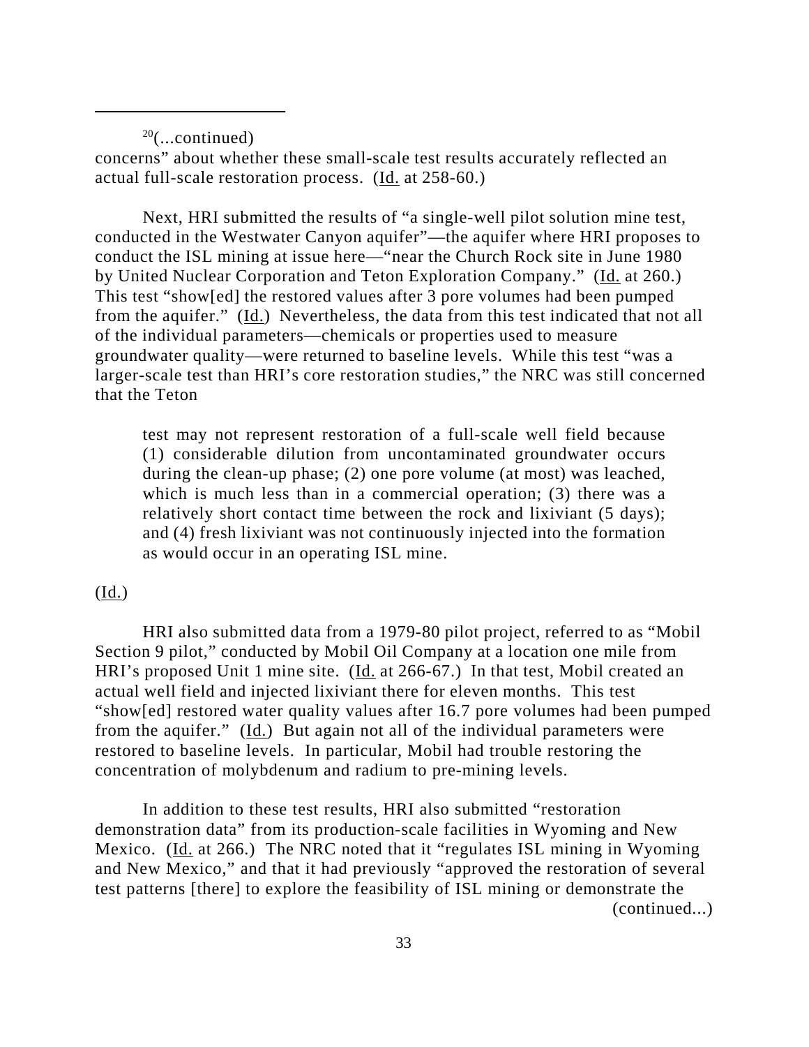[20](...continued)
concerns" about whether these small-scale test results accurately reflected an actual full-scale restoration process. (Id. at 258-60.)

Next, HRI submitted the results of "a single-well pilot solution mine test, conducted in the Westwater Canyon aquifer"—the aquifer where HRI proposes to conduct the ISL mining at issue here—"near the Church Rock site in June 1980 by United Nuclear Corporation and Teton Exploration Company." (Id. at 260.) This test "show[ed] the restored values after 3 pore volumes had been pumped from the aquifer." (Id.) Nevertheless, the data from this test indicated that not all of the individual parameters—chemicals or properties used to measure groundwater quality—were returned to baseline levels. While this test "was a larger-scale test than HRI's core restoration studies," the NRC was still concerned that the Teton

> test may not represent restoration of a full-scale well field because (1) considerable dilution from uncontaminated groundwater occurs during the clean-up phase; (2) one pore volume (at most) was leached, which is much less than in a commercial operation; (3) there was a relatively short contact time between the rock and lixiviant (5 days); and (4) fresh lixiviant was not continuously injected into the formation as would occur in an operating ISL mine.

(Id.)

HRI also submitted data from a 1979-80 pilot project, referred to as "Mobil Section 9 pilot," conducted by Mobil Oil Company at a location one mile from HRI's proposed Unit 1 mine site. (Id. at 266-67.) In that test, Mobil created an actual well field and injected lixiviant there for eleven months. This test "show[ed] restored water quality values after 16.7 pore volumes had been pumped from the aquifer." (Id.) But again not all of the individual parameters were restored to baseline levels. In particular, Mobil had trouble restoring the concentration of molybdenum and radium to pre-mining levels.

In addition to these test results, HRI also submitted "restoration demonstration data" from its production-scale facilities in Wyoming and New Mexico. (Id. at 266.) The NRC noted that it "regulates ISL mining in Wyoming and New Mexico," and that it had previously "approved the restoration of several test patterns [there] to explore the feasibility of ISL mining or demonstrate the

(continued...)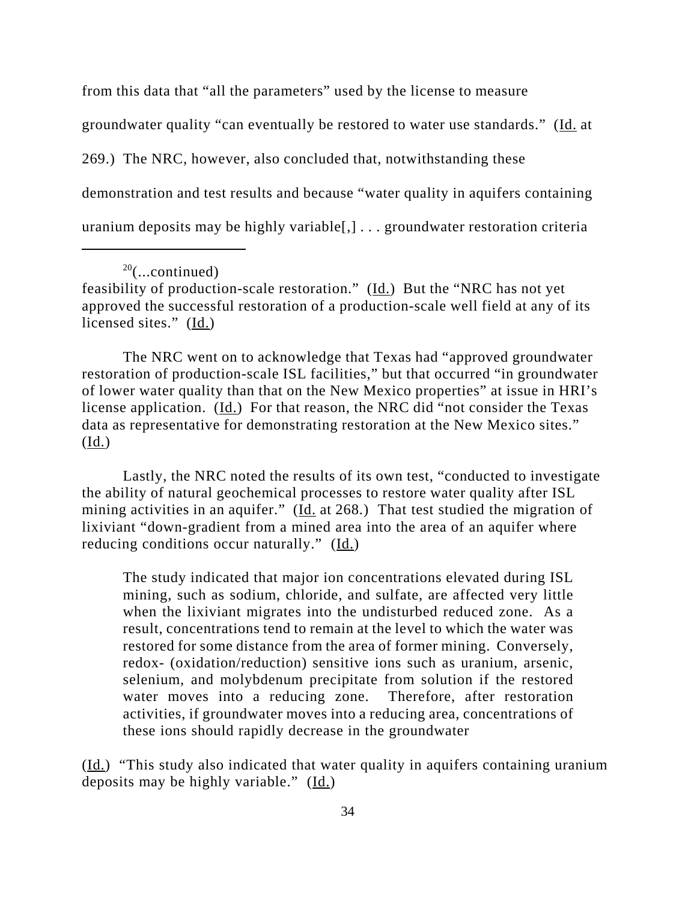from this data that "all the parameters" used by the license to measure groundwater quality "can eventually be restored to water use standards." (Id. at 269.) The NRC, however, also concluded that, notwithstanding these demonstration and test results and because "water quality in aquifers containing uranium deposits may be highly variable[,] . . . groundwater restoration criteria

---

[20](...continued)
feasibility of production-scale restoration." (Id.) But the "NRC has not yet approved the successful restoration of a production-scale well field at any of its licensed sites." (Id.)

The NRC went on to acknowledge that Texas had "approved groundwater restoration of production-scale ISL facilities," but that occurred "in groundwater of lower water quality than that on the New Mexico properties" at issue in HRI's license application. (Id.) For that reason, the NRC did "not consider the Texas data as representative for demonstrating restoration at the New Mexico sites." (Id.)

Lastly, the NRC noted the results of its own test, "conducted to investigate the ability of natural geochemical processes to restore water quality after ISL mining activities in an aquifer." (Id. at 268.) That test studied the migration of lixiviant "down-gradient from a mined area into the area of an aquifer where reducing conditions occur naturally." (Id.)

> The study indicated that major ion concentrations elevated during ISL mining, such as sodium, chloride, and sulfate, are affected very little when the lixiviant migrates into the undisturbed reduced zone. As a result, concentrations tend to remain at the level to which the water was restored for some distance from the area of former mining. Conversely, redox- (oxidation/reduction) sensitive ions such as uranium, arsenic, selenium, and molybdenum precipitate from solution if the restored water moves into a reducing zone. Therefore, after restoration activities, if groundwater moves into a reducing area, concentrations of these ions should rapidly decrease in the groundwater

(Id.) "This study also indicated that water quality in aquifers containing uranium deposits may be highly variable." (Id.)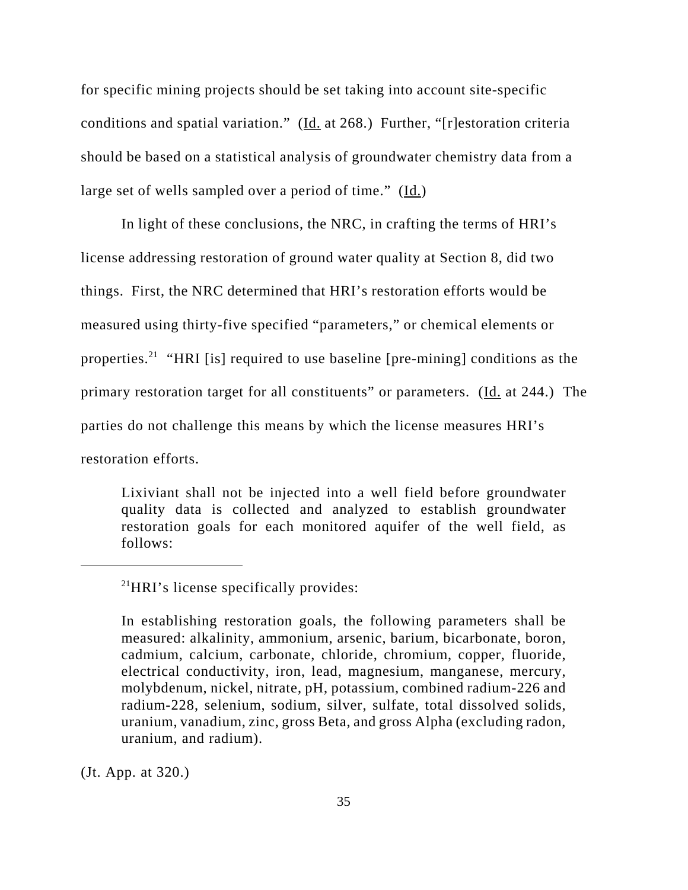for specific mining projects should be set taking into account site-specific conditions and spatial variation." (Id. at 268.) Further, "[r]estoration criteria should be based on a statistical analysis of groundwater chemistry data from a large set of wells sampled over a period of time." (Id.)

In light of these conclusions, the NRC, in crafting the terms of HRI's license addressing restoration of ground water quality at Section 8, did two things. First, the NRC determined that HRI's restoration efforts would be measured using thirty-five specified "parameters," or chemical elements or properties.[21] "HRI [is] required to use baseline [pre-mining] conditions as the primary restoration target for all constituents" or parameters. (Id. at 244.) The parties do not challenge this means by which the license measures HRI's restoration efforts.

> Lixiviant shall not be injected into a well field before groundwater quality data is collected and analyzed to establish groundwater restoration goals for each monitored aquifer of the well field, as follows:

---

[21]HRI's license specifically provides:

> In establishing restoration goals, the following parameters shall be measured: alkalinity, ammonium, arsenic, barium, bicarbonate, boron, cadmium, calcium, carbonate, chloride, chromium, copper, fluoride, electrical conductivity, iron, lead, magnesium, manganese, mercury, molybdenum, nickel, nitrate, pH, potassium, combined radium-226 and radium-228, selenium, sodium, silver, sulfate, total dissolved solids, uranium, vanadium, zinc, gross Beta, and gross Alpha (excluding radon, uranium, and radium).

(Jt. App. at 320.)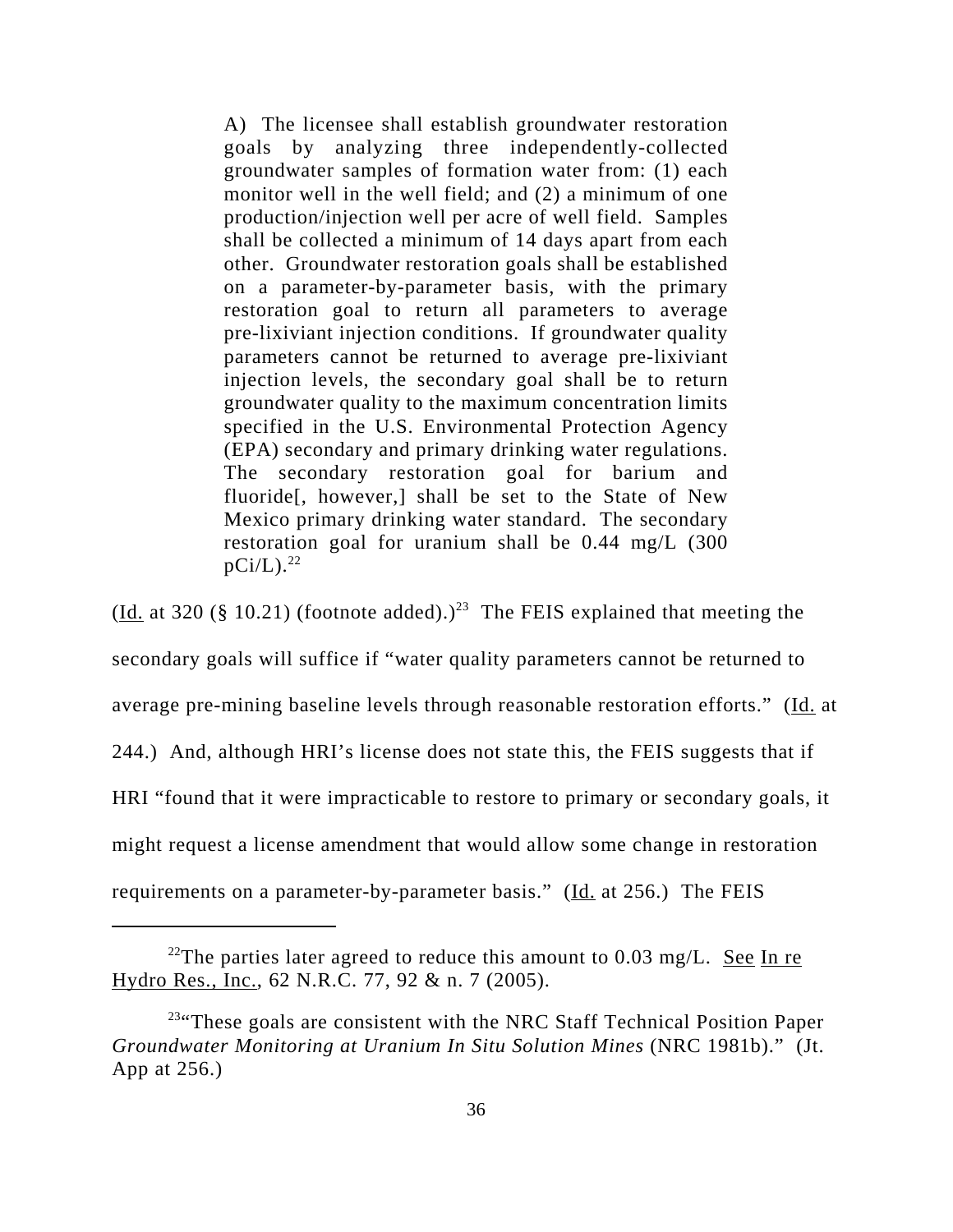> A) The licensee shall establish groundwater restoration goals by analyzing three independently-collected groundwater samples of formation water from: (1) each monitor well in the well field; and (2) a minimum of one production/injection well per acre of well field. Samples shall be collected a minimum of 14 days apart from each other. Groundwater restoration goals shall be established on a parameter-by-parameter basis, with the primary restoration goal to return all parameters to average pre-lixiviant injection conditions. If groundwater quality parameters cannot be returned to average pre-lixiviant injection levels, the secondary goal shall be to return groundwater quality to the maximum concentration limits specified in the U.S. Environmental Protection Agency (EPA) secondary and primary drinking water regulations. The secondary restoration goal for barium and fluoride[, however,] shall be set to the State of New Mexico primary drinking water standard. The secondary restoration goal for uranium shall be 0.44 mg/L (300 pCi/L).[22]

(Id. at 320 (§ 10.21) (footnote added).)[23] The FEIS explained that meeting the secondary goals will suffice if "water quality parameters cannot be returned to average pre-mining baseline levels through reasonable restoration efforts." (Id. at 244.) And, although HRI's license does not state this, the FEIS suggests that if HRI "found that it were impracticable to restore to primary or secondary goals, it might request a license amendment that would allow some change in restoration requirements on a parameter-by-parameter basis." (Id. at 256.) The FEIS

---

[22] The parties later agreed to reduce this amount to 0.03 mg/L. See In re Hydro Res., Inc., 62 N.R.C. 77, 92 & n. 7 (2005).

[23] "These goals are consistent with the NRC Staff Technical Position Paper *Groundwater Monitoring at Uranium In Situ Solution Mines* (NRC 1981b)." (Jt. App at 256.)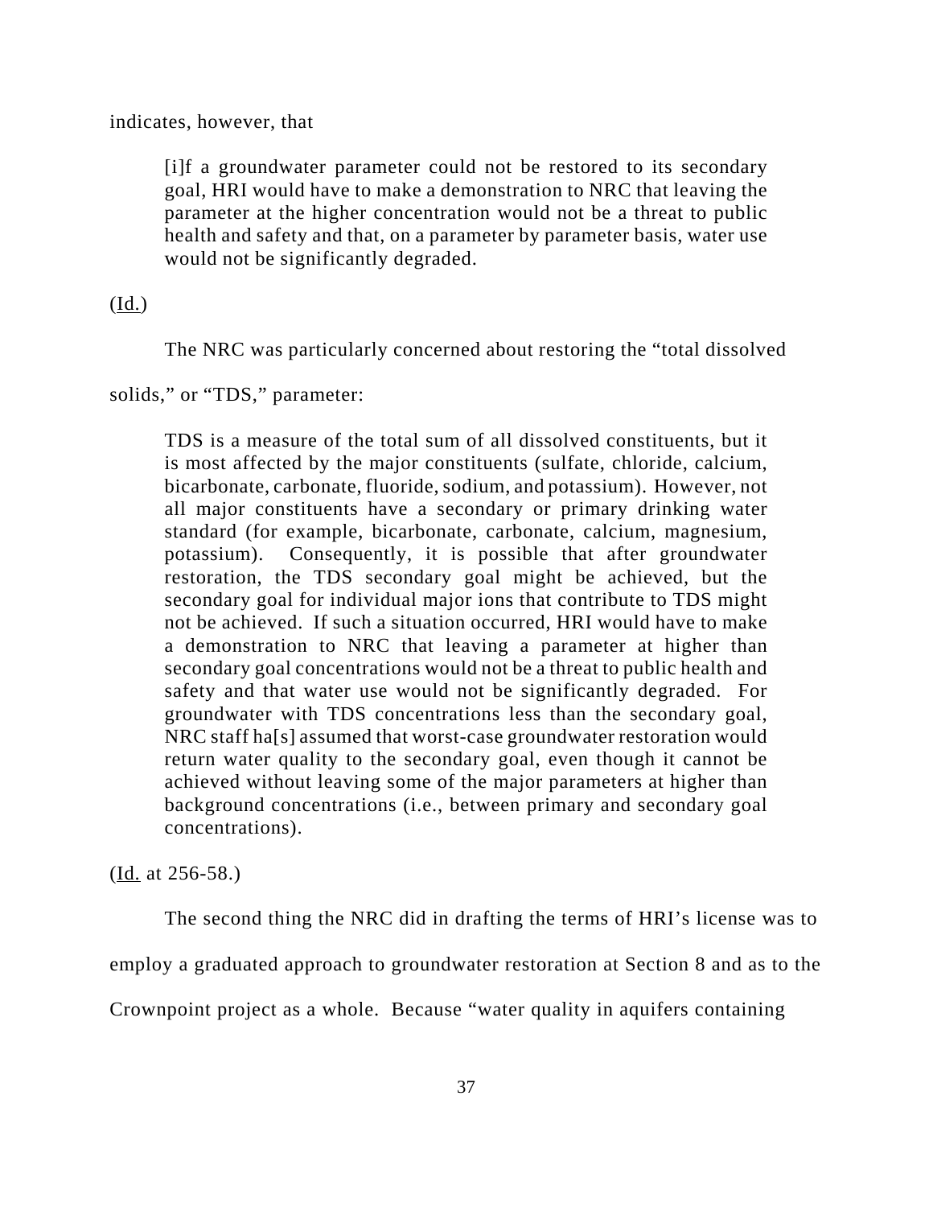indicates, however, that

> [i]f a groundwater parameter could not be restored to its secondary goal, HRI would have to make a demonstration to NRC that leaving the parameter at the higher concentration would not be a threat to public health and safety and that, on a parameter by parameter basis, water use would not be significantly degraded.

(Id.)

The NRC was particularly concerned about restoring the "total dissolved solids," or "TDS," parameter:

> TDS is a measure of the total sum of all dissolved constituents, but it is most affected by the major constituents (sulfate, chloride, calcium, bicarbonate, carbonate, fluoride, sodium, and potassium). However, not all major constituents have a secondary or primary drinking water standard (for example, bicarbonate, carbonate, calcium, magnesium, potassium). Consequently, it is possible that after groundwater restoration, the TDS secondary goal might be achieved, but the secondary goal for individual major ions that contribute to TDS might not be achieved. If such a situation occurred, HRI would have to make a demonstration to NRC that leaving a parameter at higher than secondary goal concentrations would not be a threat to public health and safety and that water use would not be significantly degraded. For groundwater with TDS concentrations less than the secondary goal, NRC staff ha[s] assumed that worst-case groundwater restoration would return water quality to the secondary goal, even though it cannot be achieved without leaving some of the major parameters at higher than background concentrations (i.e., between primary and secondary goal concentrations).

(Id. at 256-58.)

The second thing the NRC did in drafting the terms of HRI's license was to employ a graduated approach to groundwater restoration at Section 8 and as to the Crownpoint project as a whole. Because "water quality in aquifers containing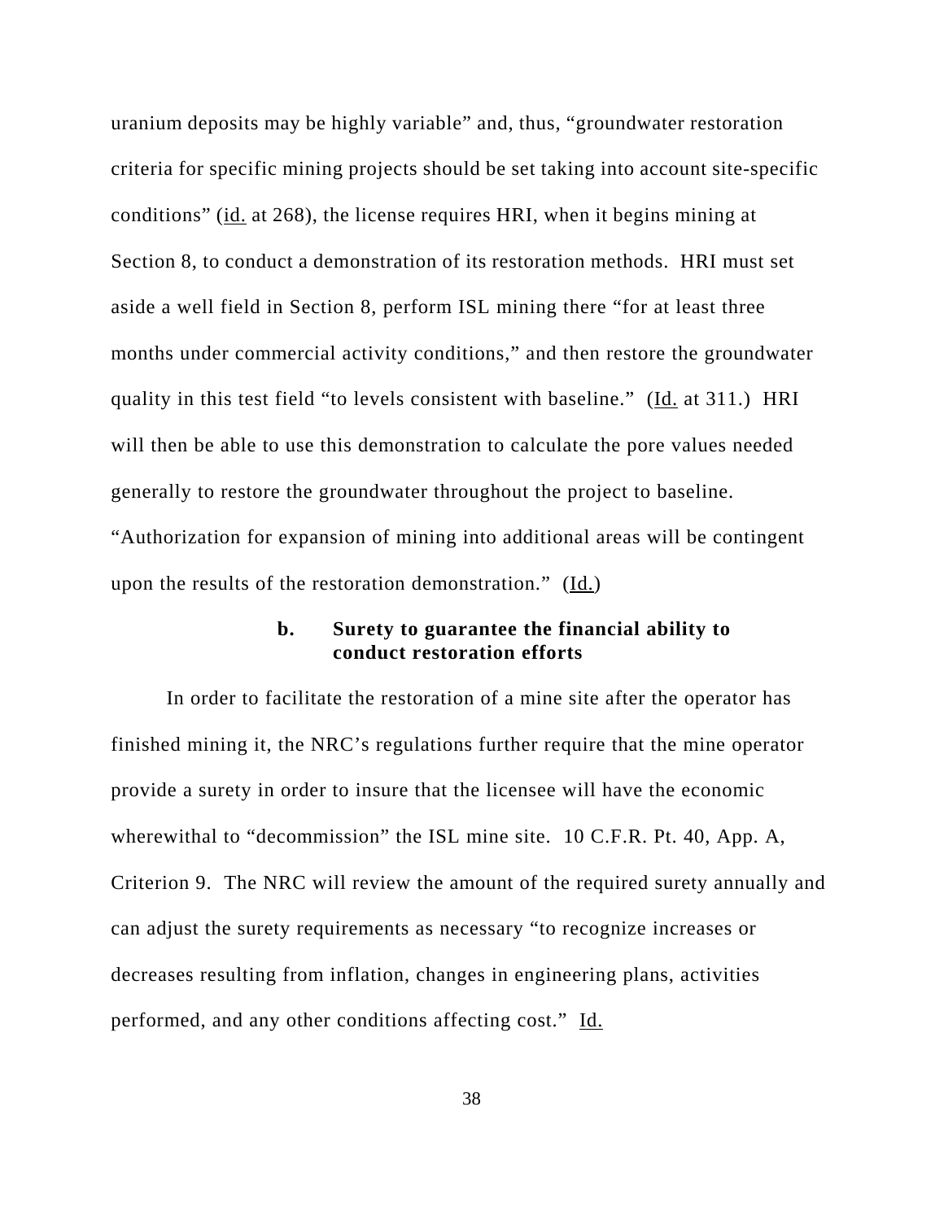uranium deposits may be highly variable" and, thus, "groundwater restoration criteria for specific mining projects should be set taking into account site-specific conditions" (id. at 268), the license requires HRI, when it begins mining at Section 8, to conduct a demonstration of its restoration methods. HRI must set aside a well field in Section 8, perform ISL mining there "for at least three months under commercial activity conditions," and then restore the groundwater quality in this test field "to levels consistent with baseline." (Id. at 311.) HRI will then be able to use this demonstration to calculate the pore values needed generally to restore the groundwater throughout the project to baseline. "Authorization for expansion of mining into additional areas will be contingent upon the results of the restoration demonstration." (Id.)

**b. Surety to guarantee the financial ability to conduct restoration efforts**

In order to facilitate the restoration of a mine site after the operator has finished mining it, the NRC's regulations further require that the mine operator provide a surety in order to insure that the licensee will have the economic wherewithal to "decommission" the ISL mine site. 10 C.F.R. Pt. 40, App. A, Criterion 9. The NRC will review the amount of the required surety annually and can adjust the surety requirements as necessary "to recognize increases or decreases resulting from inflation, changes in engineering plans, activities performed, and any other conditions affecting cost." Id.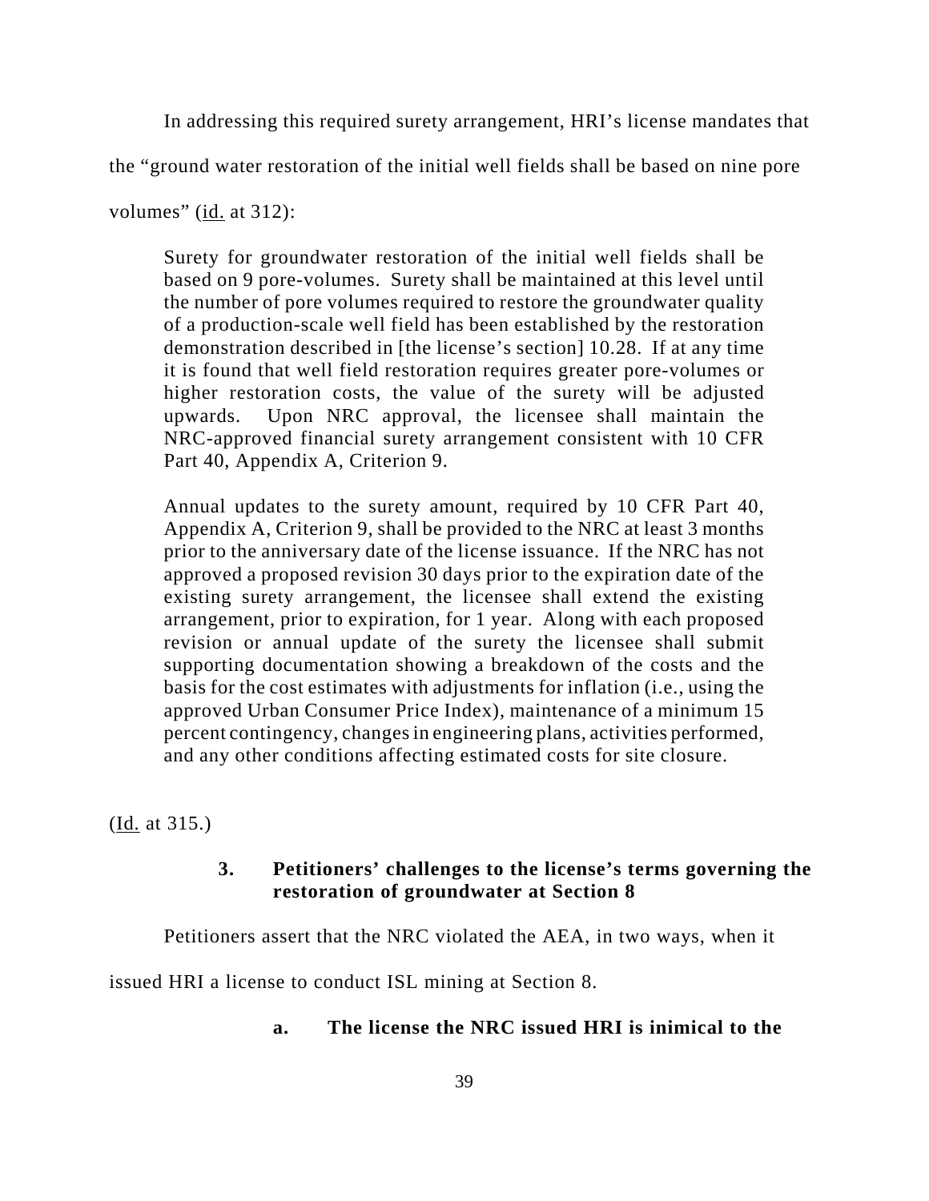In addressing this required surety arrangement, HRI's license mandates that the "ground water restoration of the initial well fields shall be based on nine pore volumes" (id. at 312):

> Surety for groundwater restoration of the initial well fields shall be based on 9 pore-volumes. Surety shall be maintained at this level until the number of pore volumes required to restore the groundwater quality of a production-scale well field has been established by the restoration demonstration described in [the license's section] 10.28. If at any time it is found that well field restoration requires greater pore-volumes or higher restoration costs, the value of the surety will be adjusted upwards. Upon NRC approval, the licensee shall maintain the NRC-approved financial surety arrangement consistent with 10 CFR Part 40, Appendix A, Criterion 9.
>
> Annual updates to the surety amount, required by 10 CFR Part 40, Appendix A, Criterion 9, shall be provided to the NRC at least 3 months prior to the anniversary date of the license issuance. If the NRC has not approved a proposed revision 30 days prior to the expiration date of the existing surety arrangement, the licensee shall extend the existing arrangement, prior to expiration, for 1 year. Along with each proposed revision or annual update of the surety the licensee shall submit supporting documentation showing a breakdown of the costs and the basis for the cost estimates with adjustments for inflation (i.e., using the approved Urban Consumer Price Index), maintenance of a minimum 15 percent contingency, changes in engineering plans, activities performed, and any other conditions affecting estimated costs for site closure.

(Id. at 315.)

### 3. Petitioners' challenges to the license's terms governing the restoration of groundwater at Section 8

Petitioners assert that the NRC violated the AEA, in two ways, when it issued HRI a license to conduct ISL mining at Section 8.

#### a. The license the NRC issued HRI is inimical to the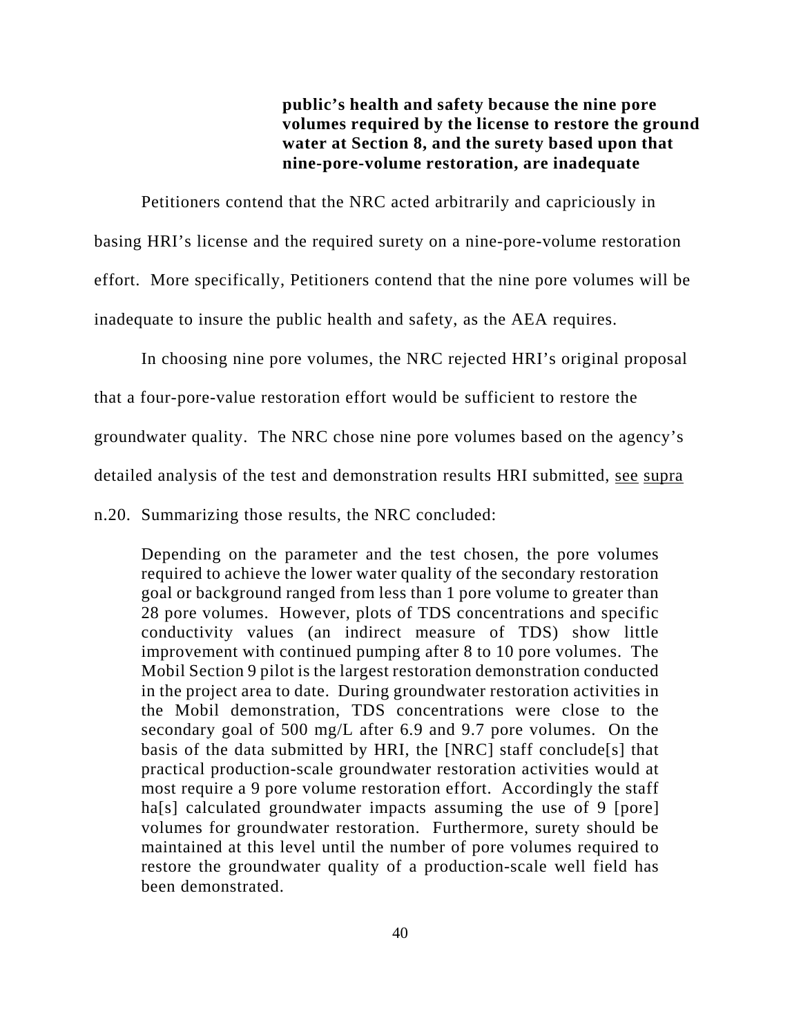**public's health and safety because the nine pore volumes required by the license to restore the ground water at Section 8, and the surety based upon that nine-pore-volume restoration, are inadequate**

Petitioners contend that the NRC acted arbitrarily and capriciously in basing HRI's license and the required surety on a nine-pore-volume restoration effort. More specifically, Petitioners contend that the nine pore volumes will be inadequate to insure the public health and safety, as the AEA requires.

In choosing nine pore volumes, the NRC rejected HRI's original proposal that a four-pore-value restoration effort would be sufficient to restore the groundwater quality. The NRC chose nine pore volumes based on the agency's detailed analysis of the test and demonstration results HRI submitted, see supra n.20. Summarizing those results, the NRC concluded:

> Depending on the parameter and the test chosen, the pore volumes required to achieve the lower water quality of the secondary restoration goal or background ranged from less than 1 pore volume to greater than 28 pore volumes. However, plots of TDS concentrations and specific conductivity values (an indirect measure of TDS) show little improvement with continued pumping after 8 to 10 pore volumes. The Mobil Section 9 pilot is the largest restoration demonstration conducted in the project area to date. During groundwater restoration activities in the Mobil demonstration, TDS concentrations were close to the secondary goal of 500 mg/L after 6.9 and 9.7 pore volumes. On the basis of the data submitted by HRI, the [NRC] staff conclude[s] that practical production-scale groundwater restoration activities would at most require a 9 pore volume restoration effort. Accordingly the staff ha[s] calculated groundwater impacts assuming the use of 9 [pore] volumes for groundwater restoration. Furthermore, surety should be maintained at this level until the number of pore volumes required to restore the groundwater quality of a production-scale well field has been demonstrated.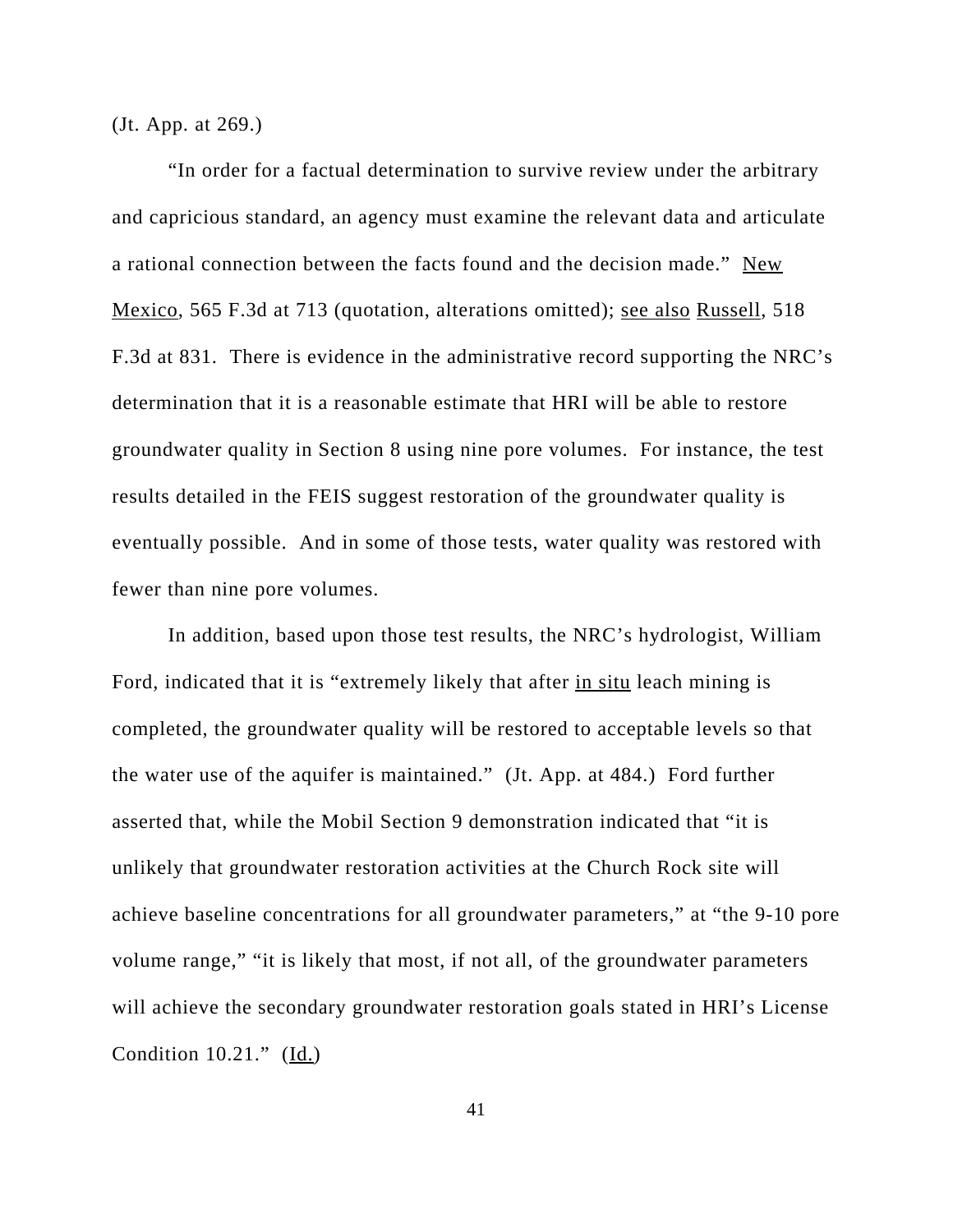(Jt. App. at 269.)

"In order for a factual determination to survive review under the arbitrary and capricious standard, an agency must examine the relevant data and articulate a rational connection between the facts found and the decision made." New Mexico, 565 F.3d at 713 (quotation, alterations omitted); see also Russell, 518 F.3d at 831. There is evidence in the administrative record supporting the NRC's determination that it is a reasonable estimate that HRI will be able to restore groundwater quality in Section 8 using nine pore volumes. For instance, the test results detailed in the FEIS suggest restoration of the groundwater quality is eventually possible. And in some of those tests, water quality was restored with fewer than nine pore volumes.

In addition, based upon those test results, the NRC's hydrologist, William Ford, indicated that it is "extremely likely that after in situ leach mining is completed, the groundwater quality will be restored to acceptable levels so that the water use of the aquifer is maintained." (Jt. App. at 484.) Ford further asserted that, while the Mobil Section 9 demonstration indicated that "it is unlikely that groundwater restoration activities at the Church Rock site will achieve baseline concentrations for all groundwater parameters," at "the 9-10 pore volume range," "it is likely that most, if not all, of the groundwater parameters will achieve the secondary groundwater restoration goals stated in HRI's License Condition 10.21." (Id.)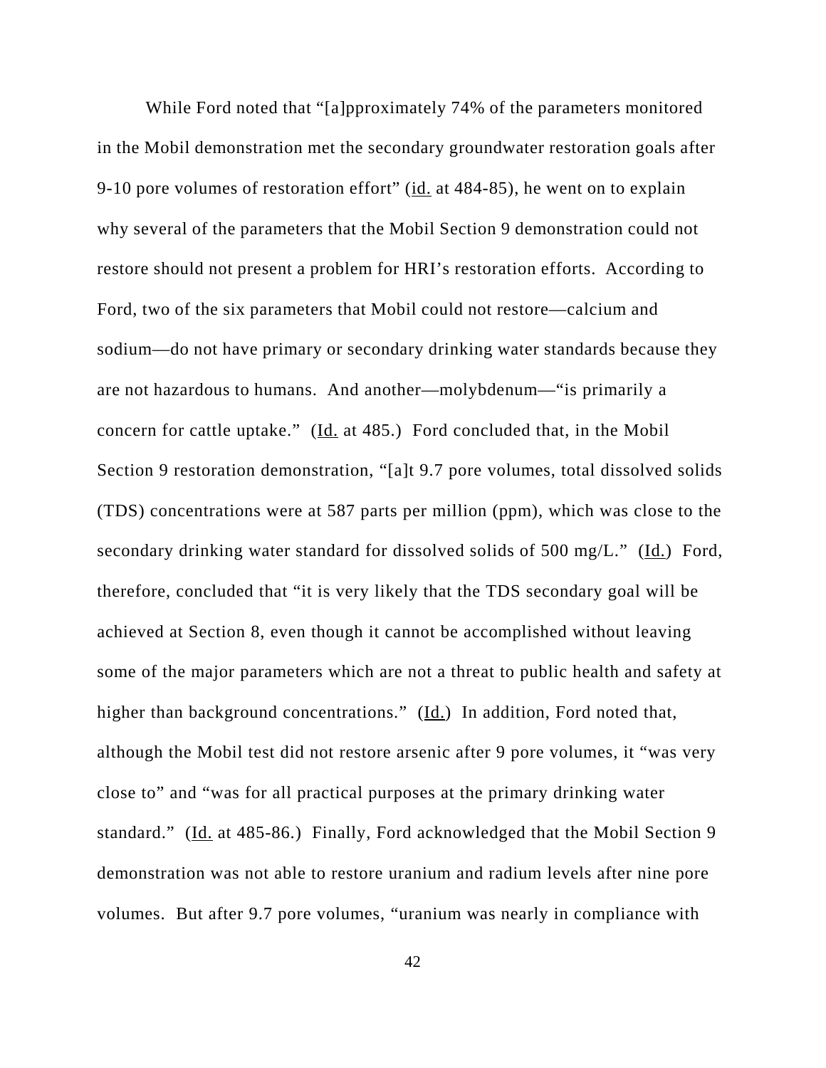While Ford noted that "[a]pproximately 74% of the parameters monitored in the Mobil demonstration met the secondary groundwater restoration goals after 9-10 pore volumes of restoration effort" (id. at 484-85), he went on to explain why several of the parameters that the Mobil Section 9 demonstration could not restore should not present a problem for HRI's restoration efforts. According to Ford, two of the six parameters that Mobil could not restore—calcium and sodium—do not have primary or secondary drinking water standards because they are not hazardous to humans. And another—molybdenum—"is primarily a concern for cattle uptake." (Id. at 485.) Ford concluded that, in the Mobil Section 9 restoration demonstration, "[a]t 9.7 pore volumes, total dissolved solids (TDS) concentrations were at 587 parts per million (ppm), which was close to the secondary drinking water standard for dissolved solids of 500 mg/L." (Id.) Ford, therefore, concluded that "it is very likely that the TDS secondary goal will be achieved at Section 8, even though it cannot be accomplished without leaving some of the major parameters which are not a threat to public health and safety at higher than background concentrations." (Id.) In addition, Ford noted that, although the Mobil test did not restore arsenic after 9 pore volumes, it "was very close to" and "was for all practical purposes at the primary drinking water standard." (Id. at 485-86.) Finally, Ford acknowledged that the Mobil Section 9 demonstration was not able to restore uranium and radium levels after nine pore volumes. But after 9.7 pore volumes, "uranium was nearly in compliance with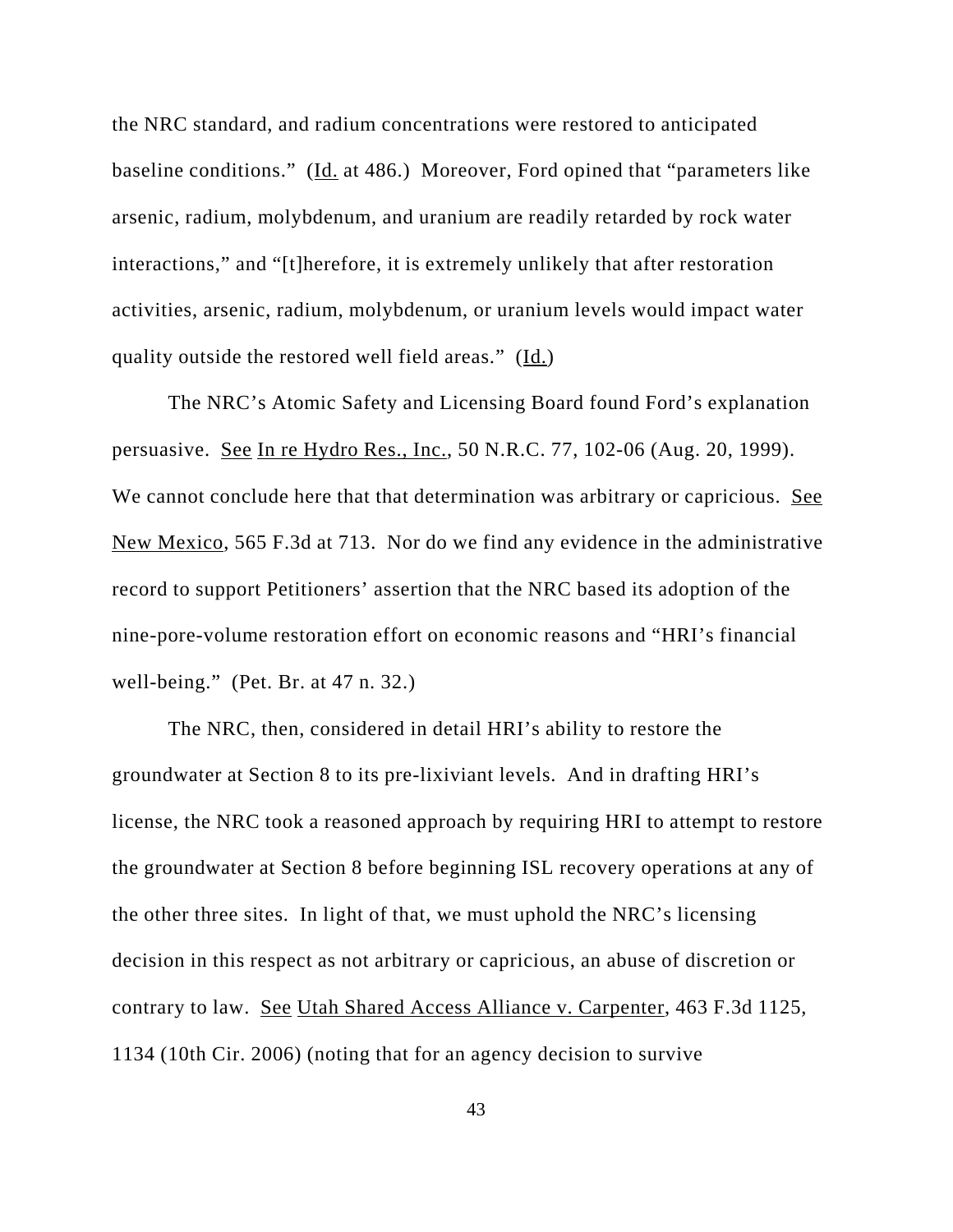the NRC standard, and radium concentrations were restored to anticipated baseline conditions." (Id. at 486.) Moreover, Ford opined that "parameters like arsenic, radium, molybdenum, and uranium are readily retarded by rock water interactions," and "[t]herefore, it is extremely unlikely that after restoration activities, arsenic, radium, molybdenum, or uranium levels would impact water quality outside the restored well field areas." (Id.)

The NRC's Atomic Safety and Licensing Board found Ford's explanation persuasive. See In re Hydro Res., Inc., 50 N.R.C. 77, 102-06 (Aug. 20, 1999). We cannot conclude here that that determination was arbitrary or capricious. See New Mexico, 565 F.3d at 713. Nor do we find any evidence in the administrative record to support Petitioners' assertion that the NRC based its adoption of the nine-pore-volume restoration effort on economic reasons and "HRI's financial well-being." (Pet. Br. at 47 n. 32.)

The NRC, then, considered in detail HRI's ability to restore the groundwater at Section 8 to its pre-lixiviant levels. And in drafting HRI's license, the NRC took a reasoned approach by requiring HRI to attempt to restore the groundwater at Section 8 before beginning ISL recovery operations at any of the other three sites. In light of that, we must uphold the NRC's licensing decision in this respect as not arbitrary or capricious, an abuse of discretion or contrary to law. See Utah Shared Access Alliance v. Carpenter, 463 F.3d 1125, 1134 (10th Cir. 2006) (noting that for an agency decision to survive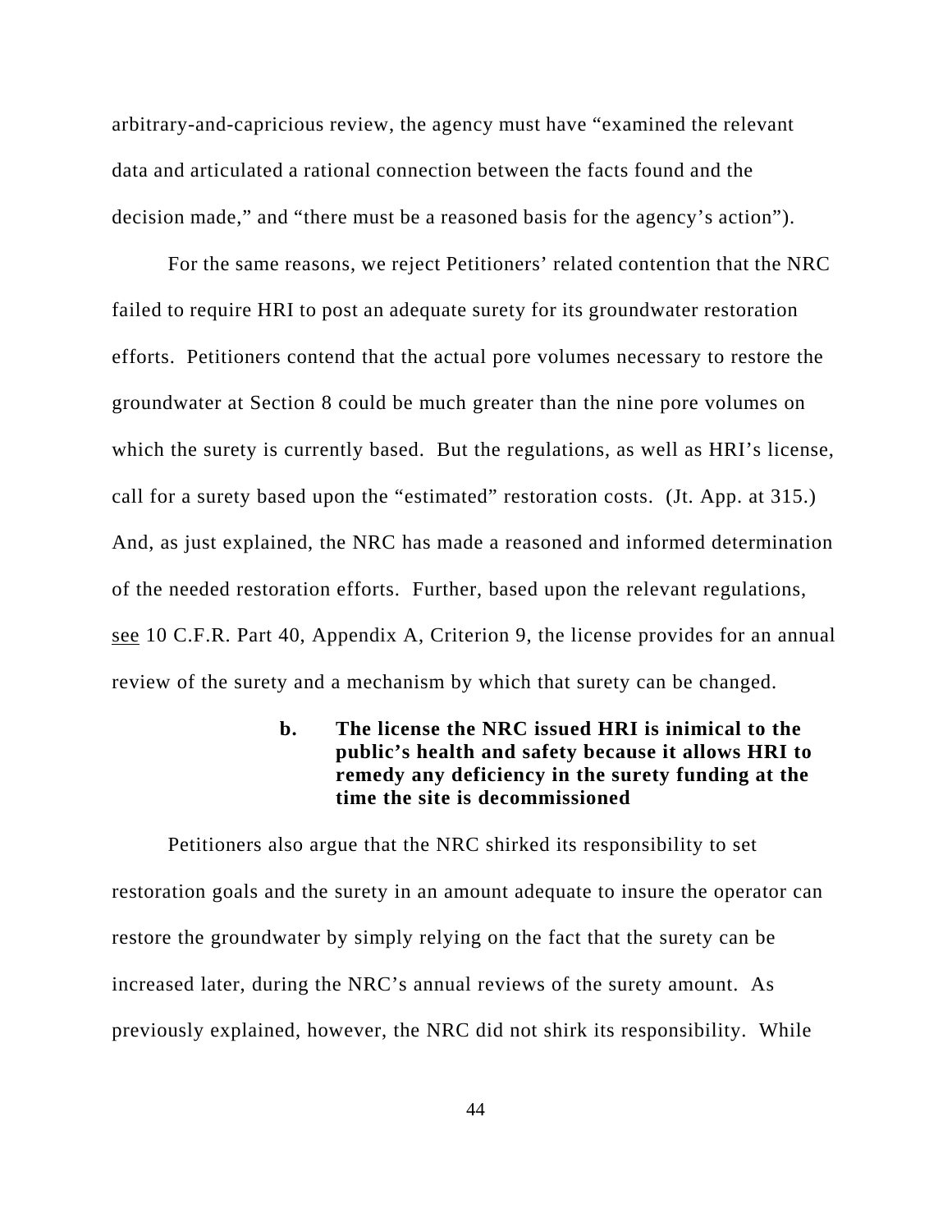arbitrary-and-capricious review, the agency must have "examined the relevant data and articulated a rational connection between the facts found and the decision made," and "there must be a reasoned basis for the agency's action").

For the same reasons, we reject Petitioners' related contention that the NRC failed to require HRI to post an adequate surety for its groundwater restoration efforts. Petitioners contend that the actual pore volumes necessary to restore the groundwater at Section 8 could be much greater than the nine pore volumes on which the surety is currently based. But the regulations, as well as HRI's license, call for a surety based upon the "estimated" restoration costs. (Jt. App. at 315.) And, as just explained, the NRC has made a reasoned and informed determination of the needed restoration efforts. Further, based upon the relevant regulations, see 10 C.F.R. Part 40, Appendix A, Criterion 9, the license provides for an annual review of the surety and a mechanism by which that surety can be changed.

**b. The license the NRC issued HRI is inimical to the public's health and safety because it allows HRI to remedy any deficiency in the surety funding at the time the site is decommissioned**

Petitioners also argue that the NRC shirked its responsibility to set restoration goals and the surety in an amount adequate to insure the operator can restore the groundwater by simply relying on the fact that the surety can be increased later, during the NRC's annual reviews of the surety amount. As previously explained, however, the NRC did not shirk its responsibility. While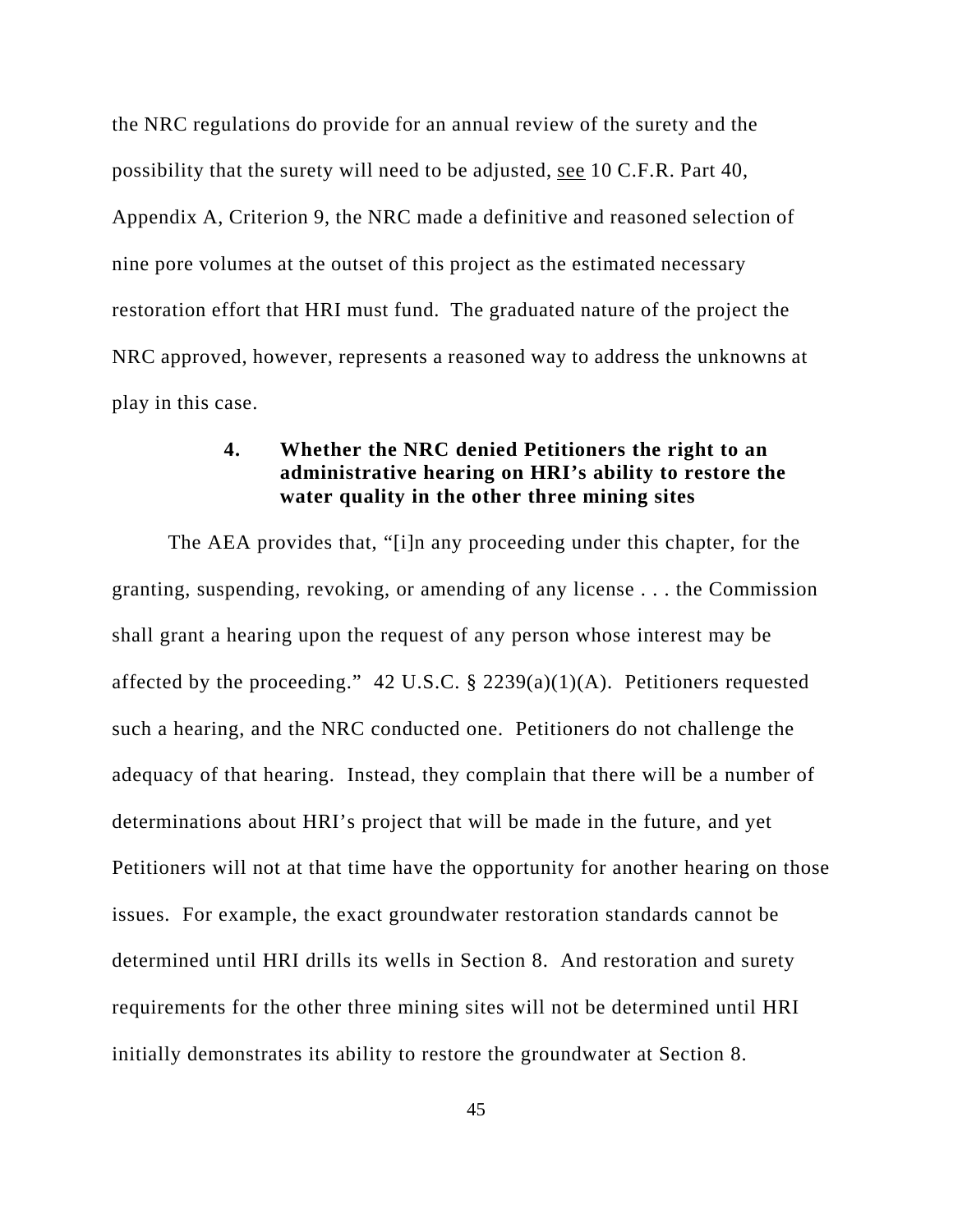the NRC regulations do provide for an annual review of the surety and the possibility that the surety will need to be adjusted, see 10 C.F.R. Part 40, Appendix A, Criterion 9, the NRC made a definitive and reasoned selection of nine pore volumes at the outset of this project as the estimated necessary restoration effort that HRI must fund. The graduated nature of the project the NRC approved, however, represents a reasoned way to address the unknowns at play in this case.

#### 4. Whether the NRC denied Petitioners the right to an administrative hearing on HRI's ability to restore the water quality in the other three mining sites

The AEA provides that, "[i]n any proceeding under this chapter, for the granting, suspending, revoking, or amending of any license . . . the Commission shall grant a hearing upon the request of any person whose interest may be affected by the proceeding." 42 U.S.C. § 2239(a)(1)(A). Petitioners requested such a hearing, and the NRC conducted one. Petitioners do not challenge the adequacy of that hearing. Instead, they complain that there will be a number of determinations about HRI's project that will be made in the future, and yet Petitioners will not at that time have the opportunity for another hearing on those issues. For example, the exact groundwater restoration standards cannot be determined until HRI drills its wells in Section 8. And restoration and surety requirements for the other three mining sites will not be determined until HRI initially demonstrates its ability to restore the groundwater at Section 8.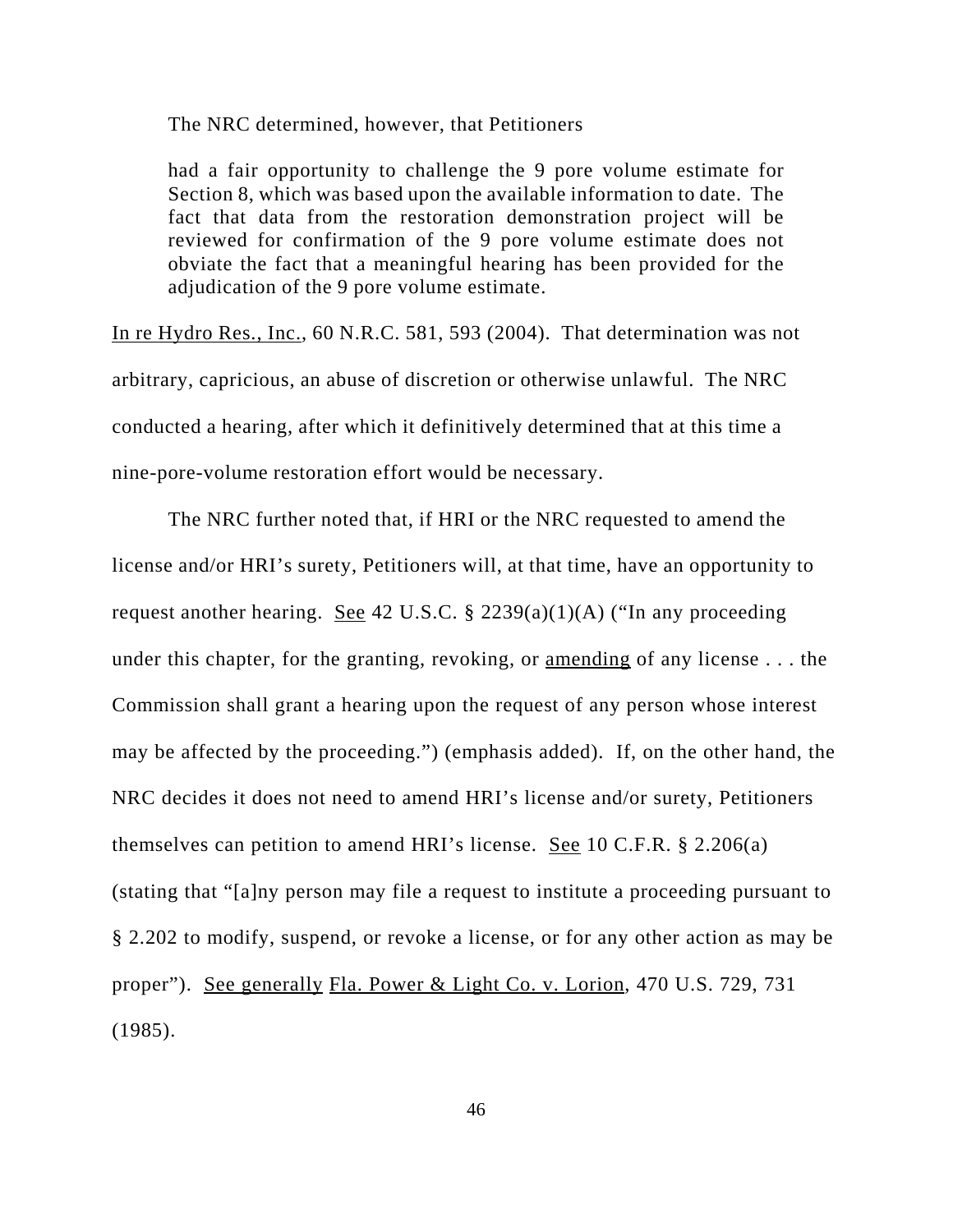The NRC determined, however, that Petitioners

> had a fair opportunity to challenge the 9 pore volume estimate for Section 8, which was based upon the available information to date. The fact that data from the restoration demonstration project will be reviewed for confirmation of the 9 pore volume estimate does not obviate the fact that a meaningful hearing has been provided for the adjudication of the 9 pore volume estimate.

In re Hydro Res., Inc., 60 N.R.C. 581, 593 (2004). That determination was not arbitrary, capricious, an abuse of discretion or otherwise unlawful. The NRC conducted a hearing, after which it definitively determined that at this time a nine-pore-volume restoration effort would be necessary.

The NRC further noted that, if HRI or the NRC requested to amend the license and/or HRI's surety, Petitioners will, at that time, have an opportunity to request another hearing. See 42 U.S.C. § 2239(a)(1)(A) ("In any proceeding under this chapter, for the granting, revoking, or amending of any license . . . the Commission shall grant a hearing upon the request of any person whose interest may be affected by the proceeding.") (emphasis added). If, on the other hand, the NRC decides it does not need to amend HRI's license and/or surety, Petitioners themselves can petition to amend HRI's license. See 10 C.F.R. § 2.206(a) (stating that "[a]ny person may file a request to institute a proceeding pursuant to § 2.202 to modify, suspend, or revoke a license, or for any other action as may be proper"). See generally Fla. Power & Light Co. v. Lorion, 470 U.S. 729, 731 (1985).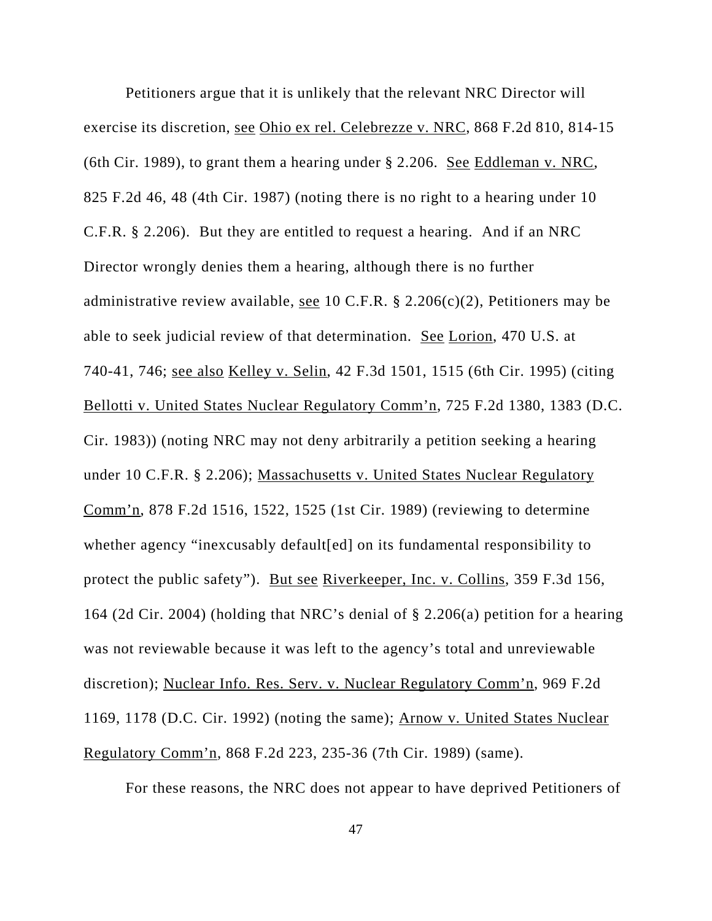Petitioners argue that it is unlikely that the relevant NRC Director will exercise its discretion, see Ohio ex rel. Celebrezze v. NRC, 868 F.2d 810, 814-15 (6th Cir. 1989), to grant them a hearing under § 2.206. See Eddleman v. NRC, 825 F.2d 46, 48 (4th Cir. 1987) (noting there is no right to a hearing under 10 C.F.R. § 2.206). But they are entitled to request a hearing. And if an NRC Director wrongly denies them a hearing, although there is no further administrative review available, see 10 C.F.R. § 2.206(c)(2), Petitioners may be able to seek judicial review of that determination. See Lorion, 470 U.S. at 740-41, 746; see also Kelley v. Selin, 42 F.3d 1501, 1515 (6th Cir. 1995) (citing Bellotti v. United States Nuclear Regulatory Comm'n, 725 F.2d 1380, 1383 (D.C. Cir. 1983)) (noting NRC may not deny arbitrarily a petition seeking a hearing under 10 C.F.R. § 2.206); Massachusetts v. United States Nuclear Regulatory Comm'n, 878 F.2d 1516, 1522, 1525 (1st Cir. 1989) (reviewing to determine whether agency "inexcusably default[ed] on its fundamental responsibility to protect the public safety"). But see Riverkeeper, Inc. v. Collins, 359 F.3d 156, 164 (2d Cir. 2004) (holding that NRC's denial of § 2.206(a) petition for a hearing was not reviewable because it was left to the agency's total and unreviewable discretion); Nuclear Info. Res. Serv. v. Nuclear Regulatory Comm'n, 969 F.2d 1169, 1178 (D.C. Cir. 1992) (noting the same); Arnow v. United States Nuclear Regulatory Comm'n, 868 F.2d 223, 235-36 (7th Cir. 1989) (same).

For these reasons, the NRC does not appear to have deprived Petitioners of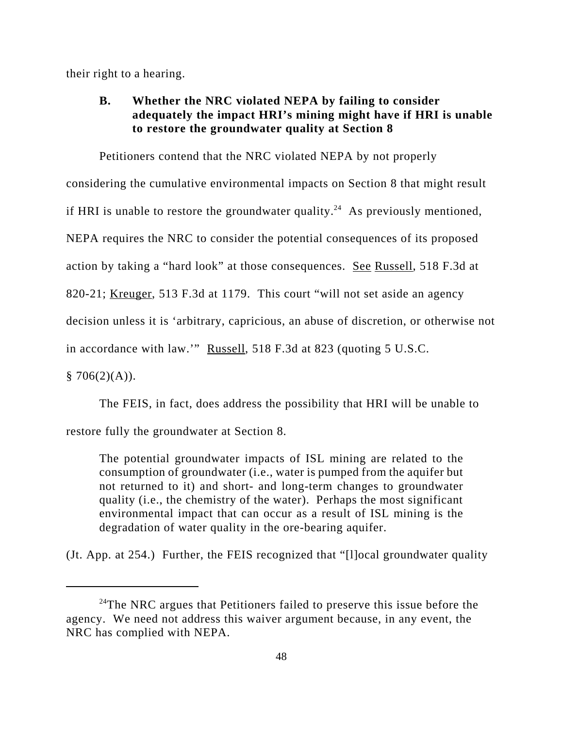their right to a hearing.

### B. Whether the NRC violated NEPA by failing to consider adequately the impact HRI's mining might have if HRI is unable to restore the groundwater quality at Section 8

Petitioners contend that the NRC violated NEPA by not properly considering the cumulative environmental impacts on Section 8 that might result if HRI is unable to restore the groundwater quality.[24] As previously mentioned, NEPA requires the NRC to consider the potential consequences of its proposed action by taking a "hard look" at those consequences. See Russell, 518 F.3d at 820-21; Kreuger, 513 F.3d at 1179. This court "will not set aside an agency decision unless it is 'arbitrary, capricious, an abuse of discretion, or otherwise not in accordance with law.'" Russell, 518 F.3d at 823 (quoting 5 U.S.C. § 706(2)(A)).

The FEIS, in fact, does address the possibility that HRI will be unable to restore fully the groundwater at Section 8.

> The potential groundwater impacts of ISL mining are related to the consumption of groundwater (i.e., water is pumped from the aquifer but not returned to it) and short- and long-term changes to groundwater quality (i.e., the chemistry of the water). Perhaps the most significant environmental impact that can occur as a result of ISL mining is the degradation of water quality in the ore-bearing aquifer.

(Jt. App. at 254.) Further, the FEIS recognized that "[l]ocal groundwater quality

---

[24] The NRC argues that Petitioners failed to preserve this issue before the agency. We need not address this waiver argument because, in any event, the NRC has complied with NEPA.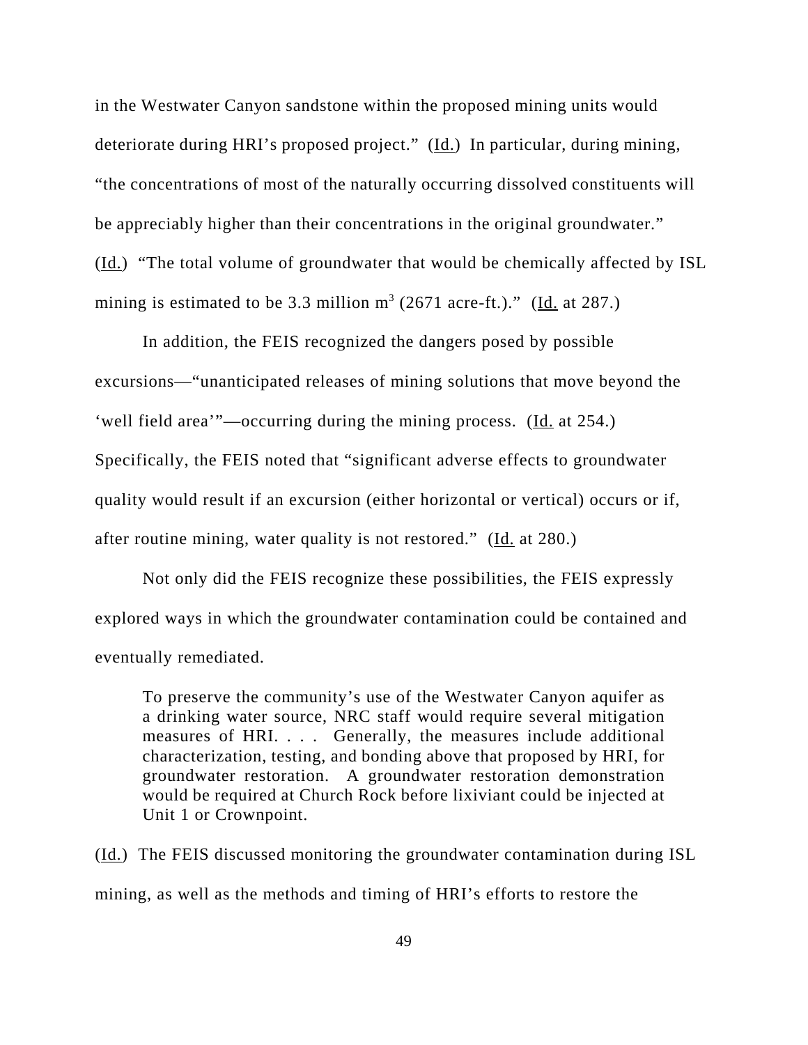in the Westwater Canyon sandstone within the proposed mining units would deteriorate during HRI's proposed project." (Id.) In particular, during mining, "the concentrations of most of the naturally occurring dissolved constituents will be appreciably higher than their concentrations in the original groundwater." (Id.) "The total volume of groundwater that would be chemically affected by ISL mining is estimated to be 3.3 million $m^3$ (2671 acre-ft.)." (Id. at 287.)

In addition, the FEIS recognized the dangers posed by possible excursions—"unanticipated releases of mining solutions that move beyond the 'well field area'"—occurring during the mining process. (Id. at 254.) Specifically, the FEIS noted that "significant adverse effects to groundwater quality would result if an excursion (either horizontal or vertical) occurs or if, after routine mining, water quality is not restored." (Id. at 280.)

Not only did the FEIS recognize these possibilities, the FEIS expressly explored ways in which the groundwater contamination could be contained and eventually remediated.

> To preserve the community's use of the Westwater Canyon aquifer as a drinking water source, NRC staff would require several mitigation measures of HRI. . . . Generally, the measures include additional characterization, testing, and bonding above that proposed by HRI, for groundwater restoration. A groundwater restoration demonstration would be required at Church Rock before lixiviant could be injected at Unit 1 or Crownpoint.

(Id.) The FEIS discussed monitoring the groundwater contamination during ISL mining, as well as the methods and timing of HRI's efforts to restore the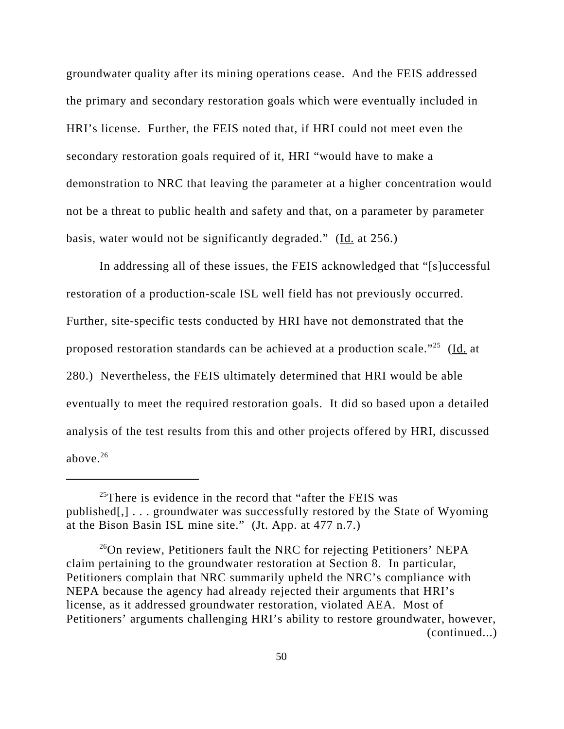groundwater quality after its mining operations cease. And the FEIS addressed the primary and secondary restoration goals which were eventually included in HRI's license. Further, the FEIS noted that, if HRI could not meet even the secondary restoration goals required of it, HRI "would have to make a demonstration to NRC that leaving the parameter at a higher concentration would not be a threat to public health and safety and that, on a parameter by parameter basis, water would not be significantly degraded." (Id. at 256.)

In addressing all of these issues, the FEIS acknowledged that "[s]uccessful restoration of a production-scale ISL well field has not previously occurred. Further, site-specific tests conducted by HRI have not demonstrated that the proposed restoration standards can be achieved at a production scale."[25] (Id. at 280.) Nevertheless, the FEIS ultimately determined that HRI would be able eventually to meet the required restoration goals. It did so based upon a detailed analysis of the test results from this and other projects offered by HRI, discussed above.[26]

---

[25]There is evidence in the record that "after the FEIS was published[,] . . . groundwater was successfully restored by the State of Wyoming at the Bison Basin ISL mine site." (Jt. App. at 477 n.7.)

[26]On review, Petitioners fault the NRC for rejecting Petitioners' NEPA claim pertaining to the groundwater restoration at Section 8. In particular, Petitioners complain that NRC summarily upheld the NRC's compliance with NEPA because the agency had already rejected their arguments that HRI's license, as it addressed groundwater restoration, violated AEA. Most of Petitioners' arguments challenging HRI's ability to restore groundwater, however, (continued...)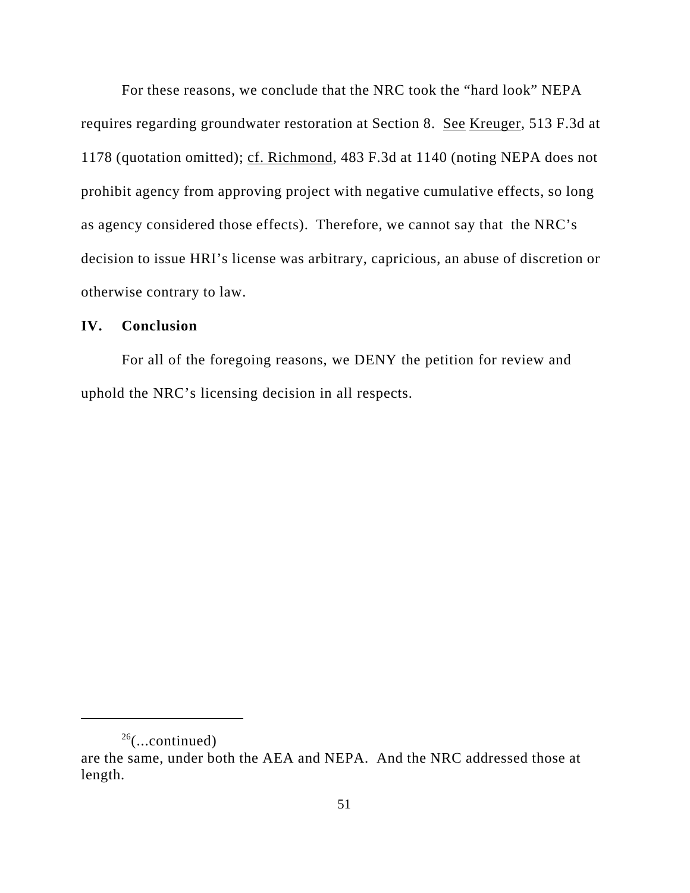For these reasons, we conclude that the NRC took the "hard look" NEPA requires regarding groundwater restoration at Section 8. See Kreuger, 513 F.3d at 1178 (quotation omitted); cf. Richmond, 483 F.3d at 1140 (noting NEPA does not prohibit agency from approving project with negative cumulative effects, so long as agency considered those effects). Therefore, we cannot say that the NRC's decision to issue HRI's license was arbitrary, capricious, an abuse of discretion or otherwise contrary to law.

## IV. Conclusion

For all of the foregoing reasons, we DENY the petition for review and uphold the NRC's licensing decision in all respects.

---

[26](...continued)
are the same, under both the AEA and NEPA. And the NRC addressed those at length.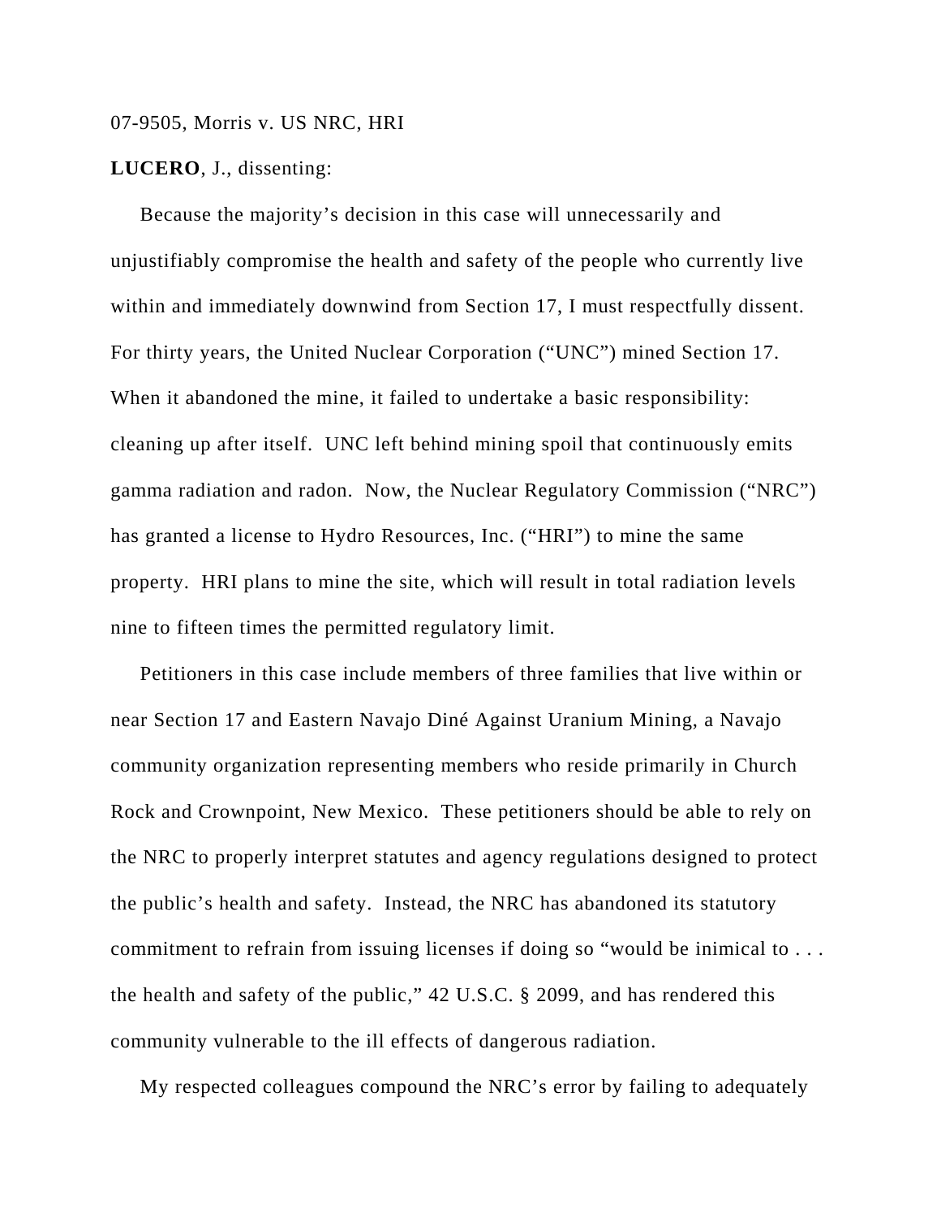07-9505, Morris v. US NRC, HRI

**LUCERO**, J., dissenting:

Because the majority's decision in this case will unnecessarily and unjustifiably compromise the health and safety of the people who currently live within and immediately downwind from Section 17, I must respectfully dissent. For thirty years, the United Nuclear Corporation ("UNC") mined Section 17. When it abandoned the mine, it failed to undertake a basic responsibility: cleaning up after itself. UNC left behind mining spoil that continuously emits gamma radiation and radon. Now, the Nuclear Regulatory Commission ("NRC") has granted a license to Hydro Resources, Inc. ("HRI") to mine the same property. HRI plans to mine the site, which will result in total radiation levels nine to fifteen times the permitted regulatory limit.

Petitioners in this case include members of three families that live within or near Section 17 and Eastern Navajo Diné Against Uranium Mining, a Navajo community organization representing members who reside primarily in Church Rock and Crownpoint, New Mexico. These petitioners should be able to rely on the NRC to properly interpret statutes and agency regulations designed to protect the public's health and safety. Instead, the NRC has abandoned its statutory commitment to refrain from issuing licenses if doing so "would be inimical to . . . the health and safety of the public," 42 U.S.C. § 2099, and has rendered this community vulnerable to the ill effects of dangerous radiation.

My respected colleagues compound the NRC's error by failing to adequately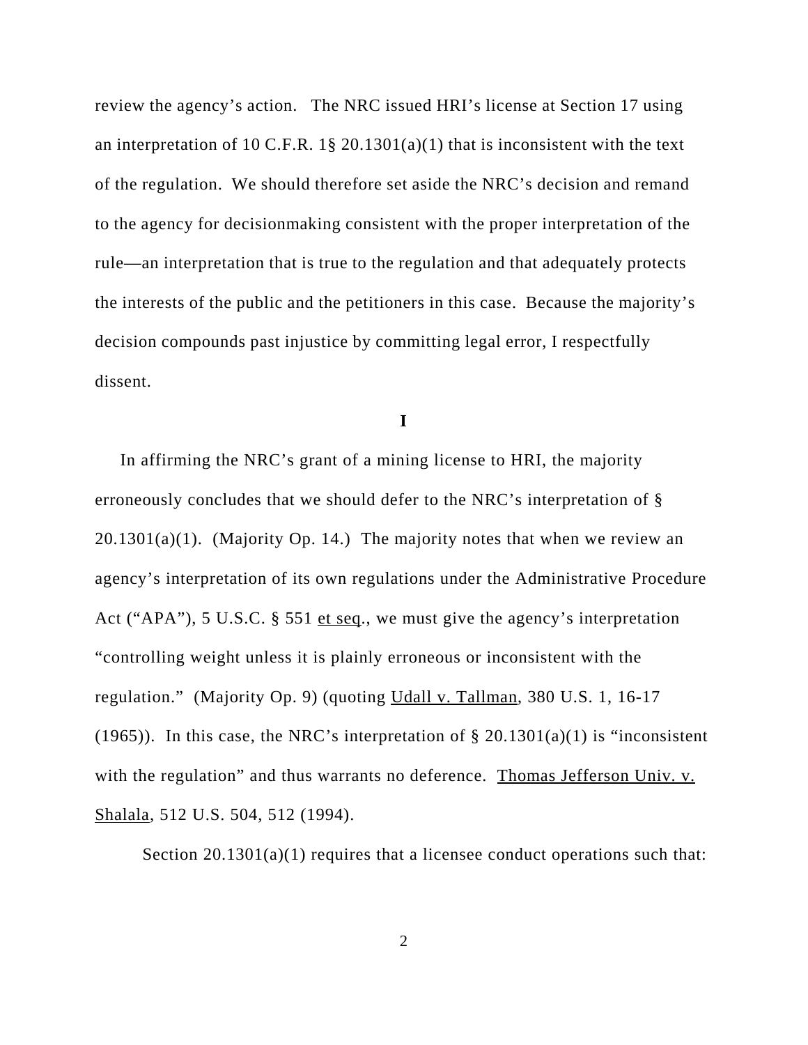review the agency's action. The NRC issued HRI's license at Section 17 using an interpretation of 10 C.F.R. 1§ 20.1301(a)(1) that is inconsistent with the text of the regulation. We should therefore set aside the NRC's decision and remand to the agency for decisionmaking consistent with the proper interpretation of the rule—an interpretation that is true to the regulation and that adequately protects the interests of the public and the petitioners in this case. Because the majority's decision compounds past injustice by committing legal error, I respectfully dissent.

**I**

In affirming the NRC's grant of a mining license to HRI, the majority erroneously concludes that we should defer to the NRC's interpretation of § 20.1301(a)(1). (Majority Op. 14.) The majority notes that when we review an agency's interpretation of its own regulations under the Administrative Procedure Act ("APA"), 5 U.S.C. § 551 et seq., we must give the agency's interpretation "controlling weight unless it is plainly erroneous or inconsistent with the regulation." (Majority Op. 9) (quoting Udall v. Tallman, 380 U.S. 1, 16-17 (1965)). In this case, the NRC's interpretation of § 20.1301(a)(1) is "inconsistent with the regulation" and thus warrants no deference. Thomas Jefferson Univ. v. Shalala, 512 U.S. 504, 512 (1994).

Section 20.1301(a)(1) requires that a licensee conduct operations such that: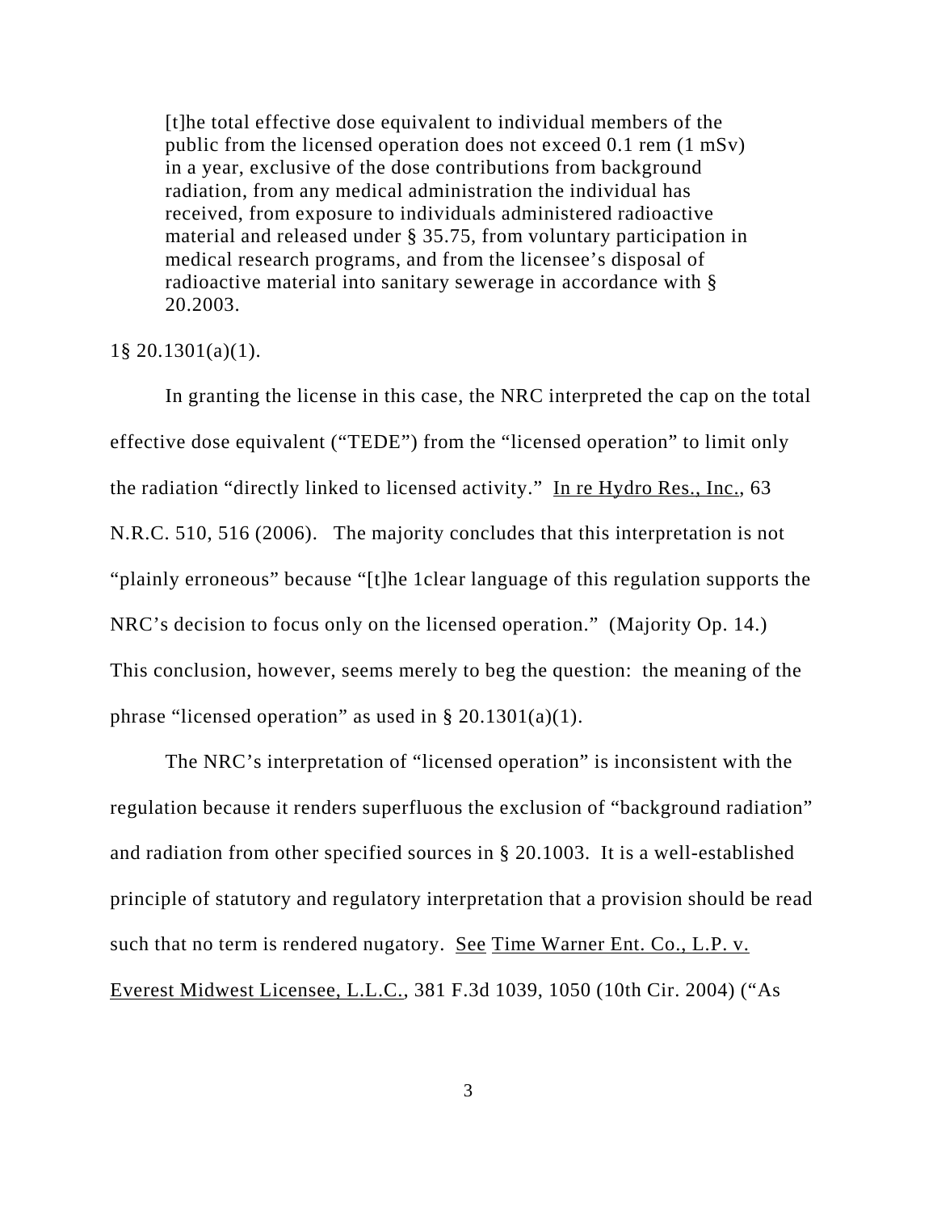> [t]he total effective dose equivalent to individual members of the public from the licensed operation does not exceed 0.1 rem (1 mSv) in a year, exclusive of the dose contributions from background radiation, from any medical administration the individual has received, from exposure to individuals administered radioactive material and released under § 35.75, from voluntary participation in medical research programs, and from the licensee's disposal of radioactive material into sanitary sewerage in accordance with § 20.2003.

1§ 20.1301(a)(1).

In granting the license in this case, the NRC interpreted the cap on the total effective dose equivalent ("TEDE") from the "licensed operation" to limit only the radiation "directly linked to licensed activity." In re Hydro Res., Inc., 63 N.R.C. 510, 516 (2006). The majority concludes that this interpretation is not "plainly erroneous" because "[t]he 1clear language of this regulation supports the NRC's decision to focus only on the licensed operation." (Majority Op. 14.) This conclusion, however, seems merely to beg the question: the meaning of the phrase "licensed operation" as used in § 20.1301(a)(1).

The NRC's interpretation of "licensed operation" is inconsistent with the regulation because it renders superfluous the exclusion of "background radiation" and radiation from other specified sources in § 20.1003. It is a well-established principle of statutory and regulatory interpretation that a provision should be read such that no term is rendered nugatory. See Time Warner Ent. Co., L.P. v. Everest Midwest Licensee, L.L.C., 381 F.3d 1039, 1050 (10th Cir. 2004) ("As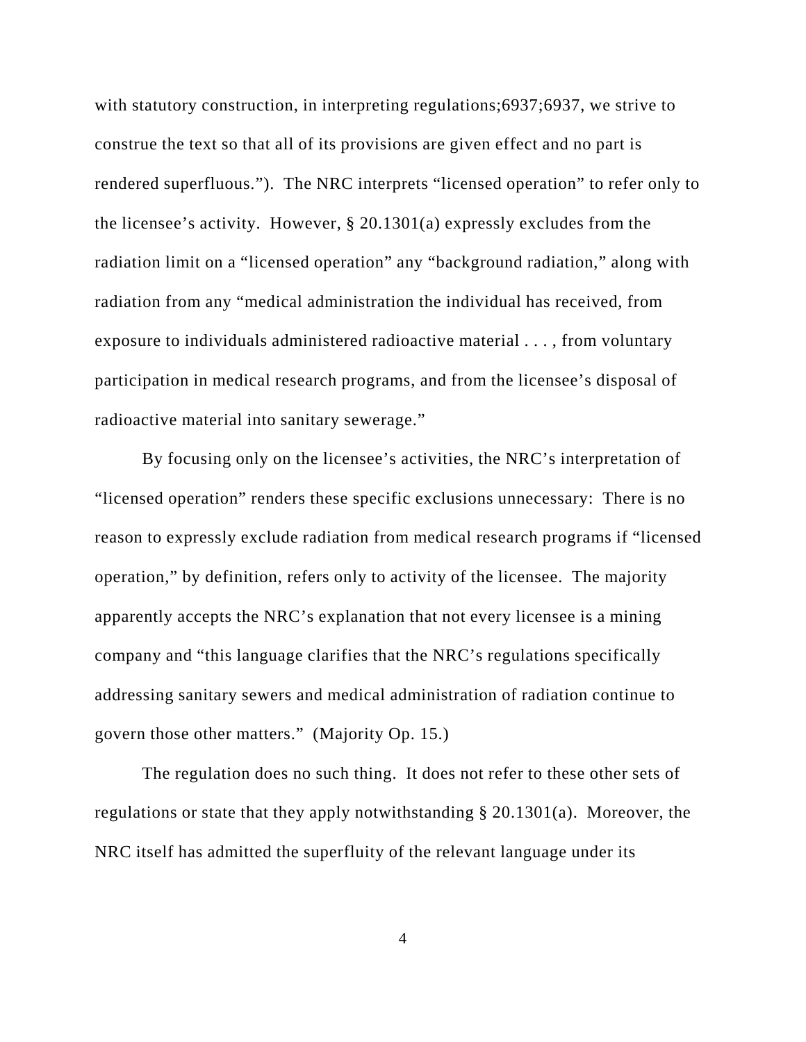with statutory construction, in interpreting regulations;6937;6937, we strive to construe the text so that all of its provisions are given effect and no part is rendered superfluous.").  The NRC interprets "licensed operation" to refer only to the licensee's activity.  However, § 20.1301(a) expressly excludes from the radiation limit on a "licensed operation" any "background radiation," along with radiation from any "medical administration the individual has received, from exposure to individuals administered radioactive material . . . , from voluntary participation in medical research programs, and from the licensee's disposal of radioactive material into sanitary sewerage."

By focusing only on the licensee's activities, the NRC's interpretation of "licensed operation" renders these specific exclusions unnecessary:  There is no reason to expressly exclude radiation from medical research programs if "licensed operation," by definition, refers only to activity of the licensee.  The majority apparently accepts the NRC's explanation that not every licensee is a mining company and "this language clarifies that the NRC's regulations specifically addressing sanitary sewers and medical administration of radiation continue to govern those other matters."  (Majority Op. 15.)

The regulation does no such thing.  It does not refer to these other sets of regulations or state that they apply notwithstanding § 20.1301(a).  Moreover, the NRC itself has admitted the superfluity of the relevant language under its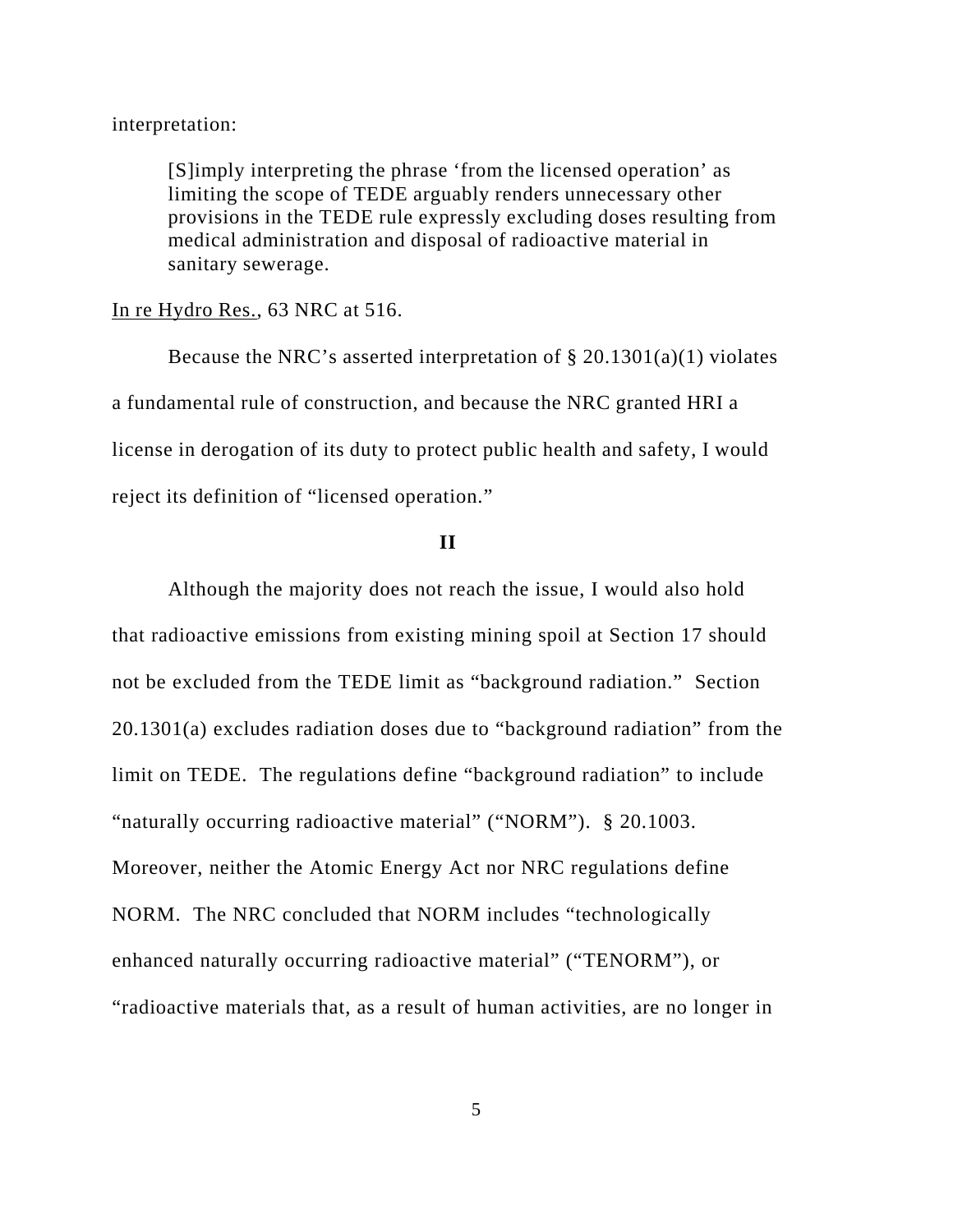interpretation:

> [S]imply interpreting the phrase 'from the licensed operation' as limiting the scope of TEDE arguably renders unnecessary other provisions in the TEDE rule expressly excluding doses resulting from medical administration and disposal of radioactive material in sanitary sewerage.

In re Hydro Res., 63 NRC at 516.

Because the NRC's asserted interpretation of § 20.1301(a)(1) violates a fundamental rule of construction, and because the NRC granted HRI a license in derogation of its duty to protect public health and safety, I would reject its definition of "licensed operation."

**II**

Although the majority does not reach the issue, I would also hold that radioactive emissions from existing mining spoil at Section 17 should not be excluded from the TEDE limit as "background radiation." Section 20.1301(a) excludes radiation doses due to "background radiation" from the limit on TEDE. The regulations define "background radiation" to include "naturally occurring radioactive material" ("NORM"). § 20.1003. Moreover, neither the Atomic Energy Act nor NRC regulations define NORM. The NRC concluded that NORM includes "technologically enhanced naturally occurring radioactive material" ("TENORM"), or "radioactive materials that, as a result of human activities, are no longer in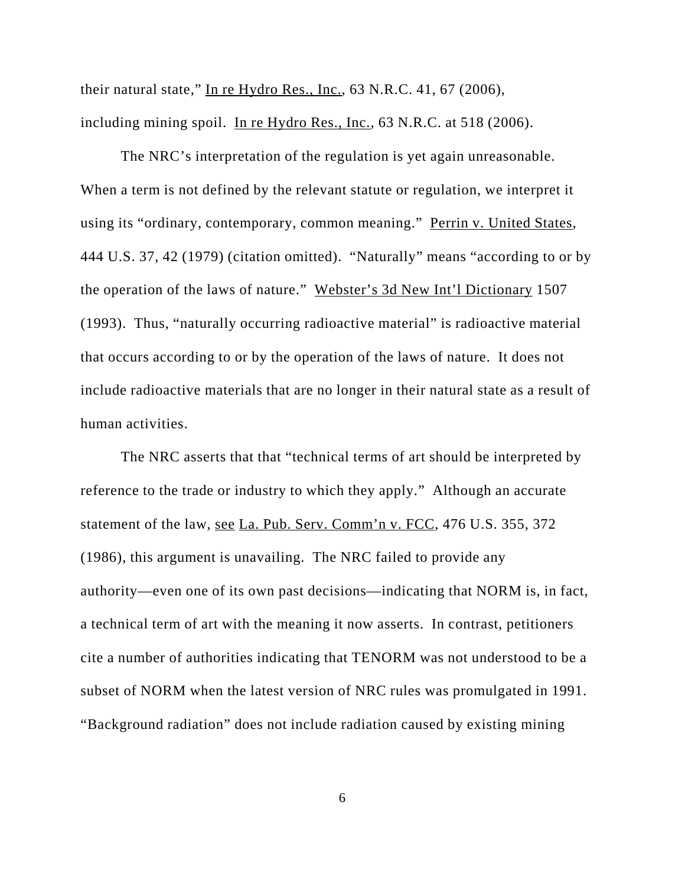their natural state," In re Hydro Res., Inc., 63 N.R.C. 41, 67 (2006), including mining spoil. In re Hydro Res., Inc., 63 N.R.C. at 518 (2006).

The NRC's interpretation of the regulation is yet again unreasonable. When a term is not defined by the relevant statute or regulation, we interpret it using its "ordinary, contemporary, common meaning." Perrin v. United States, 444 U.S. 37, 42 (1979) (citation omitted). "Naturally" means "according to or by the operation of the laws of nature." Webster's 3d New Int'l Dictionary 1507 (1993). Thus, "naturally occurring radioactive material" is radioactive material that occurs according to or by the operation of the laws of nature. It does not include radioactive materials that are no longer in their natural state as a result of human activities.

The NRC asserts that that "technical terms of art should be interpreted by reference to the trade or industry to which they apply." Although an accurate statement of the law, see La. Pub. Serv. Comm'n v. FCC, 476 U.S. 355, 372 (1986), this argument is unavailing. The NRC failed to provide any authority—even one of its own past decisions—indicating that NORM is, in fact, a technical term of art with the meaning it now asserts. In contrast, petitioners cite a number of authorities indicating that TENORM was not understood to be a subset of NORM when the latest version of NRC rules was promulgated in 1991. "Background radiation" does not include radiation caused by existing mining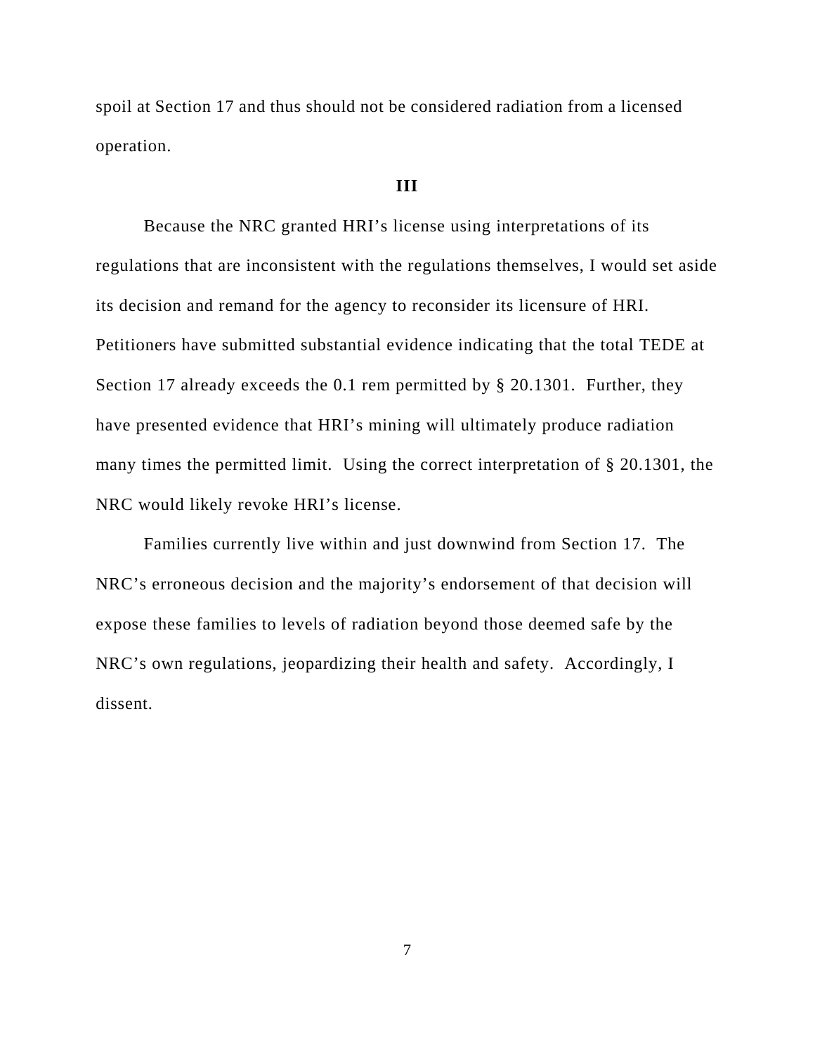spoil at Section 17 and thus should not be considered radiation from a licensed operation.

### III

Because the NRC granted HRI's license using interpretations of its regulations that are inconsistent with the regulations themselves, I would set aside its decision and remand for the agency to reconsider its licensure of HRI. Petitioners have submitted substantial evidence indicating that the total TEDE at Section 17 already exceeds the 0.1 rem permitted by § 20.1301. Further, they have presented evidence that HRI's mining will ultimately produce radiation many times the permitted limit. Using the correct interpretation of § 20.1301, the NRC would likely revoke HRI's license.

Families currently live within and just downwind from Section 17. The NRC's erroneous decision and the majority's endorsement of that decision will expose these families to levels of radiation beyond those deemed safe by the NRC's own regulations, jeopardizing their health and safety. Accordingly, I dissent.